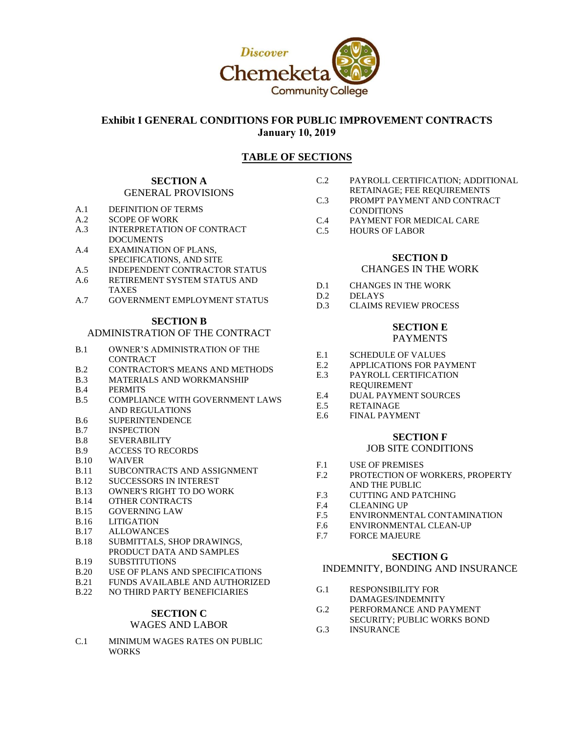Discover Chemeketa Community College

# Exhibit I GENERAL CONDITIONS FOR PUBLIC IMPROVEMENT CONTRACTS
**January 10, 2019**

## TABLE OF SECTIONS

### SECTION A
GENERAL PROVISIONS

A.1 DEFINITION OF TERMS
A.2 SCOPE OF WORK
A.3 INTERPRETATION OF CONTRACT DOCUMENTS
A.4 EXAMINATION OF PLANS, SPECIFICATIONS, AND SITE
A.5 INDEPENDENT CONTRACTOR STATUS
A.6 RETIREMENT SYSTEM STATUS AND TAXES
A.7 GOVERNMENT EMPLOYMENT STATUS

### SECTION B
ADMINISTRATION OF THE CONTRACT

B.1 OWNER'S ADMINISTRATION OF THE CONTRACT
B.2 CONTRACTOR'S MEANS AND METHODS
B.3 MATERIALS AND WORKMANSHIP
B.4 PERMITS
B.5 COMPLIANCE WITH GOVERNMENT LAWS AND REGULATIONS
B.6 SUPERINTENDENCE
B.7 INSPECTION
B.8 SEVERABILITY
B.9 ACCESS TO RECORDS
B.10 WAIVER
B.11 SUBCONTRACTS AND ASSIGNMENT
B.12 SUCCESSORS IN INTEREST
B.13 OWNER'S RIGHT TO DO WORK
B.14 OTHER CONTRACTS
B.15 GOVERNING LAW
B.16 LITIGATION
B.17 ALLOWANCES
B.18 SUBMITTALS, SHOP DRAWINGS, PRODUCT DATA AND SAMPLES
B.19 SUBSTITUTIONS
B.20 USE OF PLANS AND SPECIFICATIONS
B.21 FUNDS AVAILABLE AND AUTHORIZED
B.22 NO THIRD PARTY BENEFICIARIES

### SECTION C
WAGES AND LABOR

C.1 MINIMUM WAGES RATES ON PUBLIC WORKS
C.2 PAYROLL CERTIFICATION; ADDITIONAL RETAINAGE; FEE REQUIREMENTS
C.3 PROMPT PAYMENT AND CONTRACT CONDITIONS
C.4 PAYMENT FOR MEDICAL CARE
C.5 HOURS OF LABOR

### SECTION D
CHANGES IN THE WORK

D.1 CHANGES IN THE WORK
D.2 DELAYS
D.3 CLAIMS REVIEW PROCESS

### SECTION E
PAYMENTS

E.1 SCHEDULE OF VALUES
E.2 APPLICATIONS FOR PAYMENT
E.3 PAYROLL CERTIFICATION REQUIREMENT
E.4 DUAL PAYMENT SOURCES
E.5 RETAINAGE
E.6 FINAL PAYMENT

### SECTION F
JOB SITE CONDITIONS

F.1 USE OF PREMISES
F.2 PROTECTION OF WORKERS, PROPERTY AND THE PUBLIC
F.3 CUTTING AND PATCHING
F.4 CLEANING UP
F.5 ENVIRONMENTAL CONTAMINATION
F.6 ENVIRONMENTAL CLEAN-UP
F.7 FORCE MAJEURE

### SECTION G
INDEMNITY, BONDING AND INSURANCE

G.1 RESPONSIBILITY FOR DAMAGES/INDEMNITY
G.2 PERFORMANCE AND PAYMENT SECURITY; PUBLIC WORKS BOND
G.3 INSURANCE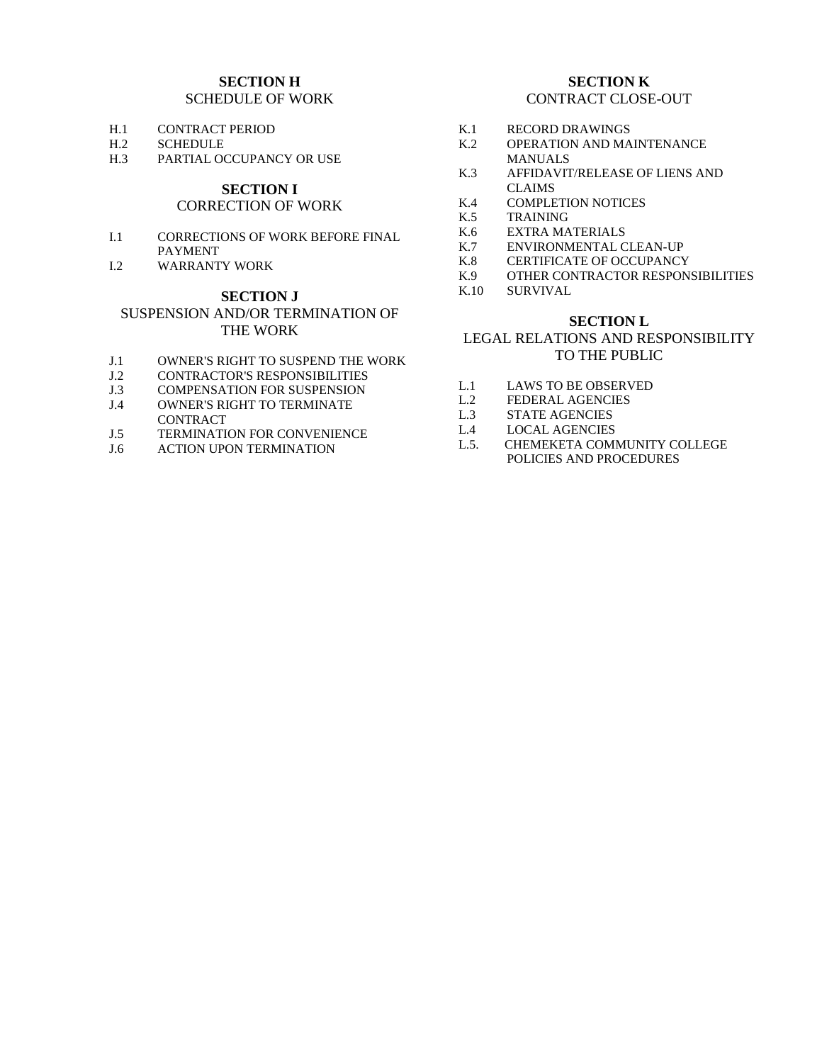## SECTION H
SCHEDULE OF WORK

- H.1 CONTRACT PERIOD
- H.2 SCHEDULE
- H.3 PARTIAL OCCUPANCY OR USE

## SECTION I
CORRECTION OF WORK

- I.1 CORRECTIONS OF WORK BEFORE FINAL PAYMENT
- I.2 WARRANTY WORK

## SECTION J
SUSPENSION AND/OR TERMINATION OF THE WORK

- J.1 OWNER'S RIGHT TO SUSPEND THE WORK
- J.2 CONTRACTOR'S RESPONSIBILITIES
- J.3 COMPENSATION FOR SUSPENSION
- J.4 OWNER'S RIGHT TO TERMINATE CONTRACT
- J.5 TERMINATION FOR CONVENIENCE
- J.6 ACTION UPON TERMINATION

## SECTION K
CONTRACT CLOSE-OUT

- K.1 RECORD DRAWINGS
- K.2 OPERATION AND MAINTENANCE MANUALS
- K.3 AFFIDAVIT/RELEASE OF LIENS AND CLAIMS
- K.4 COMPLETION NOTICES
- K.5 TRAINING
- K.6 EXTRA MATERIALS
- K.7 ENVIRONMENTAL CLEAN-UP
- K.8 CERTIFICATE OF OCCUPANCY
- K.9 OTHER CONTRACTOR RESPONSIBILITIES
- K.10 SURVIVAL

## SECTION L
LEGAL RELATIONS AND RESPONSIBILITY TO THE PUBLIC

- L.1 LAWS TO BE OBSERVED
- L.2 FEDERAL AGENCIES
- L.3 STATE AGENCIES
- L.4 LOCAL AGENCIES
- L.5. CHEMEKETA COMMUNITY COLLEGE POLICIES AND PROCEDURES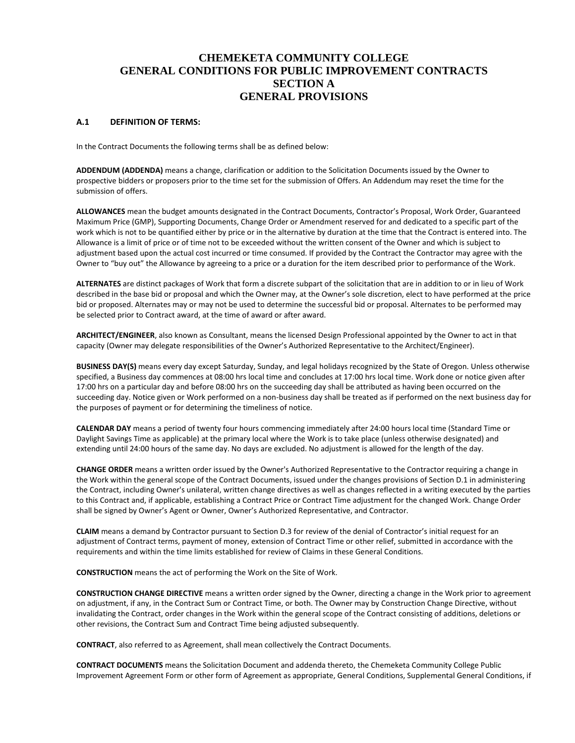# CHEMEKETA COMMUNITY COLLEGE
# GENERAL CONDITIONS FOR PUBLIC IMPROVEMENT CONTRACTS
# SECTION A
# GENERAL PROVISIONS

## A.1 DEFINITION OF TERMS:

In the Contract Documents the following terms shall be as defined below:

**ADDENDUM (ADDENDA)** means a change, clarification or addition to the Solicitation Documents issued by the Owner to prospective bidders or proposers prior to the time set for the submission of Offers. An Addendum may reset the time for the submission of offers.

**ALLOWANCES** mean the budget amounts designated in the Contract Documents, Contractor's Proposal, Work Order, Guaranteed Maximum Price (GMP), Supporting Documents, Change Order or Amendment reserved for and dedicated to a specific part of the work which is not to be quantified either by price or in the alternative by duration at the time that the Contract is entered into. The Allowance is a limit of price or of time not to be exceeded without the written consent of the Owner and which is subject to adjustment based upon the actual cost incurred or time consumed. If provided by the Contract the Contractor may agree with the Owner to "buy out" the Allowance by agreeing to a price or a duration for the item described prior to performance of the Work.

**ALTERNATES** are distinct packages of Work that form a discrete subpart of the solicitation that are in addition to or in lieu of Work described in the base bid or proposal and which the Owner may, at the Owner's sole discretion, elect to have performed at the price bid or proposed. Alternates may or may not be used to determine the successful bid or proposal. Alternates to be performed may be selected prior to Contract award, at the time of award or after award.

**ARCHITECT/ENGINEER**, also known as Consultant, means the licensed Design Professional appointed by the Owner to act in that capacity (Owner may delegate responsibilities of the Owner's Authorized Representative to the Architect/Engineer).

**BUSINESS DAY(S)** means every day except Saturday, Sunday, and legal holidays recognized by the State of Oregon. Unless otherwise specified, a Business day commences at 08:00 hrs local time and concludes at 17:00 hrs local time. Work done or notice given after 17:00 hrs on a particular day and before 08:00 hrs on the succeeding day shall be attributed as having been occurred on the succeeding day. Notice given or Work performed on a non-business day shall be treated as if performed on the next business day for the purposes of payment or for determining the timeliness of notice.

**CALENDAR DAY** means a period of twenty four hours commencing immediately after 24:00 hours local time (Standard Time or Daylight Savings Time as applicable) at the primary local where the Work is to take place (unless otherwise designated) and extending until 24:00 hours of the same day. No days are excluded. No adjustment is allowed for the length of the day.

**CHANGE ORDER** means a written order issued by the Owner's Authorized Representative to the Contractor requiring a change in the Work within the general scope of the Contract Documents, issued under the changes provisions of Section D.1 in administering the Contract, including Owner's unilateral, written change directives as well as changes reflected in a writing executed by the parties to this Contract and, if applicable, establishing a Contract Price or Contract Time adjustment for the changed Work. Change Order shall be signed by Owner's Agent or Owner, Owner's Authorized Representative, and Contractor.

**CLAIM** means a demand by Contractor pursuant to Section D.3 for review of the denial of Contractor's initial request for an adjustment of Contract terms, payment of money, extension of Contract Time or other relief, submitted in accordance with the requirements and within the time limits established for review of Claims in these General Conditions.

**CONSTRUCTION** means the act of performing the Work on the Site of Work.

**CONSTRUCTION CHANGE DIRECTIVE** means a written order signed by the Owner, directing a change in the Work prior to agreement on adjustment, if any, in the Contract Sum or Contract Time, or both. The Owner may by Construction Change Directive, without invalidating the Contract, order changes in the Work within the general scope of the Contract consisting of additions, deletions or other revisions, the Contract Sum and Contract Time being adjusted subsequently.

**CONTRACT**, also referred to as Agreement, shall mean collectively the Contract Documents.

**CONTRACT DOCUMENTS** means the Solicitation Document and addenda thereto, the Chemeketa Community College Public Improvement Agreement Form or other form of Agreement as appropriate, General Conditions, Supplemental General Conditions, if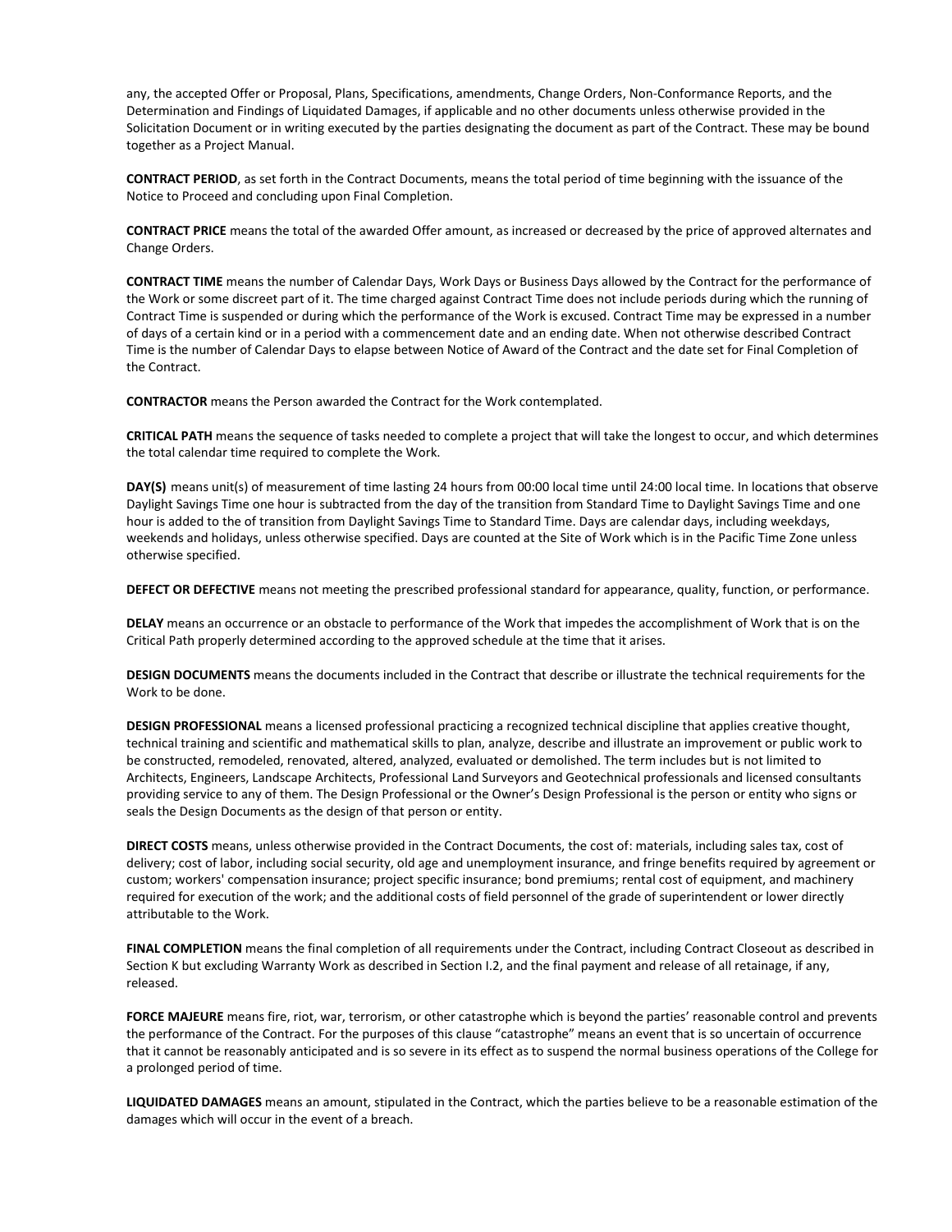any, the accepted Offer or Proposal, Plans, Specifications, amendments, Change Orders, Non-Conformance Reports, and the Determination and Findings of Liquidated Damages, if applicable and no other documents unless otherwise provided in the Solicitation Document or in writing executed by the parties designating the document as part of the Contract. These may be bound together as a Project Manual.

**CONTRACT PERIOD**, as set forth in the Contract Documents, means the total period of time beginning with the issuance of the Notice to Proceed and concluding upon Final Completion.

**CONTRACT PRICE** means the total of the awarded Offer amount, as increased or decreased by the price of approved alternates and Change Orders.

**CONTRACT TIME** means the number of Calendar Days, Work Days or Business Days allowed by the Contract for the performance of the Work or some discreet part of it. The time charged against Contract Time does not include periods during which the running of Contract Time is suspended or during which the performance of the Work is excused. Contract Time may be expressed in a number of days of a certain kind or in a period with a commencement date and an ending date. When not otherwise described Contract Time is the number of Calendar Days to elapse between Notice of Award of the Contract and the date set for Final Completion of the Contract.

**CONTRACTOR** means the Person awarded the Contract for the Work contemplated.

**CRITICAL PATH** means the sequence of tasks needed to complete a project that will take the longest to occur, and which determines the total calendar time required to complete the Work.

**DAY(S)** means unit(s) of measurement of time lasting 24 hours from 00:00 local time until 24:00 local time. In locations that observe Daylight Savings Time one hour is subtracted from the day of the transition from Standard Time to Daylight Savings Time and one hour is added to the of transition from Daylight Savings Time to Standard Time. Days are calendar days, including weekdays, weekends and holidays, unless otherwise specified. Days are counted at the Site of Work which is in the Pacific Time Zone unless otherwise specified.

**DEFECT OR DEFECTIVE** means not meeting the prescribed professional standard for appearance, quality, function, or performance.

**DELAY** means an occurrence or an obstacle to performance of the Work that impedes the accomplishment of Work that is on the Critical Path properly determined according to the approved schedule at the time that it arises.

**DESIGN DOCUMENTS** means the documents included in the Contract that describe or illustrate the technical requirements for the Work to be done.

**DESIGN PROFESSIONAL** means a licensed professional practicing a recognized technical discipline that applies creative thought, technical training and scientific and mathematical skills to plan, analyze, describe and illustrate an improvement or public work to be constructed, remodeled, renovated, altered, analyzed, evaluated or demolished. The term includes but is not limited to Architects, Engineers, Landscape Architects, Professional Land Surveyors and Geotechnical professionals and licensed consultants providing service to any of them. The Design Professional or the Owner's Design Professional is the person or entity who signs or seals the Design Documents as the design of that person or entity.

**DIRECT COSTS** means, unless otherwise provided in the Contract Documents, the cost of: materials, including sales tax, cost of delivery; cost of labor, including social security, old age and unemployment insurance, and fringe benefits required by agreement or custom; workers' compensation insurance; project specific insurance; bond premiums; rental cost of equipment, and machinery required for execution of the work; and the additional costs of field personnel of the grade of superintendent or lower directly attributable to the Work.

**FINAL COMPLETION** means the final completion of all requirements under the Contract, including Contract Closeout as described in Section K but excluding Warranty Work as described in Section I.2, and the final payment and release of all retainage, if any, released.

**FORCE MAJEURE** means fire, riot, war, terrorism, or other catastrophe which is beyond the parties' reasonable control and prevents the performance of the Contract. For the purposes of this clause "catastrophe" means an event that is so uncertain of occurrence that it cannot be reasonably anticipated and is so severe in its effect as to suspend the normal business operations of the College for a prolonged period of time.

**LIQUIDATED DAMAGES** means an amount, stipulated in the Contract, which the parties believe to be a reasonable estimation of the damages which will occur in the event of a breach.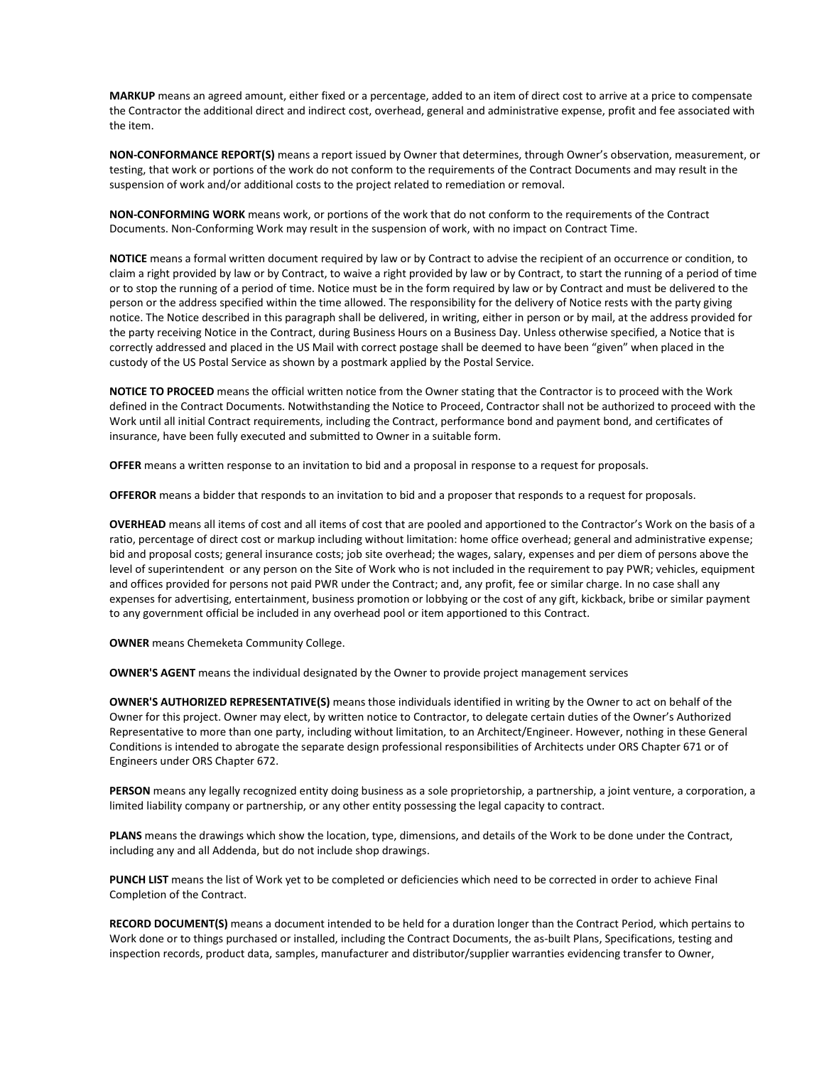**MARKUP** means an agreed amount, either fixed or a percentage, added to an item of direct cost to arrive at a price to compensate the Contractor the additional direct and indirect cost, overhead, general and administrative expense, profit and fee associated with the item.

**NON-CONFORMANCE REPORT(S)** means a report issued by Owner that determines, through Owner's observation, measurement, or testing, that work or portions of the work do not conform to the requirements of the Contract Documents and may result in the suspension of work and/or additional costs to the project related to remediation or removal.

**NON-CONFORMING WORK** means work, or portions of the work that do not conform to the requirements of the Contract Documents. Non-Conforming Work may result in the suspension of work, with no impact on Contract Time.

**NOTICE** means a formal written document required by law or by Contract to advise the recipient of an occurrence or condition, to claim a right provided by law or by Contract, to waive a right provided by law or by Contract, to start the running of a period of time or to stop the running of a period of time. Notice must be in the form required by law or by Contract and must be delivered to the person or the address specified within the time allowed. The responsibility for the delivery of Notice rests with the party giving notice. The Notice described in this paragraph shall be delivered, in writing, either in person or by mail, at the address provided for the party receiving Notice in the Contract, during Business Hours on a Business Day. Unless otherwise specified, a Notice that is correctly addressed and placed in the US Mail with correct postage shall be deemed to have been "given" when placed in the custody of the US Postal Service as shown by a postmark applied by the Postal Service.

**NOTICE TO PROCEED** means the official written notice from the Owner stating that the Contractor is to proceed with the Work defined in the Contract Documents. Notwithstanding the Notice to Proceed, Contractor shall not be authorized to proceed with the Work until all initial Contract requirements, including the Contract, performance bond and payment bond, and certificates of insurance, have been fully executed and submitted to Owner in a suitable form.

**OFFER** means a written response to an invitation to bid and a proposal in response to a request for proposals.

**OFFEROR** means a bidder that responds to an invitation to bid and a proposer that responds to a request for proposals.

**OVERHEAD** means all items of cost and all items of cost that are pooled and apportioned to the Contractor's Work on the basis of a ratio, percentage of direct cost or markup including without limitation: home office overhead; general and administrative expense; bid and proposal costs; general insurance costs; job site overhead; the wages, salary, expenses and per diem of persons above the level of superintendent or any person on the Site of Work who is not included in the requirement to pay PWR; vehicles, equipment and offices provided for persons not paid PWR under the Contract; and, any profit, fee or similar charge. In no case shall any expenses for advertising, entertainment, business promotion or lobbying or the cost of any gift, kickback, bribe or similar payment to any government official be included in any overhead pool or item apportioned to this Contract.

**OWNER** means Chemeketa Community College.

**OWNER'S AGENT** means the individual designated by the Owner to provide project management services

**OWNER'S AUTHORIZED REPRESENTATIVE(S)** means those individuals identified in writing by the Owner to act on behalf of the Owner for this project. Owner may elect, by written notice to Contractor, to delegate certain duties of the Owner's Authorized Representative to more than one party, including without limitation, to an Architect/Engineer. However, nothing in these General Conditions is intended to abrogate the separate design professional responsibilities of Architects under ORS Chapter 671 or of Engineers under ORS Chapter 672.

**PERSON** means any legally recognized entity doing business as a sole proprietorship, a partnership, a joint venture, a corporation, a limited liability company or partnership, or any other entity possessing the legal capacity to contract.

**PLANS** means the drawings which show the location, type, dimensions, and details of the Work to be done under the Contract, including any and all Addenda, but do not include shop drawings.

**PUNCH LIST** means the list of Work yet to be completed or deficiencies which need to be corrected in order to achieve Final Completion of the Contract.

**RECORD DOCUMENT(S)** means a document intended to be held for a duration longer than the Contract Period, which pertains to Work done or to things purchased or installed, including the Contract Documents, the as-built Plans, Specifications, testing and inspection records, product data, samples, manufacturer and distributor/supplier warranties evidencing transfer to Owner,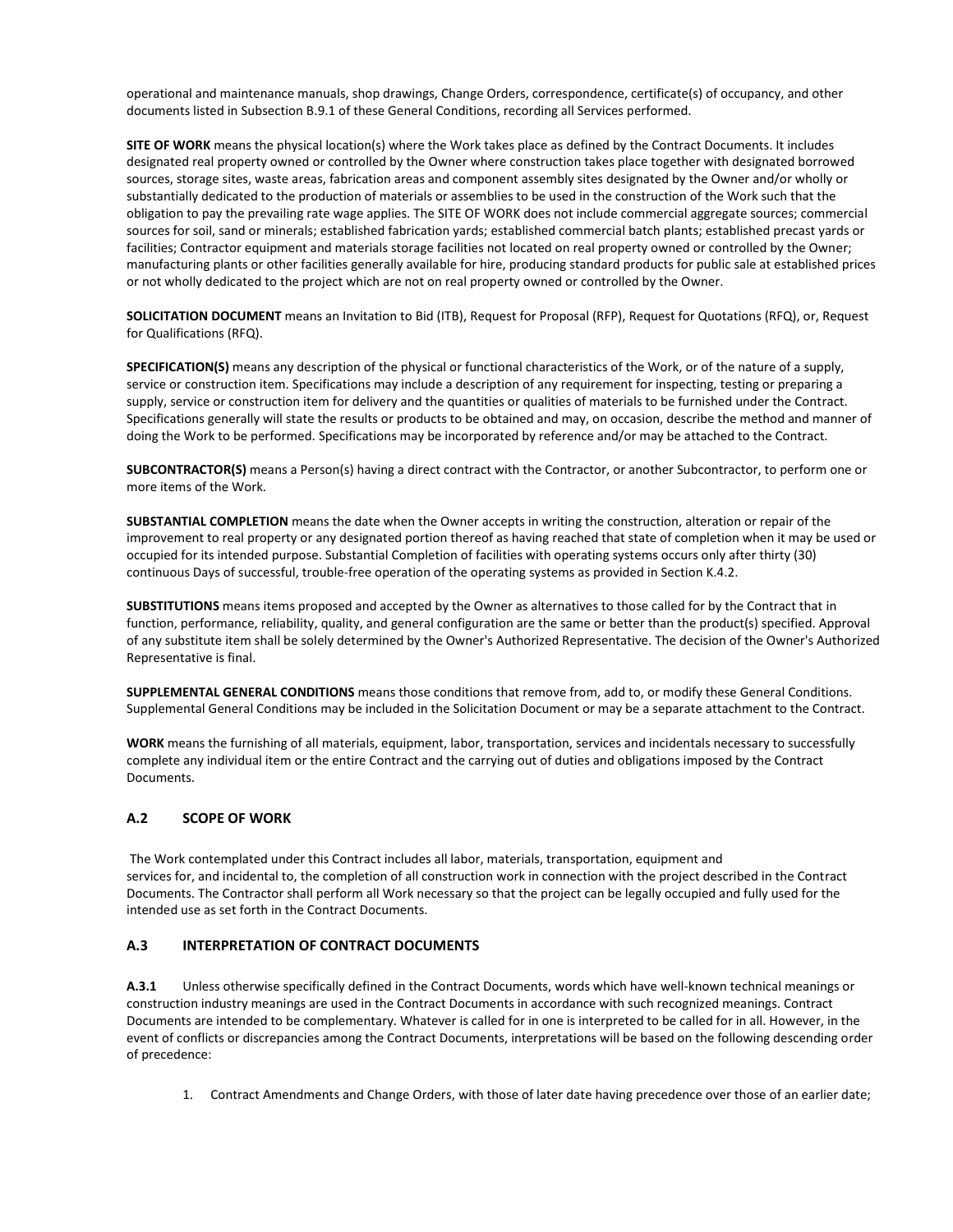operational and maintenance manuals, shop drawings, Change Orders, correspondence, certificate(s) of occupancy, and other documents listed in Subsection B.9.1 of these General Conditions, recording all Services performed.

**SITE OF WORK** means the physical location(s) where the Work takes place as defined by the Contract Documents. It includes designated real property owned or controlled by the Owner where construction takes place together with designated borrowed sources, storage sites, waste areas, fabrication areas and component assembly sites designated by the Owner and/or wholly or substantially dedicated to the production of materials or assemblies to be used in the construction of the Work such that the obligation to pay the prevailing rate wage applies. The SITE OF WORK does not include commercial aggregate sources; commercial sources for soil, sand or minerals; established fabrication yards; established commercial batch plants; established precast yards or facilities; Contractor equipment and materials storage facilities not located on real property owned or controlled by the Owner; manufacturing plants or other facilities generally available for hire, producing standard products for public sale at established prices or not wholly dedicated to the project which are not on real property owned or controlled by the Owner.

**SOLICITATION DOCUMENT** means an Invitation to Bid (ITB), Request for Proposal (RFP), Request for Quotations (RFQ), or, Request for Qualifications (RFQ).

**SPECIFICATION(S)** means any description of the physical or functional characteristics of the Work, or of the nature of a supply, service or construction item. Specifications may include a description of any requirement for inspecting, testing or preparing a supply, service or construction item for delivery and the quantities or qualities of materials to be furnished under the Contract. Specifications generally will state the results or products to be obtained and may, on occasion, describe the method and manner of doing the Work to be performed. Specifications may be incorporated by reference and/or may be attached to the Contract.

**SUBCONTRACTOR(S)** means a Person(s) having a direct contract with the Contractor, or another Subcontractor, to perform one or more items of the Work.

**SUBSTANTIAL COMPLETION** means the date when the Owner accepts in writing the construction, alteration or repair of the improvement to real property or any designated portion thereof as having reached that state of completion when it may be used or occupied for its intended purpose. Substantial Completion of facilities with operating systems occurs only after thirty (30) continuous Days of successful, trouble-free operation of the operating systems as provided in Section K.4.2.

**SUBSTITUTIONS** means items proposed and accepted by the Owner as alternatives to those called for by the Contract that in function, performance, reliability, quality, and general configuration are the same or better than the product(s) specified. Approval of any substitute item shall be solely determined by the Owner's Authorized Representative. The decision of the Owner's Authorized Representative is final.

**SUPPLEMENTAL GENERAL CONDITIONS** means those conditions that remove from, add to, or modify these General Conditions. Supplemental General Conditions may be included in the Solicitation Document or may be a separate attachment to the Contract.

**WORK** means the furnishing of all materials, equipment, labor, transportation, services and incidentals necessary to successfully complete any individual item or the entire Contract and the carrying out of duties and obligations imposed by the Contract Documents.

## A.2 SCOPE OF WORK

The Work contemplated under this Contract includes all labor, materials, transportation, equipment and services for, and incidental to, the completion of all construction work in connection with the project described in the Contract Documents. The Contractor shall perform all Work necessary so that the project can be legally occupied and fully used for the intended use as set forth in the Contract Documents.

## A.3 INTERPRETATION OF CONTRACT DOCUMENTS

**A.3.1** Unless otherwise specifically defined in the Contract Documents, words which have well-known technical meanings or construction industry meanings are used in the Contract Documents in accordance with such recognized meanings. Contract Documents are intended to be complementary. Whatever is called for in one is interpreted to be called for in all. However, in the event of conflicts or discrepancies among the Contract Documents, interpretations will be based on the following descending order of precedence:

1. Contract Amendments and Change Orders, with those of later date having precedence over those of an earlier date;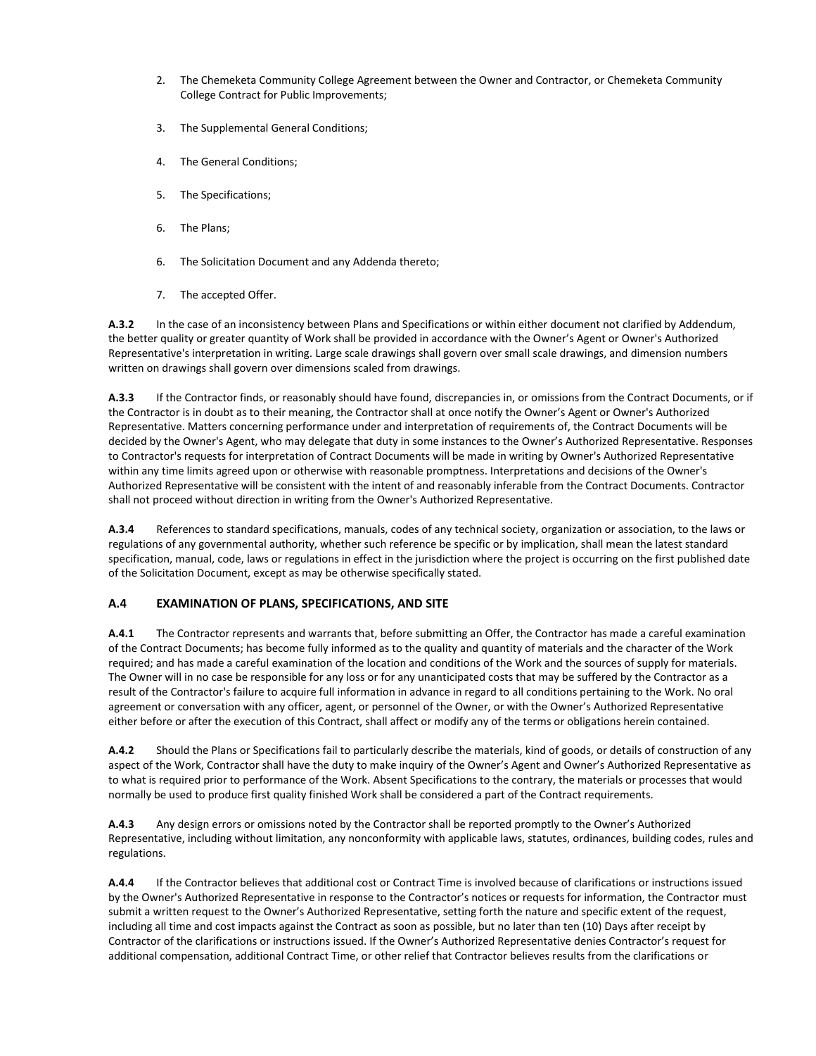2. The Chemeketa Community College Agreement between the Owner and Contractor, or Chemeketa Community College Contract for Public Improvements;

3. The Supplemental General Conditions;

4. The General Conditions;

5. The Specifications;

6. The Plans;

6. The Solicitation Document and any Addenda thereto;

7. The accepted Offer.

**A.3.2** In the case of an inconsistency between Plans and Specifications or within either document not clarified by Addendum, the better quality or greater quantity of Work shall be provided in accordance with the Owner's Agent or Owner's Authorized Representative's interpretation in writing. Large scale drawings shall govern over small scale drawings, and dimension numbers written on drawings shall govern over dimensions scaled from drawings.

**A.3.3** If the Contractor finds, or reasonably should have found, discrepancies in, or omissions from the Contract Documents, or if the Contractor is in doubt as to their meaning, the Contractor shall at once notify the Owner's Agent or Owner's Authorized Representative. Matters concerning performance under and interpretation of requirements of, the Contract Documents will be decided by the Owner's Agent, who may delegate that duty in some instances to the Owner's Authorized Representative. Responses to Contractor's requests for interpretation of Contract Documents will be made in writing by Owner's Authorized Representative within any time limits agreed upon or otherwise with reasonable promptness. Interpretations and decisions of the Owner's Authorized Representative will be consistent with the intent of and reasonably inferable from the Contract Documents. Contractor shall not proceed without direction in writing from the Owner's Authorized Representative.

**A.3.4** References to standard specifications, manuals, codes of any technical society, organization or association, to the laws or regulations of any governmental authority, whether such reference be specific or by implication, shall mean the latest standard specification, manual, code, laws or regulations in effect in the jurisdiction where the project is occurring on the first published date of the Solicitation Document, except as may be otherwise specifically stated.

## A.4 EXAMINATION OF PLANS, SPECIFICATIONS, AND SITE

**A.4.1** The Contractor represents and warrants that, before submitting an Offer, the Contractor has made a careful examination of the Contract Documents; has become fully informed as to the quality and quantity of materials and the character of the Work required; and has made a careful examination of the location and conditions of the Work and the sources of supply for materials. The Owner will in no case be responsible for any loss or for any unanticipated costs that may be suffered by the Contractor as a result of the Contractor's failure to acquire full information in advance in regard to all conditions pertaining to the Work. No oral agreement or conversation with any officer, agent, or personnel of the Owner, or with the Owner's Authorized Representative either before or after the execution of this Contract, shall affect or modify any of the terms or obligations herein contained.

**A.4.2** Should the Plans or Specifications fail to particularly describe the materials, kind of goods, or details of construction of any aspect of the Work, Contractor shall have the duty to make inquiry of the Owner's Agent and Owner's Authorized Representative as to what is required prior to performance of the Work. Absent Specifications to the contrary, the materials or processes that would normally be used to produce first quality finished Work shall be considered a part of the Contract requirements.

**A.4.3** Any design errors or omissions noted by the Contractor shall be reported promptly to the Owner's Authorized Representative, including without limitation, any nonconformity with applicable laws, statutes, ordinances, building codes, rules and regulations.

**A.4.4** If the Contractor believes that additional cost or Contract Time is involved because of clarifications or instructions issued by the Owner's Authorized Representative in response to the Contractor's notices or requests for information, the Contractor must submit a written request to the Owner's Authorized Representative, setting forth the nature and specific extent of the request, including all time and cost impacts against the Contract as soon as possible, but no later than ten (10) Days after receipt by Contractor of the clarifications or instructions issued. If the Owner's Authorized Representative denies Contractor's request for additional compensation, additional Contract Time, or other relief that Contractor believes results from the clarifications or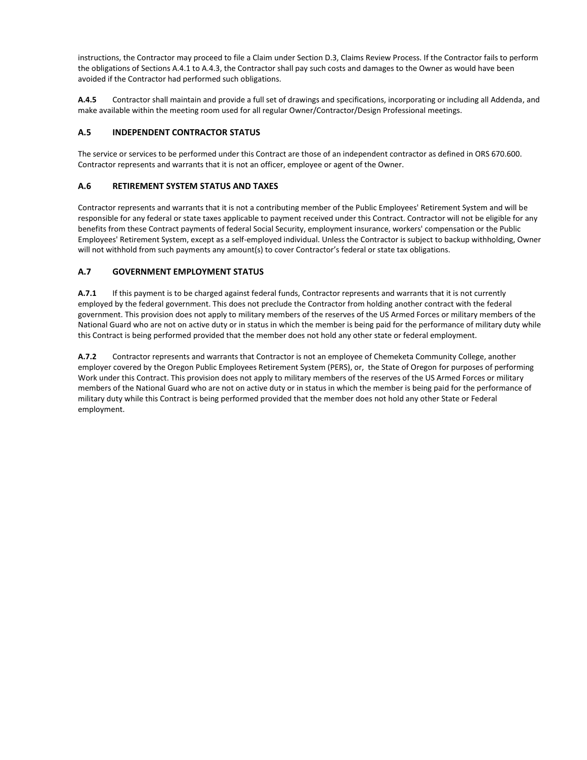instructions, the Contractor may proceed to file a Claim under Section D.3, Claims Review Process. If the Contractor fails to perform the obligations of Sections A.4.1 to A.4.3, the Contractor shall pay such costs and damages to the Owner as would have been avoided if the Contractor had performed such obligations.

**A.4.5** Contractor shall maintain and provide a full set of drawings and specifications, incorporating or including all Addenda, and make available within the meeting room used for all regular Owner/Contractor/Design Professional meetings.

### A.5 INDEPENDENT CONTRACTOR STATUS

The service or services to be performed under this Contract are those of an independent contractor as defined in ORS 670.600. Contractor represents and warrants that it is not an officer, employee or agent of the Owner.

### A.6 RETIREMENT SYSTEM STATUS AND TAXES

Contractor represents and warrants that it is not a contributing member of the Public Employees' Retirement System and will be responsible for any federal or state taxes applicable to payment received under this Contract. Contractor will not be eligible for any benefits from these Contract payments of federal Social Security, employment insurance, workers' compensation or the Public Employees' Retirement System, except as a self-employed individual. Unless the Contractor is subject to backup withholding, Owner will not withhold from such payments any amount(s) to cover Contractor's federal or state tax obligations.

### A.7 GOVERNMENT EMPLOYMENT STATUS

**A.7.1** If this payment is to be charged against federal funds, Contractor represents and warrants that it is not currently employed by the federal government. This does not preclude the Contractor from holding another contract with the federal government. This provision does not apply to military members of the reserves of the US Armed Forces or military members of the National Guard who are not on active duty or in status in which the member is being paid for the performance of military duty while this Contract is being performed provided that the member does not hold any other state or federal employment.

**A.7.2** Contractor represents and warrants that Contractor is not an employee of Chemeketa Community College, another employer covered by the Oregon Public Employees Retirement System (PERS), or, the State of Oregon for purposes of performing Work under this Contract. This provision does not apply to military members of the reserves of the US Armed Forces or military members of the National Guard who are not on active duty or in status in which the member is being paid for the performance of military duty while this Contract is being performed provided that the member does not hold any other State or Federal employment.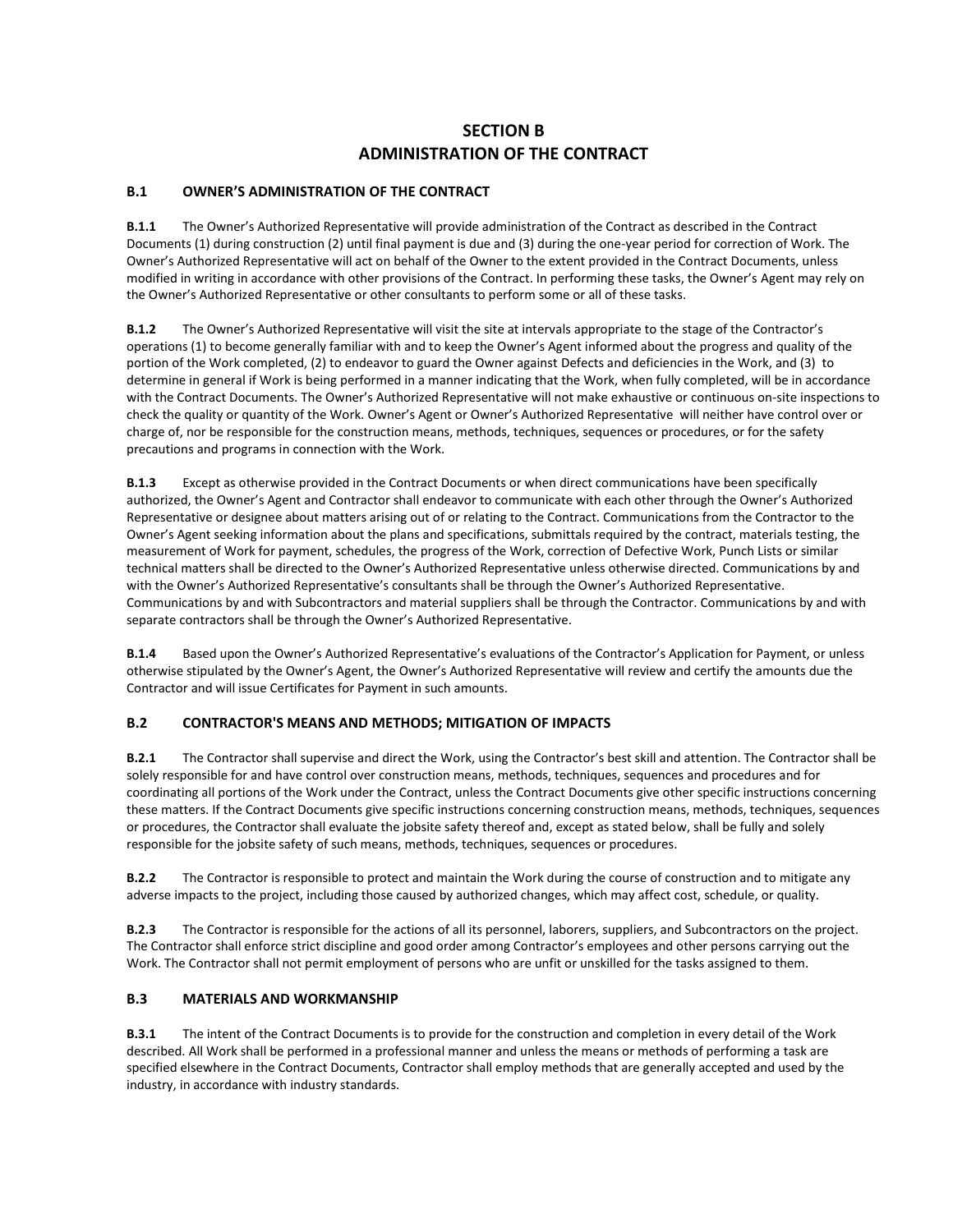# SECTION B
# ADMINISTRATION OF THE CONTRACT

## B.1 OWNER'S ADMINISTRATION OF THE CONTRACT

**B.1.1** The Owner's Authorized Representative will provide administration of the Contract as described in the Contract Documents (1) during construction (2) until final payment is due and (3) during the one-year period for correction of Work. The Owner's Authorized Representative will act on behalf of the Owner to the extent provided in the Contract Documents, unless modified in writing in accordance with other provisions of the Contract. In performing these tasks, the Owner's Agent may rely on the Owner's Authorized Representative or other consultants to perform some or all of these tasks.

**B.1.2** The Owner's Authorized Representative will visit the site at intervals appropriate to the stage of the Contractor's operations (1) to become generally familiar with and to keep the Owner's Agent informed about the progress and quality of the portion of the Work completed, (2) to endeavor to guard the Owner against Defects and deficiencies in the Work, and (3) to determine in general if Work is being performed in a manner indicating that the Work, when fully completed, will be in accordance with the Contract Documents. The Owner's Authorized Representative will not make exhaustive or continuous on-site inspections to check the quality or quantity of the Work. Owner's Agent or Owner's Authorized Representative will neither have control over or charge of, nor be responsible for the construction means, methods, techniques, sequences or procedures, or for the safety precautions and programs in connection with the Work.

**B.1.3** Except as otherwise provided in the Contract Documents or when direct communications have been specifically authorized, the Owner's Agent and Contractor shall endeavor to communicate with each other through the Owner's Authorized Representative or designee about matters arising out of or relating to the Contract. Communications from the Contractor to the Owner's Agent seeking information about the plans and specifications, submittals required by the contract, materials testing, the measurement of Work for payment, schedules, the progress of the Work, correction of Defective Work, Punch Lists or similar technical matters shall be directed to the Owner's Authorized Representative unless otherwise directed. Communications by and with the Owner's Authorized Representative's consultants shall be through the Owner's Authorized Representative. Communications by and with Subcontractors and material suppliers shall be through the Contractor. Communications by and with separate contractors shall be through the Owner's Authorized Representative.

**B.1.4** Based upon the Owner's Authorized Representative's evaluations of the Contractor's Application for Payment, or unless otherwise stipulated by the Owner's Agent, the Owner's Authorized Representative will review and certify the amounts due the Contractor and will issue Certificates for Payment in such amounts.

## B.2 CONTRACTOR'S MEANS AND METHODS; MITIGATION OF IMPACTS

**B.2.1** The Contractor shall supervise and direct the Work, using the Contractor's best skill and attention. The Contractor shall be solely responsible for and have control over construction means, methods, techniques, sequences and procedures and for coordinating all portions of the Work under the Contract, unless the Contract Documents give other specific instructions concerning these matters. If the Contract Documents give specific instructions concerning construction means, methods, techniques, sequences or procedures, the Contractor shall evaluate the jobsite safety thereof and, except as stated below, shall be fully and solely responsible for the jobsite safety of such means, methods, techniques, sequences or procedures.

**B.2.2** The Contractor is responsible to protect and maintain the Work during the course of construction and to mitigate any adverse impacts to the project, including those caused by authorized changes, which may affect cost, schedule, or quality.

**B.2.3** The Contractor is responsible for the actions of all its personnel, laborers, suppliers, and Subcontractors on the project. The Contractor shall enforce strict discipline and good order among Contractor's employees and other persons carrying out the Work. The Contractor shall not permit employment of persons who are unfit or unskilled for the tasks assigned to them.

## B.3 MATERIALS AND WORKMANSHIP

**B.3.1** The intent of the Contract Documents is to provide for the construction and completion in every detail of the Work described. All Work shall be performed in a professional manner and unless the means or methods of performing a task are specified elsewhere in the Contract Documents, Contractor shall employ methods that are generally accepted and used by the industry, in accordance with industry standards.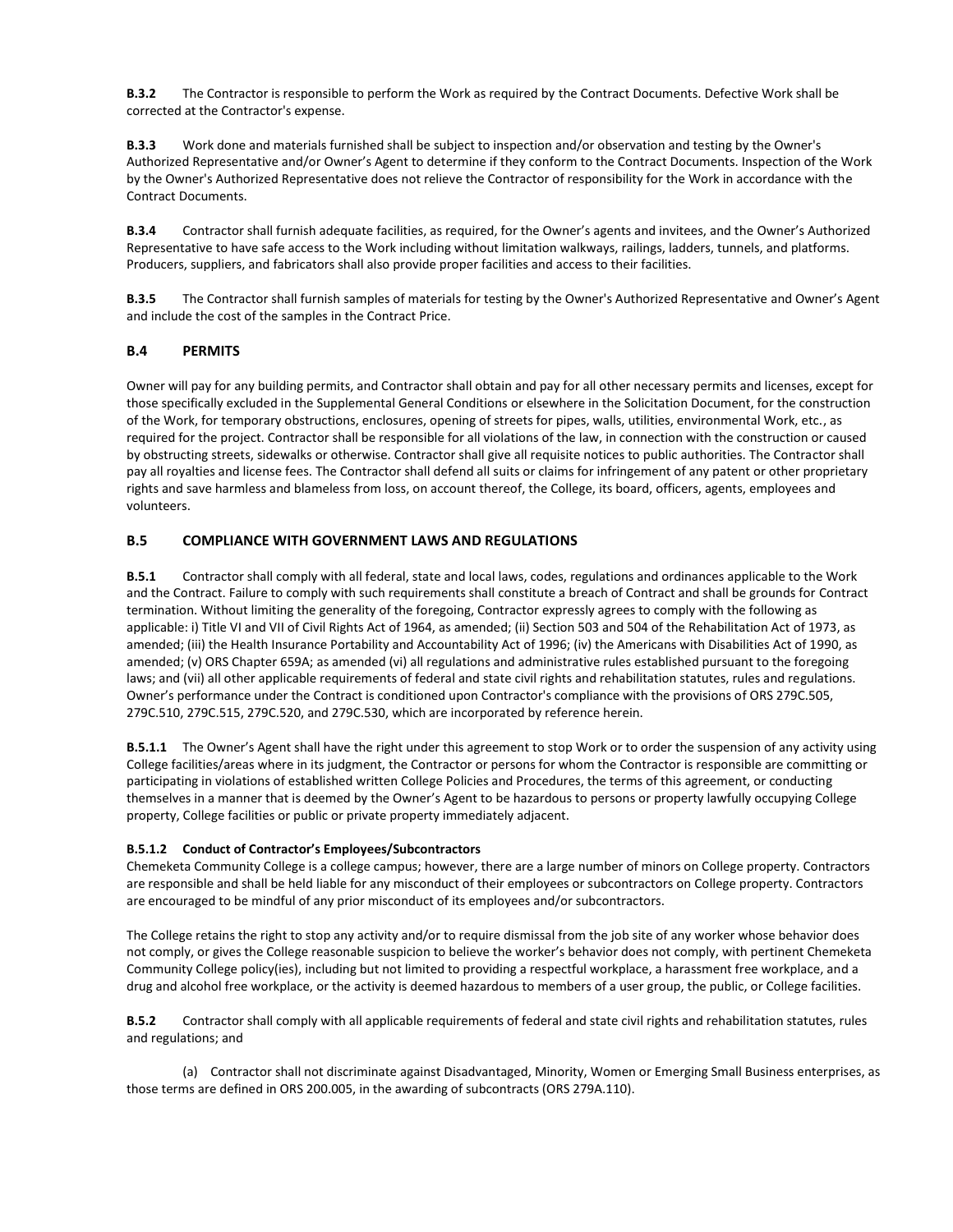**B.3.2** The Contractor is responsible to perform the Work as required by the Contract Documents. Defective Work shall be corrected at the Contractor's expense.

**B.3.3** Work done and materials furnished shall be subject to inspection and/or observation and testing by the Owner's Authorized Representative and/or Owner's Agent to determine if they conform to the Contract Documents. Inspection of the Work by the Owner's Authorized Representative does not relieve the Contractor of responsibility for the Work in accordance with the Contract Documents.

**B.3.4** Contractor shall furnish adequate facilities, as required, for the Owner's agents and invitees, and the Owner's Authorized Representative to have safe access to the Work including without limitation walkways, railings, ladders, tunnels, and platforms. Producers, suppliers, and fabricators shall also provide proper facilities and access to their facilities.

**B.3.5** The Contractor shall furnish samples of materials for testing by the Owner's Authorized Representative and Owner's Agent and include the cost of the samples in the Contract Price.

## B.4 PERMITS

Owner will pay for any building permits, and Contractor shall obtain and pay for all other necessary permits and licenses, except for those specifically excluded in the Supplemental General Conditions or elsewhere in the Solicitation Document, for the construction of the Work, for temporary obstructions, enclosures, opening of streets for pipes, walls, utilities, environmental Work, etc., as required for the project. Contractor shall be responsible for all violations of the law, in connection with the construction or caused by obstructing streets, sidewalks or otherwise. Contractor shall give all requisite notices to public authorities. The Contractor shall pay all royalties and license fees. The Contractor shall defend all suits or claims for infringement of any patent or other proprietary rights and save harmless and blameless from loss, on account thereof, the College, its board, officers, agents, employees and volunteers.

## B.5 COMPLIANCE WITH GOVERNMENT LAWS AND REGULATIONS

**B.5.1** Contractor shall comply with all federal, state and local laws, codes, regulations and ordinances applicable to the Work and the Contract. Failure to comply with such requirements shall constitute a breach of Contract and shall be grounds for Contract termination. Without limiting the generality of the foregoing, Contractor expressly agrees to comply with the following as applicable: i) Title VI and VII of Civil Rights Act of 1964, as amended; (ii) Section 503 and 504 of the Rehabilitation Act of 1973, as amended; (iii) the Health Insurance Portability and Accountability Act of 1996; (iv) the Americans with Disabilities Act of 1990, as amended; (v) ORS Chapter 659A; as amended (vi) all regulations and administrative rules established pursuant to the foregoing laws; and (vii) all other applicable requirements of federal and state civil rights and rehabilitation statutes, rules and regulations. Owner's performance under the Contract is conditioned upon Contractor's compliance with the provisions of ORS 279C.505, 279C.510, 279C.515, 279C.520, and 279C.530, which are incorporated by reference herein.

**B.5.1.1** The Owner's Agent shall have the right under this agreement to stop Work or to order the suspension of any activity using College facilities/areas where in its judgment, the Contractor or persons for whom the Contractor is responsible are committing or participating in violations of established written College Policies and Procedures, the terms of this agreement, or conducting themselves in a manner that is deemed by the Owner's Agent to be hazardous to persons or property lawfully occupying College property, College facilities or public or private property immediately adjacent.

**B.5.1.2 Conduct of Contractor's Employees/Subcontractors**

Chemeketa Community College is a college campus; however, there are a large number of minors on College property. Contractors are responsible and shall be held liable for any misconduct of their employees or subcontractors on College property. Contractors are encouraged to be mindful of any prior misconduct of its employees and/or subcontractors.

The College retains the right to stop any activity and/or to require dismissal from the job site of any worker whose behavior does not comply, or gives the College reasonable suspicion to believe the worker's behavior does not comply, with pertinent Chemeketa Community College policy(ies), including but not limited to providing a respectful workplace, a harassment free workplace, and a drug and alcohol free workplace, or the activity is deemed hazardous to members of a user group, the public, or College facilities.

**B.5.2** Contractor shall comply with all applicable requirements of federal and state civil rights and rehabilitation statutes, rules and regulations; and

(a) Contractor shall not discriminate against Disadvantaged, Minority, Women or Emerging Small Business enterprises, as those terms are defined in ORS 200.005, in the awarding of subcontracts (ORS 279A.110).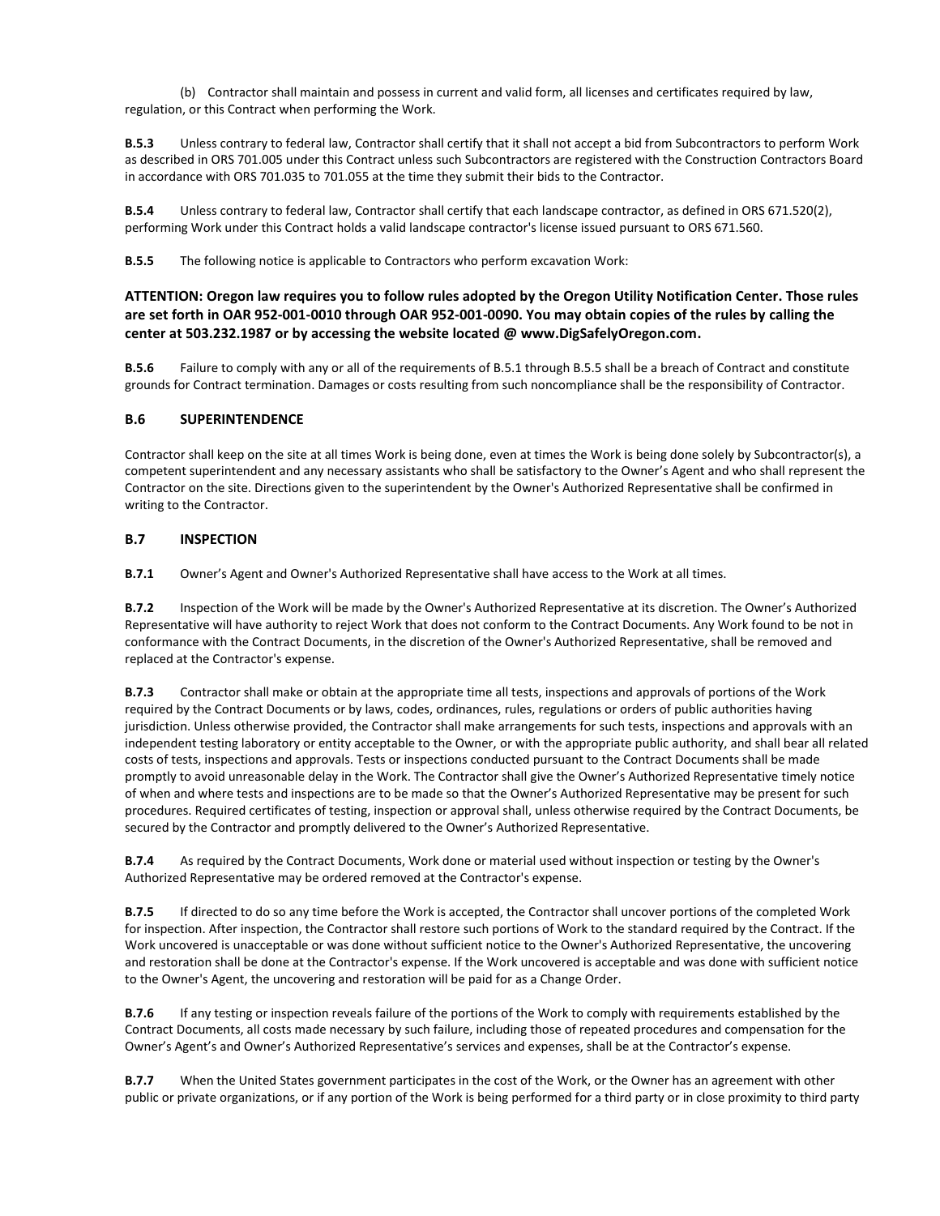(b) Contractor shall maintain and possess in current and valid form, all licenses and certificates required by law, regulation, or this Contract when performing the Work.

**B.5.3** Unless contrary to federal law, Contractor shall certify that it shall not accept a bid from Subcontractors to perform Work as described in ORS 701.005 under this Contract unless such Subcontractors are registered with the Construction Contractors Board in accordance with ORS 701.035 to 701.055 at the time they submit their bids to the Contractor.

**B.5.4** Unless contrary to federal law, Contractor shall certify that each landscape contractor, as defined in ORS 671.520(2), performing Work under this Contract holds a valid landscape contractor's license issued pursuant to ORS 671.560.

**B.5.5** The following notice is applicable to Contractors who perform excavation Work:

**ATTENTION: Oregon law requires you to follow rules adopted by the Oregon Utility Notification Center. Those rules are set forth in OAR 952-001-0010 through OAR 952-001-0090. You may obtain copies of the rules by calling the center at 503.232.1987 or by accessing the website located @ www.DigSafelyOregon.com.**

**B.5.6** Failure to comply with any or all of the requirements of B.5.1 through B.5.5 shall be a breach of Contract and constitute grounds for Contract termination. Damages or costs resulting from such noncompliance shall be the responsibility of Contractor.

### B.6 SUPERINTENDENCE

Contractor shall keep on the site at all times Work is being done, even at times the Work is being done solely by Subcontractor(s), a competent superintendent and any necessary assistants who shall be satisfactory to the Owner's Agent and who shall represent the Contractor on the site. Directions given to the superintendent by the Owner's Authorized Representative shall be confirmed in writing to the Contractor.

### B.7 INSPECTION

**B.7.1** Owner's Agent and Owner's Authorized Representative shall have access to the Work at all times.

**B.7.2** Inspection of the Work will be made by the Owner's Authorized Representative at its discretion. The Owner's Authorized Representative will have authority to reject Work that does not conform to the Contract Documents. Any Work found to be not in conformance with the Contract Documents, in the discretion of the Owner's Authorized Representative, shall be removed and replaced at the Contractor's expense.

**B.7.3** Contractor shall make or obtain at the appropriate time all tests, inspections and approvals of portions of the Work required by the Contract Documents or by laws, codes, ordinances, rules, regulations or orders of public authorities having jurisdiction. Unless otherwise provided, the Contractor shall make arrangements for such tests, inspections and approvals with an independent testing laboratory or entity acceptable to the Owner, or with the appropriate public authority, and shall bear all related costs of tests, inspections and approvals. Tests or inspections conducted pursuant to the Contract Documents shall be made promptly to avoid unreasonable delay in the Work. The Contractor shall give the Owner's Authorized Representative timely notice of when and where tests and inspections are to be made so that the Owner's Authorized Representative may be present for such procedures. Required certificates of testing, inspection or approval shall, unless otherwise required by the Contract Documents, be secured by the Contractor and promptly delivered to the Owner's Authorized Representative.

**B.7.4** As required by the Contract Documents, Work done or material used without inspection or testing by the Owner's Authorized Representative may be ordered removed at the Contractor's expense.

**B.7.5** If directed to do so any time before the Work is accepted, the Contractor shall uncover portions of the completed Work for inspection. After inspection, the Contractor shall restore such portions of Work to the standard required by the Contract. If the Work uncovered is unacceptable or was done without sufficient notice to the Owner's Authorized Representative, the uncovering and restoration shall be done at the Contractor's expense. If the Work uncovered is acceptable and was done with sufficient notice to the Owner's Agent, the uncovering and restoration will be paid for as a Change Order.

**B.7.6** If any testing or inspection reveals failure of the portions of the Work to comply with requirements established by the Contract Documents, all costs made necessary by such failure, including those of repeated procedures and compensation for the Owner's Agent's and Owner's Authorized Representative's services and expenses, shall be at the Contractor's expense.

**B.7.7** When the United States government participates in the cost of the Work, or the Owner has an agreement with other public or private organizations, or if any portion of the Work is being performed for a third party or in close proximity to third party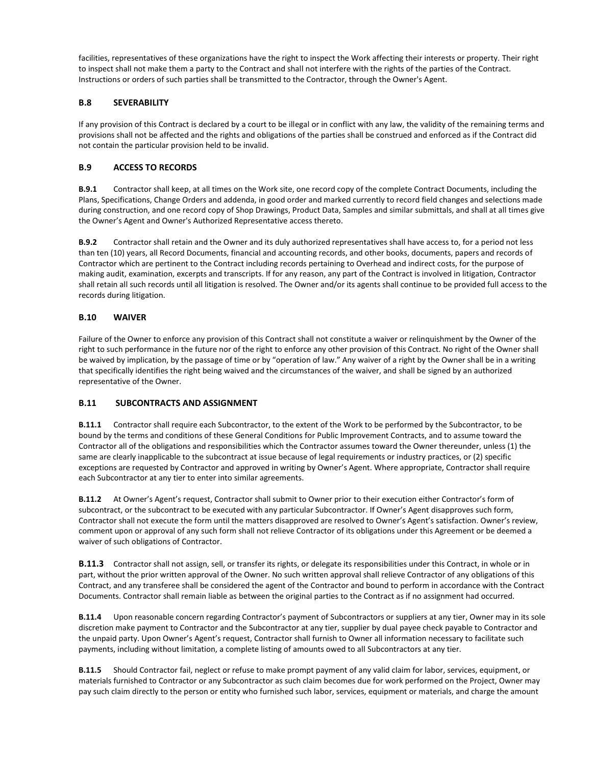facilities, representatives of these organizations have the right to inspect the Work affecting their interests or property. Their right to inspect shall not make them a party to the Contract and shall not interfere with the rights of the parties of the Contract. Instructions or orders of such parties shall be transmitted to the Contractor, through the Owner's Agent.

## B.8 SEVERABILITY

If any provision of this Contract is declared by a court to be illegal or in conflict with any law, the validity of the remaining terms and provisions shall not be affected and the rights and obligations of the parties shall be construed and enforced as if the Contract did not contain the particular provision held to be invalid.

## B.9 ACCESS TO RECORDS

**B.9.1** Contractor shall keep, at all times on the Work site, one record copy of the complete Contract Documents, including the Plans, Specifications, Change Orders and addenda, in good order and marked currently to record field changes and selections made during construction, and one record copy of Shop Drawings, Product Data, Samples and similar submittals, and shall at all times give the Owner's Agent and Owner's Authorized Representative access thereto.

**B.9.2** Contractor shall retain and the Owner and its duly authorized representatives shall have access to, for a period not less than ten (10) years, all Record Documents, financial and accounting records, and other books, documents, papers and records of Contractor which are pertinent to the Contract including records pertaining to Overhead and indirect costs, for the purpose of making audit, examination, excerpts and transcripts. If for any reason, any part of the Contract is involved in litigation, Contractor shall retain all such records until all litigation is resolved. The Owner and/or its agents shall continue to be provided full access to the records during litigation.

## B.10 WAIVER

Failure of the Owner to enforce any provision of this Contract shall not constitute a waiver or relinquishment by the Owner of the right to such performance in the future nor of the right to enforce any other provision of this Contract. No right of the Owner shall be waived by implication, by the passage of time or by "operation of law." Any waiver of a right by the Owner shall be in a writing that specifically identifies the right being waived and the circumstances of the waiver, and shall be signed by an authorized representative of the Owner.

## B.11 SUBCONTRACTS AND ASSIGNMENT

**B.11.1** Contractor shall require each Subcontractor, to the extent of the Work to be performed by the Subcontractor, to be bound by the terms and conditions of these General Conditions for Public Improvement Contracts, and to assume toward the Contractor all of the obligations and responsibilities which the Contractor assumes toward the Owner thereunder, unless (1) the same are clearly inapplicable to the subcontract at issue because of legal requirements or industry practices, or (2) specific exceptions are requested by Contractor and approved in writing by Owner's Agent. Where appropriate, Contractor shall require each Subcontractor at any tier to enter into similar agreements.

**B.11.2** At Owner's Agent's request, Contractor shall submit to Owner prior to their execution either Contractor's form of subcontract, or the subcontract to be executed with any particular Subcontractor. If Owner's Agent disapproves such form, Contractor shall not execute the form until the matters disapproved are resolved to Owner's Agent's satisfaction. Owner's review, comment upon or approval of any such form shall not relieve Contractor of its obligations under this Agreement or be deemed a waiver of such obligations of Contractor.

**B.11.3** Contractor shall not assign, sell, or transfer its rights, or delegate its responsibilities under this Contract, in whole or in part, without the prior written approval of the Owner. No such written approval shall relieve Contractor of any obligations of this Contract, and any transferee shall be considered the agent of the Contractor and bound to perform in accordance with the Contract Documents. Contractor shall remain liable as between the original parties to the Contract as if no assignment had occurred.

**B.11.4** Upon reasonable concern regarding Contractor's payment of Subcontractors or suppliers at any tier, Owner may in its sole discretion make payment to Contractor and the Subcontractor at any tier, supplier by dual payee check payable to Contractor and the unpaid party. Upon Owner's Agent's request, Contractor shall furnish to Owner all information necessary to facilitate such payments, including without limitation, a complete listing of amounts owed to all Subcontractors at any tier.

**B.11.5** Should Contractor fail, neglect or refuse to make prompt payment of any valid claim for labor, services, equipment, or materials furnished to Contractor or any Subcontractor as such claim becomes due for work performed on the Project, Owner may pay such claim directly to the person or entity who furnished such labor, services, equipment or materials, and charge the amount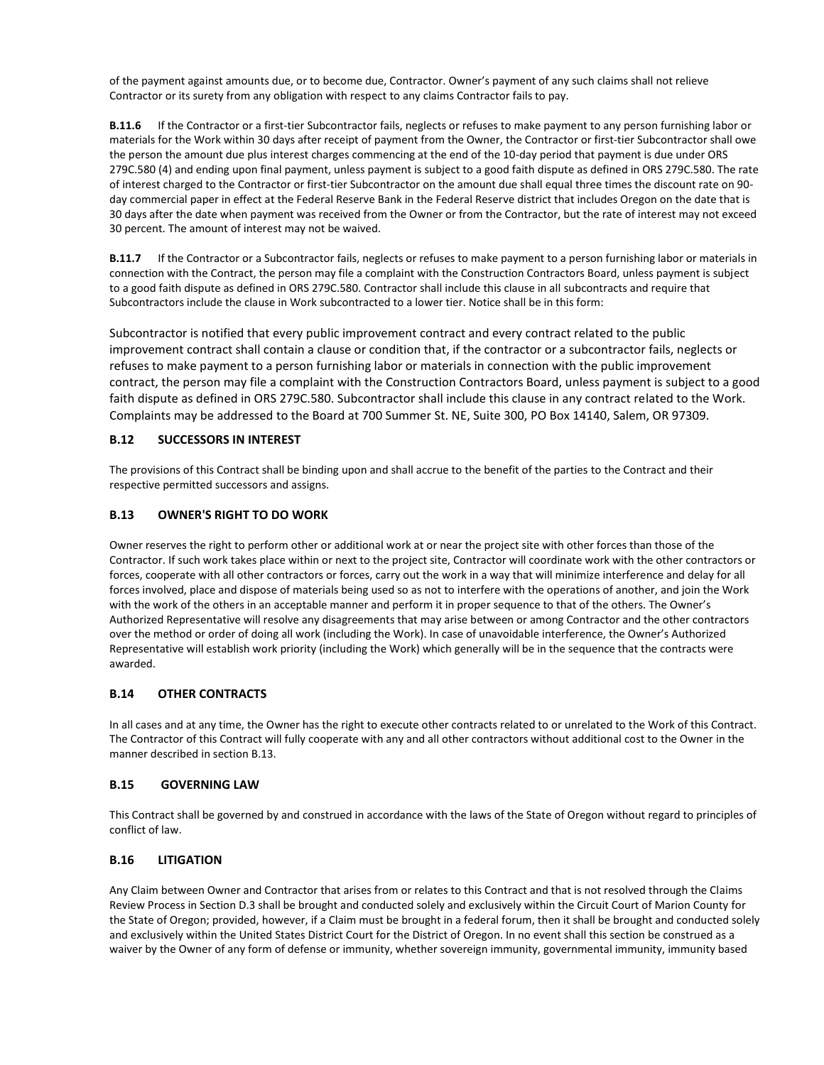of the payment against amounts due, or to become due, Contractor. Owner's payment of any such claims shall not relieve Contractor or its surety from any obligation with respect to any claims Contractor fails to pay.

**B.11.6** If the Contractor or a first-tier Subcontractor fails, neglects or refuses to make payment to any person furnishing labor or materials for the Work within 30 days after receipt of payment from the Owner, the Contractor or first-tier Subcontractor shall owe the person the amount due plus interest charges commencing at the end of the 10-day period that payment is due under ORS 279C.580 (4) and ending upon final payment, unless payment is subject to a good faith dispute as defined in ORS 279C.580. The rate of interest charged to the Contractor or first-tier Subcontractor on the amount due shall equal three times the discount rate on 90-day commercial paper in effect at the Federal Reserve Bank in the Federal Reserve district that includes Oregon on the date that is 30 days after the date when payment was received from the Owner or from the Contractor, but the rate of interest may not exceed 30 percent. The amount of interest may not be waived.

**B.11.7** If the Contractor or a Subcontractor fails, neglects or refuses to make payment to a person furnishing labor or materials in connection with the Contract, the person may file a complaint with the Construction Contractors Board, unless payment is subject to a good faith dispute as defined in ORS 279C.580. Contractor shall include this clause in all subcontracts and require that Subcontractors include the clause in Work subcontracted to a lower tier. Notice shall be in this form:

Subcontractor is notified that every public improvement contract and every contract related to the public improvement contract shall contain a clause or condition that, if the contractor or a subcontractor fails, neglects or refuses to make payment to a person furnishing labor or materials in connection with the public improvement contract, the person may file a complaint with the Construction Contractors Board, unless payment is subject to a good faith dispute as defined in ORS 279C.580. Subcontractor shall include this clause in any contract related to the Work. Complaints may be addressed to the Board at 700 Summer St. NE, Suite 300, PO Box 14140, Salem, OR 97309.

## B.12 SUCCESSORS IN INTEREST

The provisions of this Contract shall be binding upon and shall accrue to the benefit of the parties to the Contract and their respective permitted successors and assigns.

## B.13 OWNER'S RIGHT TO DO WORK

Owner reserves the right to perform other or additional work at or near the project site with other forces than those of the Contractor. If such work takes place within or next to the project site, Contractor will coordinate work with the other contractors or forces, cooperate with all other contractors or forces, carry out the work in a way that will minimize interference and delay for all forces involved, place and dispose of materials being used so as not to interfere with the operations of another, and join the Work with the work of the others in an acceptable manner and perform it in proper sequence to that of the others. The Owner's Authorized Representative will resolve any disagreements that may arise between or among Contractor and the other contractors over the method or order of doing all work (including the Work). In case of unavoidable interference, the Owner's Authorized Representative will establish work priority (including the Work) which generally will be in the sequence that the contracts were awarded.

## B.14 OTHER CONTRACTS

In all cases and at any time, the Owner has the right to execute other contracts related to or unrelated to the Work of this Contract. The Contractor of this Contract will fully cooperate with any and all other contractors without additional cost to the Owner in the manner described in section B.13.

## B.15 GOVERNING LAW

This Contract shall be governed by and construed in accordance with the laws of the State of Oregon without regard to principles of conflict of law.

## B.16 LITIGATION

Any Claim between Owner and Contractor that arises from or relates to this Contract and that is not resolved through the Claims Review Process in Section D.3 shall be brought and conducted solely and exclusively within the Circuit Court of Marion County for the State of Oregon; provided, however, if a Claim must be brought in a federal forum, then it shall be brought and conducted solely and exclusively within the United States District Court for the District of Oregon. In no event shall this section be construed as a waiver by the Owner of any form of defense or immunity, whether sovereign immunity, governmental immunity, immunity based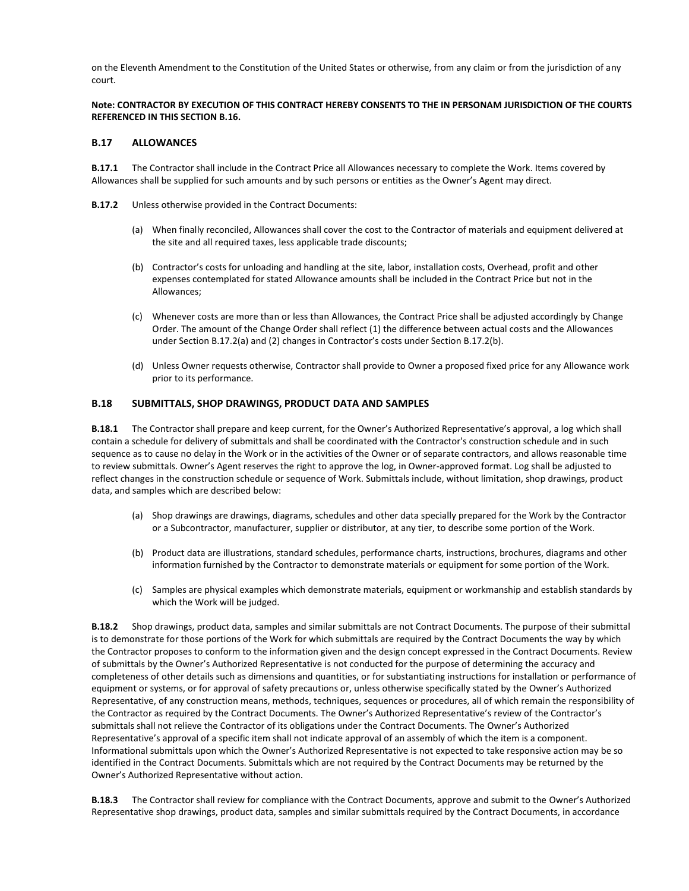on the Eleventh Amendment to the Constitution of the United States or otherwise, from any claim or from the jurisdiction of any court.

**Note: CONTRACTOR BY EXECUTION OF THIS CONTRACT HEREBY CONSENTS TO THE IN PERSONAM JURISDICTION OF THE COURTS REFERENCED IN THIS SECTION B.16.**

## B.17 ALLOWANCES

**B.17.1** The Contractor shall include in the Contract Price all Allowances necessary to complete the Work. Items covered by Allowances shall be supplied for such amounts and by such persons or entities as the Owner's Agent may direct.

**B.17.2** Unless otherwise provided in the Contract Documents:

(a) When finally reconciled, Allowances shall cover the cost to the Contractor of materials and equipment delivered at the site and all required taxes, less applicable trade discounts;

(b) Contractor's costs for unloading and handling at the site, labor, installation costs, Overhead, profit and other expenses contemplated for stated Allowance amounts shall be included in the Contract Price but not in the Allowances;

(c) Whenever costs are more than or less than Allowances, the Contract Price shall be adjusted accordingly by Change Order. The amount of the Change Order shall reflect (1) the difference between actual costs and the Allowances under Section B.17.2(a) and (2) changes in Contractor's costs under Section B.17.2(b).

(d) Unless Owner requests otherwise, Contractor shall provide to Owner a proposed fixed price for any Allowance work prior to its performance.

## B.18 SUBMITTALS, SHOP DRAWINGS, PRODUCT DATA AND SAMPLES

**B.18.1** The Contractor shall prepare and keep current, for the Owner's Authorized Representative's approval, a log which shall contain a schedule for delivery of submittals and shall be coordinated with the Contractor's construction schedule and in such sequence as to cause no delay in the Work or in the activities of the Owner or of separate contractors, and allows reasonable time to review submittals. Owner's Agent reserves the right to approve the log, in Owner-approved format. Log shall be adjusted to reflect changes in the construction schedule or sequence of Work. Submittals include, without limitation, shop drawings, product data, and samples which are described below:

(a) Shop drawings are drawings, diagrams, schedules and other data specially prepared for the Work by the Contractor or a Subcontractor, manufacturer, supplier or distributor, at any tier, to describe some portion of the Work.

(b) Product data are illustrations, standard schedules, performance charts, instructions, brochures, diagrams and other information furnished by the Contractor to demonstrate materials or equipment for some portion of the Work.

(c) Samples are physical examples which demonstrate materials, equipment or workmanship and establish standards by which the Work will be judged.

**B.18.2** Shop drawings, product data, samples and similar submittals are not Contract Documents. The purpose of their submittal is to demonstrate for those portions of the Work for which submittals are required by the Contract Documents the way by which the Contractor proposes to conform to the information given and the design concept expressed in the Contract Documents. Review of submittals by the Owner's Authorized Representative is not conducted for the purpose of determining the accuracy and completeness of other details such as dimensions and quantities, or for substantiating instructions for installation or performance of equipment or systems, or for approval of safety precautions or, unless otherwise specifically stated by the Owner's Authorized Representative, of any construction means, methods, techniques, sequences or procedures, all of which remain the responsibility of the Contractor as required by the Contract Documents. The Owner's Authorized Representative's review of the Contractor's submittals shall not relieve the Contractor of its obligations under the Contract Documents. The Owner's Authorized Representative's approval of a specific item shall not indicate approval of an assembly of which the item is a component. Informational submittals upon which the Owner's Authorized Representative is not expected to take responsive action may be so identified in the Contract Documents. Submittals which are not required by the Contract Documents may be returned by the Owner's Authorized Representative without action.

**B.18.3** The Contractor shall review for compliance with the Contract Documents, approve and submit to the Owner's Authorized Representative shop drawings, product data, samples and similar submittals required by the Contract Documents, in accordance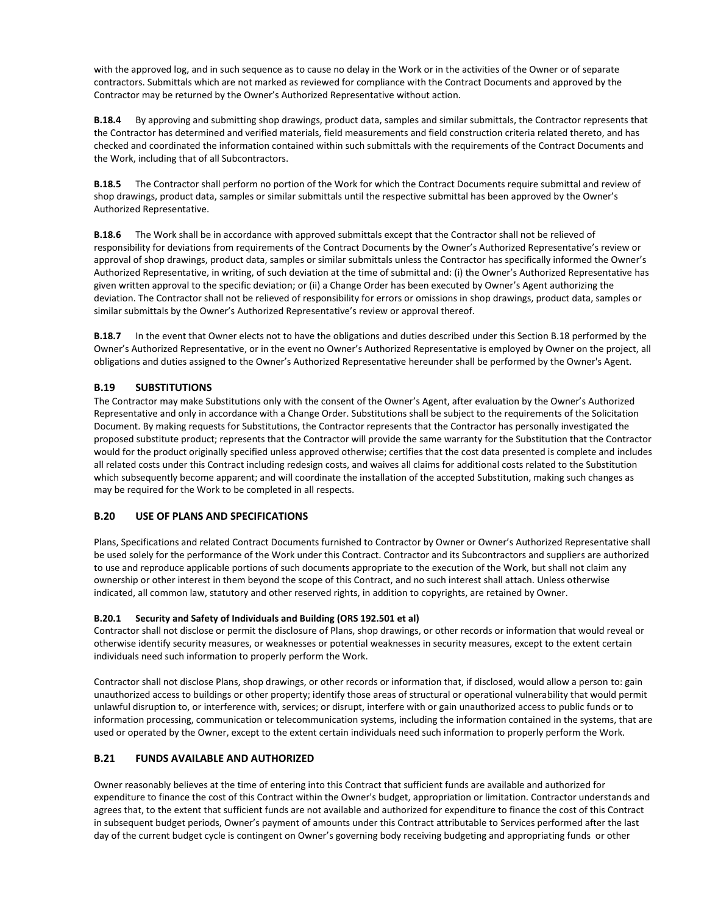with the approved log, and in such sequence as to cause no delay in the Work or in the activities of the Owner or of separate contractors. Submittals which are not marked as reviewed for compliance with the Contract Documents and approved by the Contractor may be returned by the Owner's Authorized Representative without action.

**B.18.4** By approving and submitting shop drawings, product data, samples and similar submittals, the Contractor represents that the Contractor has determined and verified materials, field measurements and field construction criteria related thereto, and has checked and coordinated the information contained within such submittals with the requirements of the Contract Documents and the Work, including that of all Subcontractors.

**B.18.5** The Contractor shall perform no portion of the Work for which the Contract Documents require submittal and review of shop drawings, product data, samples or similar submittals until the respective submittal has been approved by the Owner's Authorized Representative.

**B.18.6** The Work shall be in accordance with approved submittals except that the Contractor shall not be relieved of responsibility for deviations from requirements of the Contract Documents by the Owner's Authorized Representative's review or approval of shop drawings, product data, samples or similar submittals unless the Contractor has specifically informed the Owner's Authorized Representative, in writing, of such deviation at the time of submittal and: (i) the Owner's Authorized Representative has given written approval to the specific deviation; or (ii) a Change Order has been executed by Owner's Agent authorizing the deviation. The Contractor shall not be relieved of responsibility for errors or omissions in shop drawings, product data, samples or similar submittals by the Owner's Authorized Representative's review or approval thereof.

**B.18.7** In the event that Owner elects not to have the obligations and duties described under this Section B.18 performed by the Owner's Authorized Representative, or in the event no Owner's Authorized Representative is employed by Owner on the project, all obligations and duties assigned to the Owner's Authorized Representative hereunder shall be performed by the Owner's Agent.

## B.19 SUBSTITUTIONS

The Contractor may make Substitutions only with the consent of the Owner's Agent, after evaluation by the Owner's Authorized Representative and only in accordance with a Change Order. Substitutions shall be subject to the requirements of the Solicitation Document. By making requests for Substitutions, the Contractor represents that the Contractor has personally investigated the proposed substitute product; represents that the Contractor will provide the same warranty for the Substitution that the Contractor would for the product originally specified unless approved otherwise; certifies that the cost data presented is complete and includes all related costs under this Contract including redesign costs, and waives all claims for additional costs related to the Substitution which subsequently become apparent; and will coordinate the installation of the accepted Substitution, making such changes as may be required for the Work to be completed in all respects.

## B.20 USE OF PLANS AND SPECIFICATIONS

Plans, Specifications and related Contract Documents furnished to Contractor by Owner or Owner's Authorized Representative shall be used solely for the performance of the Work under this Contract. Contractor and its Subcontractors and suppliers are authorized to use and reproduce applicable portions of such documents appropriate to the execution of the Work, but shall not claim any ownership or other interest in them beyond the scope of this Contract, and no such interest shall attach. Unless otherwise indicated, all common law, statutory and other reserved rights, in addition to copyrights, are retained by Owner.

### B.20.1 Security and Safety of Individuals and Building (ORS 192.501 et al)

Contractor shall not disclose or permit the disclosure of Plans, shop drawings, or other records or information that would reveal or otherwise identify security measures, or weaknesses or potential weaknesses in security measures, except to the extent certain individuals need such information to properly perform the Work.

Contractor shall not disclose Plans, shop drawings, or other records or information that, if disclosed, would allow a person to: gain unauthorized access to buildings or other property; identify those areas of structural or operational vulnerability that would permit unlawful disruption to, or interference with, services; or disrupt, interfere with or gain unauthorized access to public funds or to information processing, communication or telecommunication systems, including the information contained in the systems, that are used or operated by the Owner, except to the extent certain individuals need such information to properly perform the Work.

## B.21 FUNDS AVAILABLE AND AUTHORIZED

Owner reasonably believes at the time of entering into this Contract that sufficient funds are available and authorized for expenditure to finance the cost of this Contract within the Owner's budget, appropriation or limitation. Contractor understands and agrees that, to the extent that sufficient funds are not available and authorized for expenditure to finance the cost of this Contract in subsequent budget periods, Owner's payment of amounts under this Contract attributable to Services performed after the last day of the current budget cycle is contingent on Owner's governing body receiving budgeting and appropriating funds or other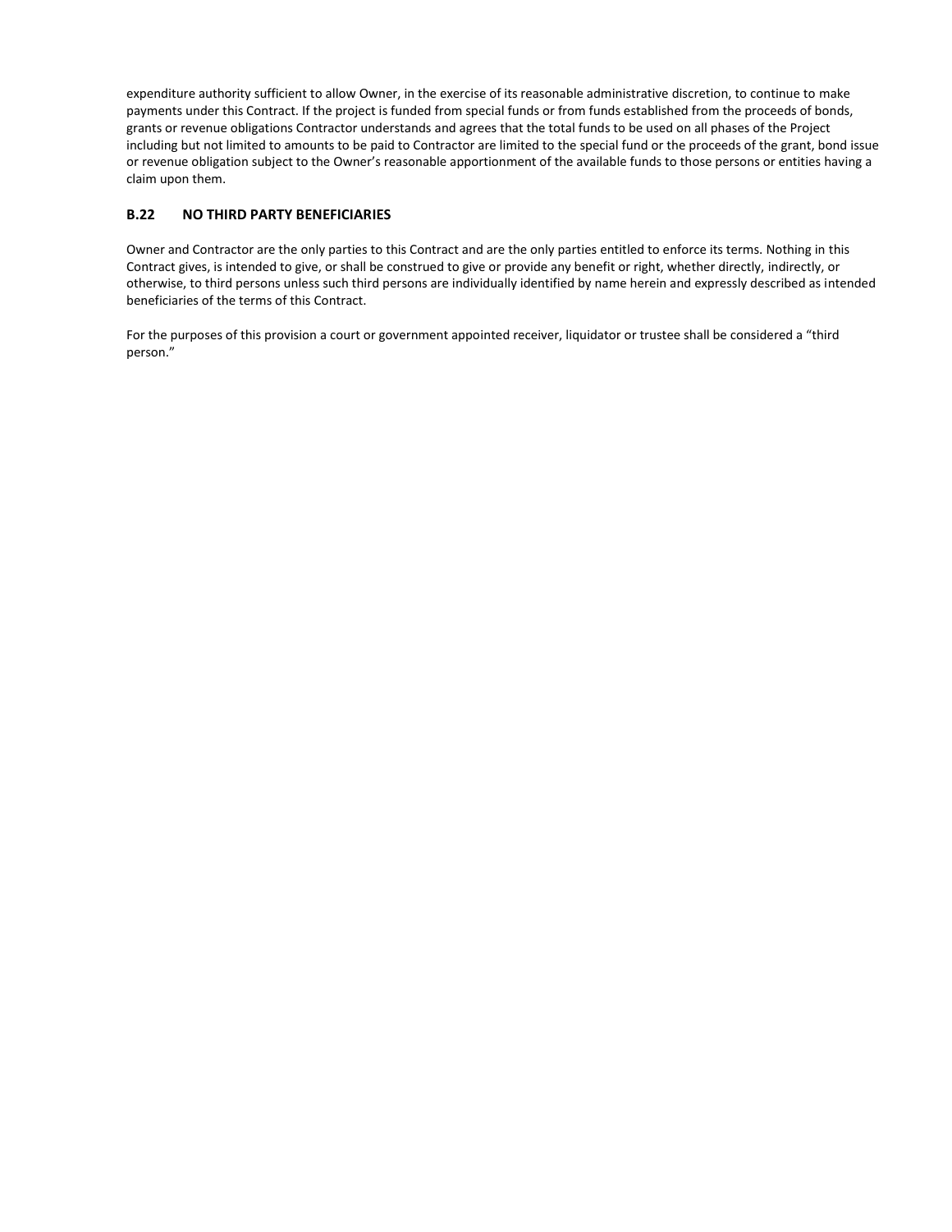expenditure authority sufficient to allow Owner, in the exercise of its reasonable administrative discretion, to continue to make payments under this Contract. If the project is funded from special funds or from funds established from the proceeds of bonds, grants or revenue obligations Contractor understands and agrees that the total funds to be used on all phases of the Project including but not limited to amounts to be paid to Contractor are limited to the special fund or the proceeds of the grant, bond issue or revenue obligation subject to the Owner's reasonable apportionment of the available funds to those persons or entities having a claim upon them.

## B.22 NO THIRD PARTY BENEFICIARIES

Owner and Contractor are the only parties to this Contract and are the only parties entitled to enforce its terms. Nothing in this Contract gives, is intended to give, or shall be construed to give or provide any benefit or right, whether directly, indirectly, or otherwise, to third persons unless such third persons are individually identified by name herein and expressly described as intended beneficiaries of the terms of this Contract.

For the purposes of this provision a court or government appointed receiver, liquidator or trustee shall be considered a "third person."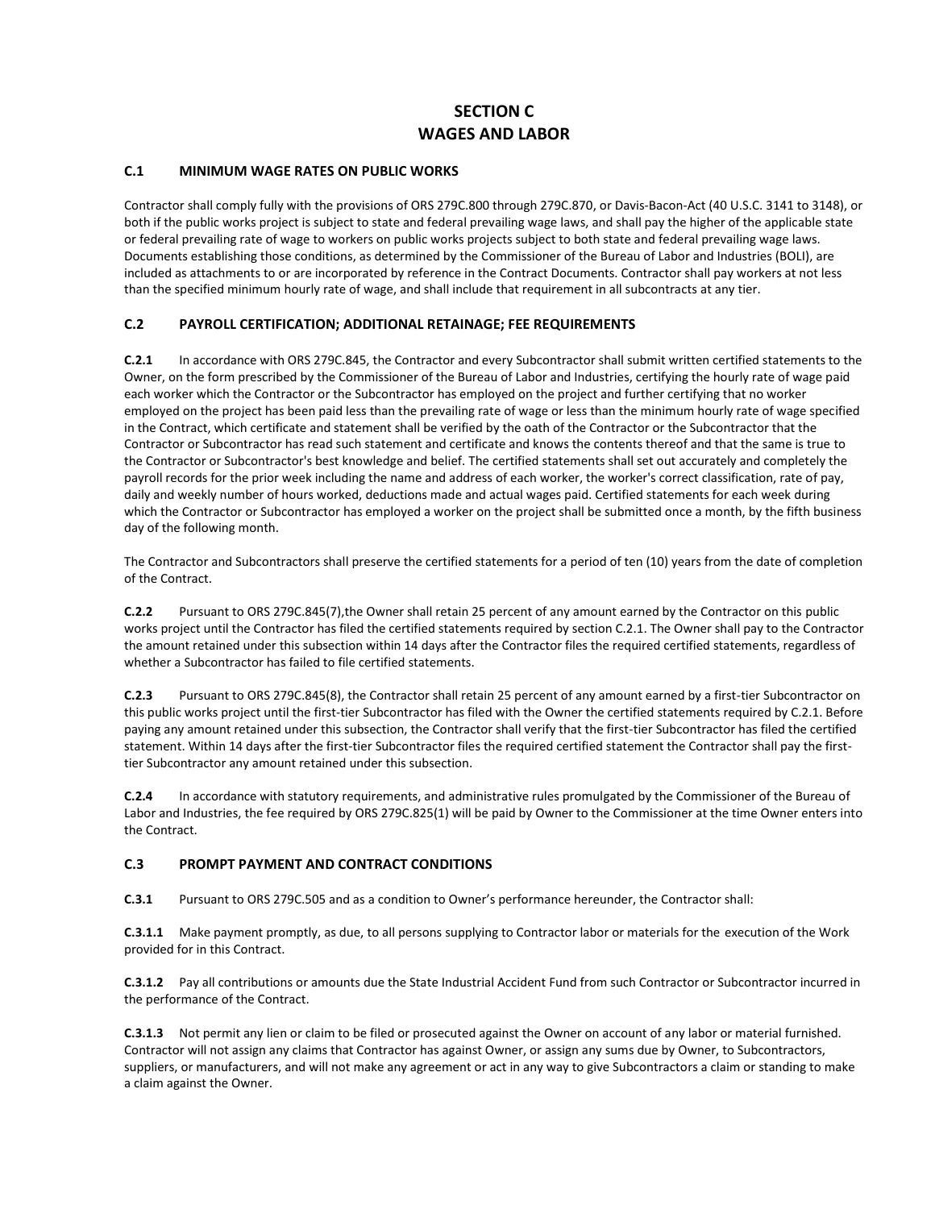# SECTION C
# WAGES AND LABOR

## C.1 MINIMUM WAGE RATES ON PUBLIC WORKS

Contractor shall comply fully with the provisions of ORS 279C.800 through 279C.870, or Davis-Bacon-Act (40 U.S.C. 3141 to 3148), or both if the public works project is subject to state and federal prevailing wage laws, and shall pay the higher of the applicable state or federal prevailing rate of wage to workers on public works projects subject to both state and federal prevailing wage laws. Documents establishing those conditions, as determined by the Commissioner of the Bureau of Labor and Industries (BOLI), are included as attachments to or are incorporated by reference in the Contract Documents. Contractor shall pay workers at not less than the specified minimum hourly rate of wage, and shall include that requirement in all subcontracts at any tier.

## C.2 PAYROLL CERTIFICATION; ADDITIONAL RETAINAGE; FEE REQUIREMENTS

**C.2.1** In accordance with ORS 279C.845, the Contractor and every Subcontractor shall submit written certified statements to the Owner, on the form prescribed by the Commissioner of the Bureau of Labor and Industries, certifying the hourly rate of wage paid each worker which the Contractor or the Subcontractor has employed on the project and further certifying that no worker employed on the project has been paid less than the prevailing rate of wage or less than the minimum hourly rate of wage specified in the Contract, which certificate and statement shall be verified by the oath of the Contractor or the Subcontractor that the Contractor or Subcontractor has read such statement and certificate and knows the contents thereof and that the same is true to the Contractor or Subcontractor's best knowledge and belief. The certified statements shall set out accurately and completely the payroll records for the prior week including the name and address of each worker, the worker's correct classification, rate of pay, daily and weekly number of hours worked, deductions made and actual wages paid. Certified statements for each week during which the Contractor or Subcontractor has employed a worker on the project shall be submitted once a month, by the fifth business day of the following month.

The Contractor and Subcontractors shall preserve the certified statements for a period of ten (10) years from the date of completion of the Contract.

**C.2.2** Pursuant to ORS 279C.845(7),the Owner shall retain 25 percent of any amount earned by the Contractor on this public works project until the Contractor has filed the certified statements required by section C.2.1. The Owner shall pay to the Contractor the amount retained under this subsection within 14 days after the Contractor files the required certified statements, regardless of whether a Subcontractor has failed to file certified statements.

**C.2.3** Pursuant to ORS 279C.845(8), the Contractor shall retain 25 percent of any amount earned by a first-tier Subcontractor on this public works project until the first-tier Subcontractor has filed with the Owner the certified statements required by C.2.1. Before paying any amount retained under this subsection, the Contractor shall verify that the first-tier Subcontractor has filed the certified statement. Within 14 days after the first-tier Subcontractor files the required certified statement the Contractor shall pay the first-tier Subcontractor any amount retained under this subsection.

**C.2.4** In accordance with statutory requirements, and administrative rules promulgated by the Commissioner of the Bureau of Labor and Industries, the fee required by ORS 279C.825(1) will be paid by Owner to the Commissioner at the time Owner enters into the Contract.

## C.3 PROMPT PAYMENT AND CONTRACT CONDITIONS

**C.3.1** Pursuant to ORS 279C.505 and as a condition to Owner's performance hereunder, the Contractor shall:

**C.3.1.1** Make payment promptly, as due, to all persons supplying to Contractor labor or materials for the execution of the Work provided for in this Contract.

**C.3.1.2** Pay all contributions or amounts due the State Industrial Accident Fund from such Contractor or Subcontractor incurred in the performance of the Contract.

**C.3.1.3** Not permit any lien or claim to be filed or prosecuted against the Owner on account of any labor or material furnished. Contractor will not assign any claims that Contractor has against Owner, or assign any sums due by Owner, to Subcontractors, suppliers, or manufacturers, and will not make any agreement or act in any way to give Subcontractors a claim or standing to make a claim against the Owner.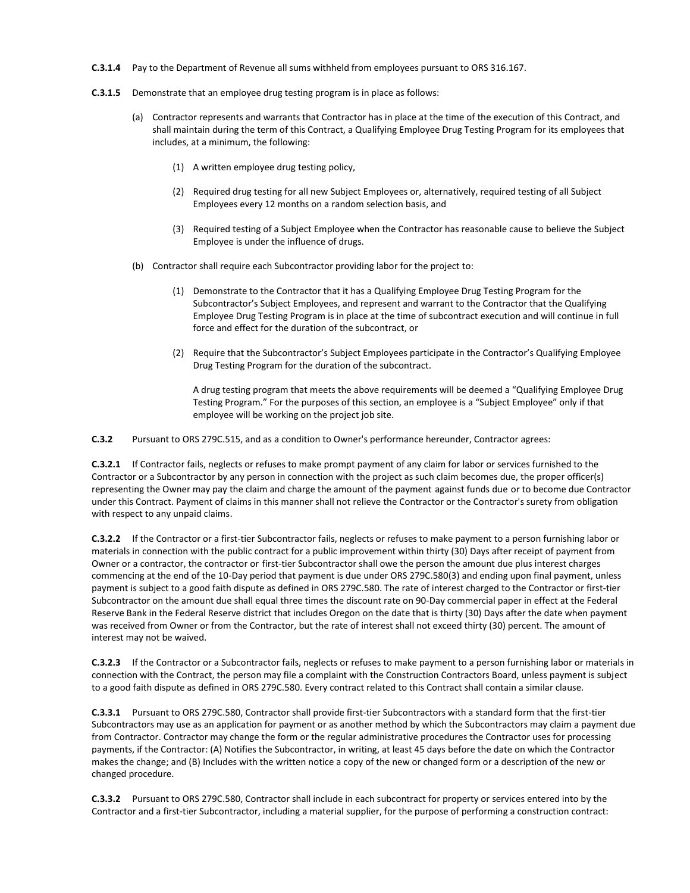**C.3.1.4** Pay to the Department of Revenue all sums withheld from employees pursuant to ORS 316.167.

**C.3.1.5** Demonstrate that an employee drug testing program is in place as follows:

(a) Contractor represents and warrants that Contractor has in place at the time of the execution of this Contract, and shall maintain during the term of this Contract, a Qualifying Employee Drug Testing Program for its employees that includes, at a minimum, the following:

(1) A written employee drug testing policy,

(2) Required drug testing for all new Subject Employees or, alternatively, required testing of all Subject Employees every 12 months on a random selection basis, and

(3) Required testing of a Subject Employee when the Contractor has reasonable cause to believe the Subject Employee is under the influence of drugs.

(b) Contractor shall require each Subcontractor providing labor for the project to:

(1) Demonstrate to the Contractor that it has a Qualifying Employee Drug Testing Program for the Subcontractor's Subject Employees, and represent and warrant to the Contractor that the Qualifying Employee Drug Testing Program is in place at the time of subcontract execution and will continue in full force and effect for the duration of the subcontract, or

(2) Require that the Subcontractor's Subject Employees participate in the Contractor's Qualifying Employee Drug Testing Program for the duration of the subcontract.

A drug testing program that meets the above requirements will be deemed a "Qualifying Employee Drug Testing Program." For the purposes of this section, an employee is a "Subject Employee" only if that employee will be working on the project job site.

**C.3.2** Pursuant to ORS 279C.515, and as a condition to Owner's performance hereunder, Contractor agrees:

**C.3.2.1** If Contractor fails, neglects or refuses to make prompt payment of any claim for labor or services furnished to the Contractor or a Subcontractor by any person in connection with the project as such claim becomes due, the proper officer(s) representing the Owner may pay the claim and charge the amount of the payment against funds due or to become due Contractor under this Contract. Payment of claims in this manner shall not relieve the Contractor or the Contractor's surety from obligation with respect to any unpaid claims.

**C.3.2.2** If the Contractor or a first-tier Subcontractor fails, neglects or refuses to make payment to a person furnishing labor or materials in connection with the public contract for a public improvement within thirty (30) Days after receipt of payment from Owner or a contractor, the contractor or first-tier Subcontractor shall owe the person the amount due plus interest charges commencing at the end of the 10-Day period that payment is due under ORS 279C.580(3) and ending upon final payment, unless payment is subject to a good faith dispute as defined in ORS 279C.580. The rate of interest charged to the Contractor or first-tier Subcontractor on the amount due shall equal three times the discount rate on 90-Day commercial paper in effect at the Federal Reserve Bank in the Federal Reserve district that includes Oregon on the date that is thirty (30) Days after the date when payment was received from Owner or from the Contractor, but the rate of interest shall not exceed thirty (30) percent. The amount of interest may not be waived.

**C.3.2.3** If the Contractor or a Subcontractor fails, neglects or refuses to make payment to a person furnishing labor or materials in connection with the Contract, the person may file a complaint with the Construction Contractors Board, unless payment is subject to a good faith dispute as defined in ORS 279C.580. Every contract related to this Contract shall contain a similar clause.

**C.3.3.1** Pursuant to ORS 279C.580, Contractor shall provide first-tier Subcontractors with a standard form that the first-tier Subcontractors may use as an application for payment or as another method by which the Subcontractors may claim a payment due from Contractor. Contractor may change the form or the regular administrative procedures the Contractor uses for processing payments, if the Contractor: (A) Notifies the Subcontractor, in writing, at least 45 days before the date on which the Contractor makes the change; and (B) Includes with the written notice a copy of the new or changed form or a description of the new or changed procedure.

**C.3.3.2** Pursuant to ORS 279C.580, Contractor shall include in each subcontract for property or services entered into by the Contractor and a first-tier Subcontractor, including a material supplier, for the purpose of performing a construction contract: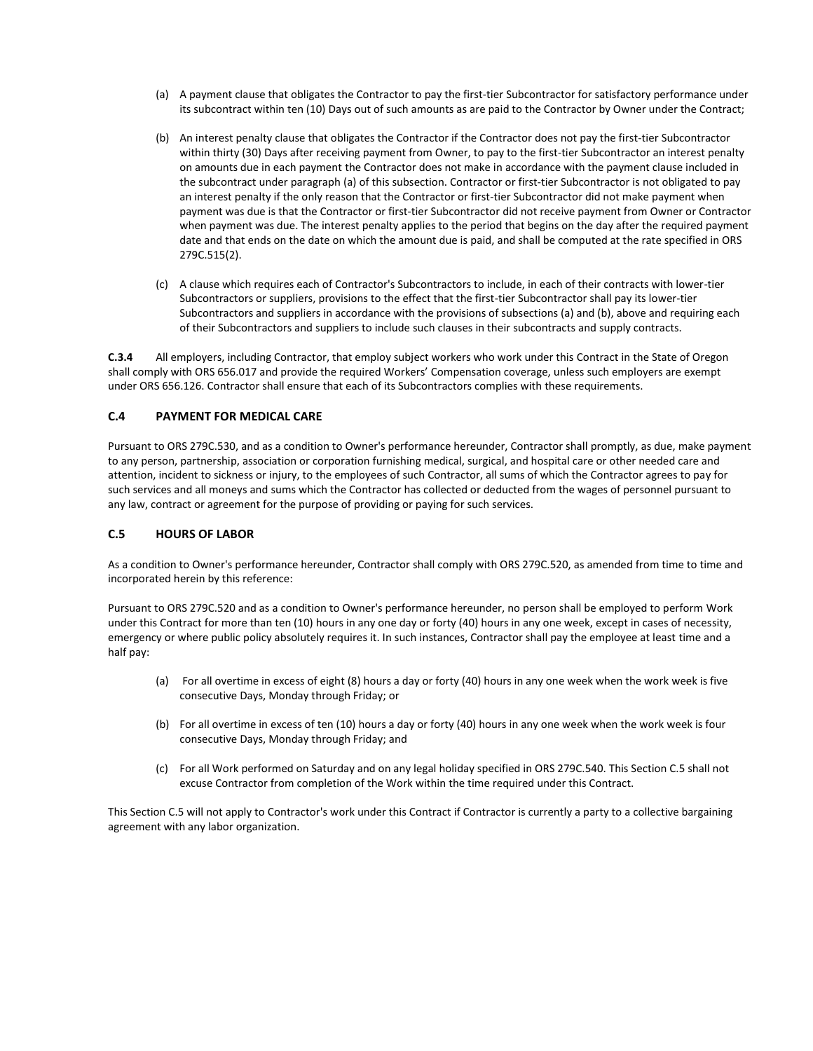(a) A payment clause that obligates the Contractor to pay the first-tier Subcontractor for satisfactory performance under its subcontract within ten (10) Days out of such amounts as are paid to the Contractor by Owner under the Contract;

(b) An interest penalty clause that obligates the Contractor if the Contractor does not pay the first-tier Subcontractor within thirty (30) Days after receiving payment from Owner, to pay to the first-tier Subcontractor an interest penalty on amounts due in each payment the Contractor does not make in accordance with the payment clause included in the subcontract under paragraph (a) of this subsection. Contractor or first-tier Subcontractor is not obligated to pay an interest penalty if the only reason that the Contractor or first-tier Subcontractor did not make payment when payment was due is that the Contractor or first-tier Subcontractor did not receive payment from Owner or Contractor when payment was due. The interest penalty applies to the period that begins on the day after the required payment date and that ends on the date on which the amount due is paid, and shall be computed at the rate specified in ORS 279C.515(2).

(c) A clause which requires each of Contractor's Subcontractors to include, in each of their contracts with lower-tier Subcontractors or suppliers, provisions to the effect that the first-tier Subcontractor shall pay its lower-tier Subcontractors and suppliers in accordance with the provisions of subsections (a) and (b), above and requiring each of their Subcontractors and suppliers to include such clauses in their subcontracts and supply contracts.

**C.3.4** All employers, including Contractor, that employ subject workers who work under this Contract in the State of Oregon shall comply with ORS 656.017 and provide the required Workers' Compensation coverage, unless such employers are exempt under ORS 656.126. Contractor shall ensure that each of its Subcontractors complies with these requirements.

### C.4 PAYMENT FOR MEDICAL CARE

Pursuant to ORS 279C.530, and as a condition to Owner's performance hereunder, Contractor shall promptly, as due, make payment to any person, partnership, association or corporation furnishing medical, surgical, and hospital care or other needed care and attention, incident to sickness or injury, to the employees of such Contractor, all sums of which the Contractor agrees to pay for such services and all moneys and sums which the Contractor has collected or deducted from the wages of personnel pursuant to any law, contract or agreement for the purpose of providing or paying for such services.

### C.5 HOURS OF LABOR

As a condition to Owner's performance hereunder, Contractor shall comply with ORS 279C.520, as amended from time to time and incorporated herein by this reference:

Pursuant to ORS 279C.520 and as a condition to Owner's performance hereunder, no person shall be employed to perform Work under this Contract for more than ten (10) hours in any one day or forty (40) hours in any one week, except in cases of necessity, emergency or where public policy absolutely requires it. In such instances, Contractor shall pay the employee at least time and a half pay:

(a) For all overtime in excess of eight (8) hours a day or forty (40) hours in any one week when the work week is five consecutive Days, Monday through Friday; or

(b) For all overtime in excess of ten (10) hours a day or forty (40) hours in any one week when the work week is four consecutive Days, Monday through Friday; and

(c) For all Work performed on Saturday and on any legal holiday specified in ORS 279C.540. This Section C.5 shall not excuse Contractor from completion of the Work within the time required under this Contract.

This Section C.5 will not apply to Contractor's work under this Contract if Contractor is currently a party to a collective bargaining agreement with any labor organization.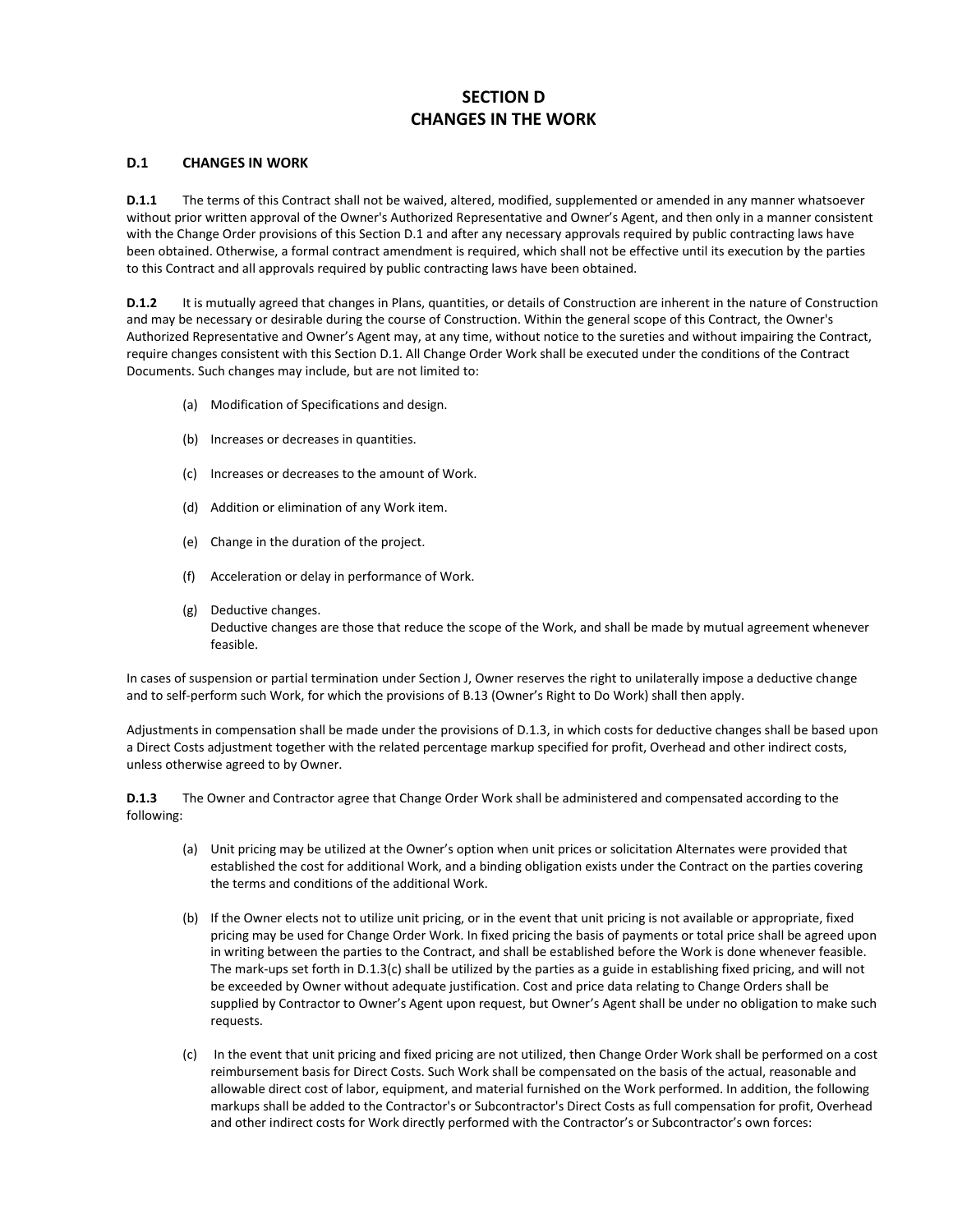# SECTION D
# CHANGES IN THE WORK

## D.1 CHANGES IN WORK

**D.1.1** The terms of this Contract shall not be waived, altered, modified, supplemented or amended in any manner whatsoever without prior written approval of the Owner's Authorized Representative and Owner's Agent, and then only in a manner consistent with the Change Order provisions of this Section D.1 and after any necessary approvals required by public contracting laws have been obtained. Otherwise, a formal contract amendment is required, which shall not be effective until its execution by the parties to this Contract and all approvals required by public contracting laws have been obtained.

**D.1.2** It is mutually agreed that changes in Plans, quantities, or details of Construction are inherent in the nature of Construction and may be necessary or desirable during the course of Construction. Within the general scope of this Contract, the Owner's Authorized Representative and Owner's Agent may, at any time, without notice to the sureties and without impairing the Contract, require changes consistent with this Section D.1. All Change Order Work shall be executed under the conditions of the Contract Documents. Such changes may include, but are not limited to:

(a) Modification of Specifications and design.

(b) Increases or decreases in quantities.

(c) Increases or decreases to the amount of Work.

(d) Addition or elimination of any Work item.

(e) Change in the duration of the project.

(f) Acceleration or delay in performance of Work.

(g) Deductive changes.
Deductive changes are those that reduce the scope of the Work, and shall be made by mutual agreement whenever feasible.

In cases of suspension or partial termination under Section J, Owner reserves the right to unilaterally impose a deductive change and to self-perform such Work, for which the provisions of B.13 (Owner's Right to Do Work) shall then apply.

Adjustments in compensation shall be made under the provisions of D.1.3, in which costs for deductive changes shall be based upon a Direct Costs adjustment together with the related percentage markup specified for profit, Overhead and other indirect costs, unless otherwise agreed to by Owner.

**D.1.3** The Owner and Contractor agree that Change Order Work shall be administered and compensated according to the following:

(a) Unit pricing may be utilized at the Owner's option when unit prices or solicitation Alternates were provided that established the cost for additional Work, and a binding obligation exists under the Contract on the parties covering the terms and conditions of the additional Work.

(b) If the Owner elects not to utilize unit pricing, or in the event that unit pricing is not available or appropriate, fixed pricing may be used for Change Order Work. In fixed pricing the basis of payments or total price shall be agreed upon in writing between the parties to the Contract, and shall be established before the Work is done whenever feasible. The mark-ups set forth in D.1.3(c) shall be utilized by the parties as a guide in establishing fixed pricing, and will not be exceeded by Owner without adequate justification. Cost and price data relating to Change Orders shall be supplied by Contractor to Owner's Agent upon request, but Owner's Agent shall be under no obligation to make such requests.

(c) In the event that unit pricing and fixed pricing are not utilized, then Change Order Work shall be performed on a cost reimbursement basis for Direct Costs. Such Work shall be compensated on the basis of the actual, reasonable and allowable direct cost of labor, equipment, and material furnished on the Work performed. In addition, the following markups shall be added to the Contractor's or Subcontractor's Direct Costs as full compensation for profit, Overhead and other indirect costs for Work directly performed with the Contractor's or Subcontractor's own forces: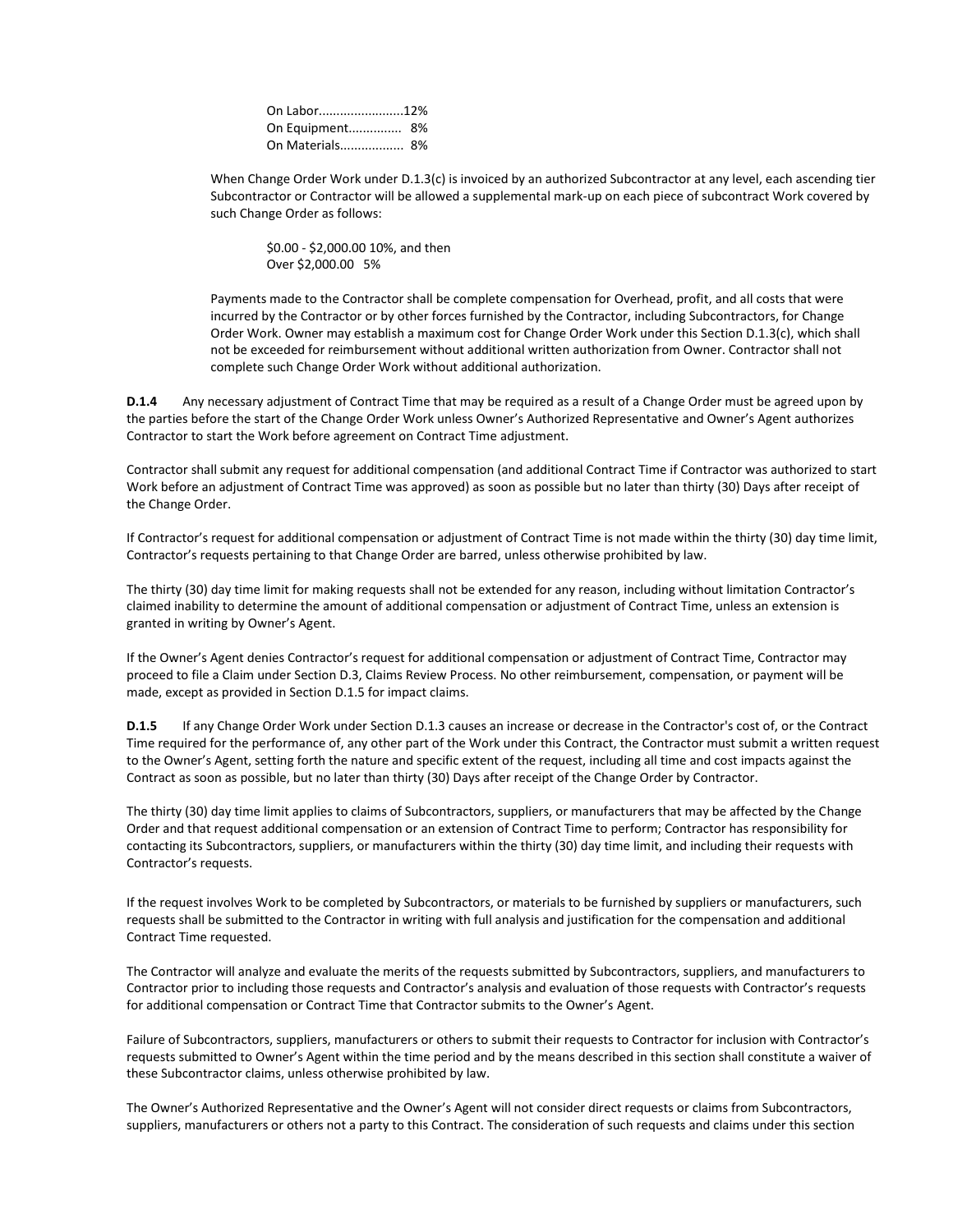On Labor........................12%
On Equipment............... 8%
On Materials.................. 8%

When Change Order Work under D.1.3(c) is invoiced by an authorized Subcontractor at any level, each ascending tier Subcontractor or Contractor will be allowed a supplemental mark-up on each piece of subcontract Work covered by such Change Order as follows:

\$0.00 - \$2,000.00 10%, and then
Over \$2,000.00 5%

Payments made to the Contractor shall be complete compensation for Overhead, profit, and all costs that were incurred by the Contractor or by other forces furnished by the Contractor, including Subcontractors, for Change Order Work. Owner may establish a maximum cost for Change Order Work under this Section D.1.3(c), which shall not be exceeded for reimbursement without additional written authorization from Owner. Contractor shall not complete such Change Order Work without additional authorization.

**D.1.4** Any necessary adjustment of Contract Time that may be required as a result of a Change Order must be agreed upon by the parties before the start of the Change Order Work unless Owner's Authorized Representative and Owner's Agent authorizes Contractor to start the Work before agreement on Contract Time adjustment.

Contractor shall submit any request for additional compensation (and additional Contract Time if Contractor was authorized to start Work before an adjustment of Contract Time was approved) as soon as possible but no later than thirty (30) Days after receipt of the Change Order.

If Contractor's request for additional compensation or adjustment of Contract Time is not made within the thirty (30) day time limit, Contractor's requests pertaining to that Change Order are barred, unless otherwise prohibited by law.

The thirty (30) day time limit for making requests shall not be extended for any reason, including without limitation Contractor's claimed inability to determine the amount of additional compensation or adjustment of Contract Time, unless an extension is granted in writing by Owner's Agent.

If the Owner's Agent denies Contractor's request for additional compensation or adjustment of Contract Time, Contractor may proceed to file a Claim under Section D.3, Claims Review Process. No other reimbursement, compensation, or payment will be made, except as provided in Section D.1.5 for impact claims.

**D.1.5** If any Change Order Work under Section D.1.3 causes an increase or decrease in the Contractor's cost of, or the Contract Time required for the performance of, any other part of the Work under this Contract, the Contractor must submit a written request to the Owner's Agent, setting forth the nature and specific extent of the request, including all time and cost impacts against the Contract as soon as possible, but no later than thirty (30) Days after receipt of the Change Order by Contractor.

The thirty (30) day time limit applies to claims of Subcontractors, suppliers, or manufacturers that may be affected by the Change Order and that request additional compensation or an extension of Contract Time to perform; Contractor has responsibility for contacting its Subcontractors, suppliers, or manufacturers within the thirty (30) day time limit, and including their requests with Contractor's requests.

If the request involves Work to be completed by Subcontractors, or materials to be furnished by suppliers or manufacturers, such requests shall be submitted to the Contractor in writing with full analysis and justification for the compensation and additional Contract Time requested.

The Contractor will analyze and evaluate the merits of the requests submitted by Subcontractors, suppliers, and manufacturers to Contractor prior to including those requests and Contractor's analysis and evaluation of those requests with Contractor's requests for additional compensation or Contract Time that Contractor submits to the Owner's Agent.

Failure of Subcontractors, suppliers, manufacturers or others to submit their requests to Contractor for inclusion with Contractor's requests submitted to Owner's Agent within the time period and by the means described in this section shall constitute a waiver of these Subcontractor claims, unless otherwise prohibited by law.

The Owner's Authorized Representative and the Owner's Agent will not consider direct requests or claims from Subcontractors, suppliers, manufacturers or others not a party to this Contract. The consideration of such requests and claims under this section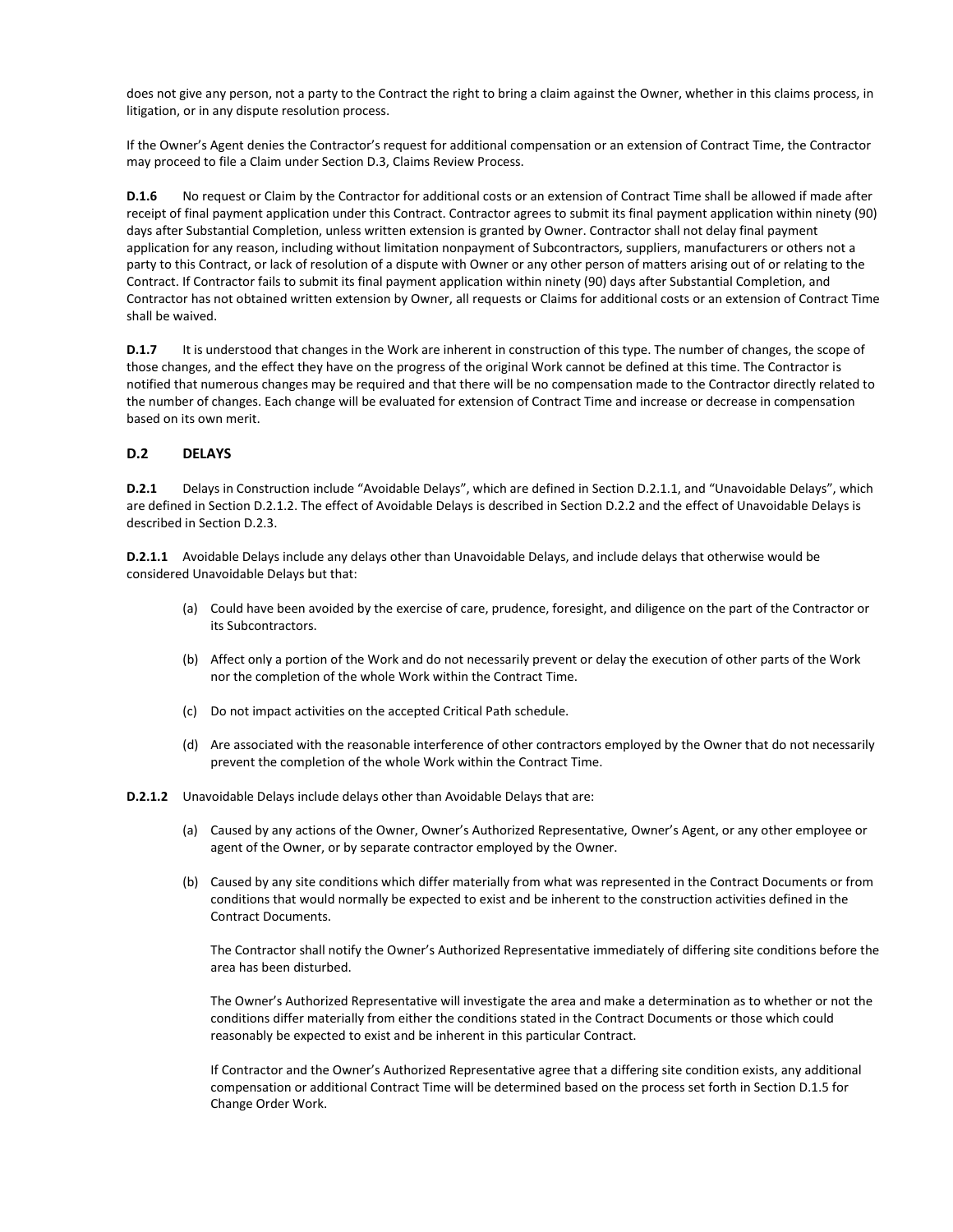does not give any person, not a party to the Contract the right to bring a claim against the Owner, whether in this claims process, in litigation, or in any dispute resolution process.

If the Owner's Agent denies the Contractor's request for additional compensation or an extension of Contract Time, the Contractor may proceed to file a Claim under Section D.3, Claims Review Process.

**D.1.6** No request or Claim by the Contractor for additional costs or an extension of Contract Time shall be allowed if made after receipt of final payment application under this Contract. Contractor agrees to submit its final payment application within ninety (90) days after Substantial Completion, unless written extension is granted by Owner. Contractor shall not delay final payment application for any reason, including without limitation nonpayment of Subcontractors, suppliers, manufacturers or others not a party to this Contract, or lack of resolution of a dispute with Owner or any other person of matters arising out of or relating to the Contract. If Contractor fails to submit its final payment application within ninety (90) days after Substantial Completion, and Contractor has not obtained written extension by Owner, all requests or Claims for additional costs or an extension of Contract Time shall be waived.

**D.1.7** It is understood that changes in the Work are inherent in construction of this type. The number of changes, the scope of those changes, and the effect they have on the progress of the original Work cannot be defined at this time. The Contractor is notified that numerous changes may be required and that there will be no compensation made to the Contractor directly related to the number of changes. Each change will be evaluated for extension of Contract Time and increase or decrease in compensation based on its own merit.

## D.2 DELAYS

**D.2.1** Delays in Construction include "Avoidable Delays", which are defined in Section D.2.1.1, and "Unavoidable Delays", which are defined in Section D.2.1.2. The effect of Avoidable Delays is described in Section D.2.2 and the effect of Unavoidable Delays is described in Section D.2.3.

**D.2.1.1** Avoidable Delays include any delays other than Unavoidable Delays, and include delays that otherwise would be considered Unavoidable Delays but that:

(a) Could have been avoided by the exercise of care, prudence, foresight, and diligence on the part of the Contractor or its Subcontractors.

(b) Affect only a portion of the Work and do not necessarily prevent or delay the execution of other parts of the Work nor the completion of the whole Work within the Contract Time.

(c) Do not impact activities on the accepted Critical Path schedule.

(d) Are associated with the reasonable interference of other contractors employed by the Owner that do not necessarily prevent the completion of the whole Work within the Contract Time.

**D.2.1.2** Unavoidable Delays include delays other than Avoidable Delays that are:

(a) Caused by any actions of the Owner, Owner's Authorized Representative, Owner's Agent, or any other employee or agent of the Owner, or by separate contractor employed by the Owner.

(b) Caused by any site conditions which differ materially from what was represented in the Contract Documents or from conditions that would normally be expected to exist and be inherent to the construction activities defined in the Contract Documents.

The Contractor shall notify the Owner's Authorized Representative immediately of differing site conditions before the area has been disturbed.

The Owner's Authorized Representative will investigate the area and make a determination as to whether or not the conditions differ materially from either the conditions stated in the Contract Documents or those which could reasonably be expected to exist and be inherent in this particular Contract.

If Contractor and the Owner's Authorized Representative agree that a differing site condition exists, any additional compensation or additional Contract Time will be determined based on the process set forth in Section D.1.5 for Change Order Work.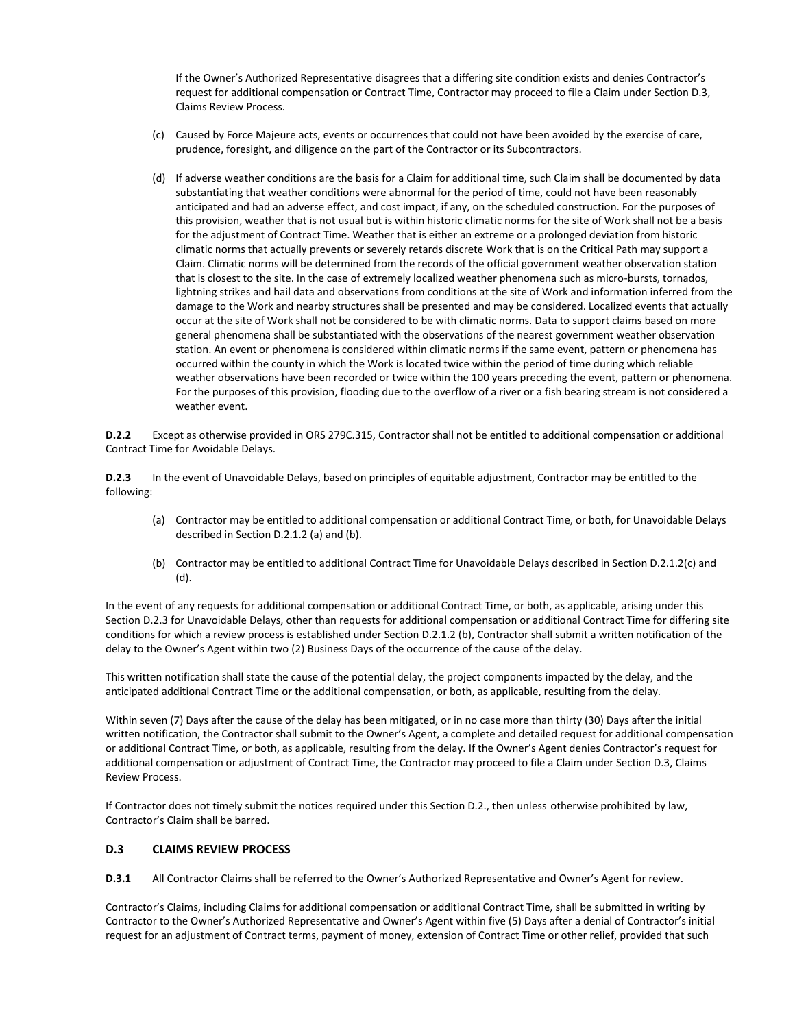If the Owner's Authorized Representative disagrees that a differing site condition exists and denies Contractor's request for additional compensation or Contract Time, Contractor may proceed to file a Claim under Section D.3, Claims Review Process.

(c) Caused by Force Majeure acts, events or occurrences that could not have been avoided by the exercise of care, prudence, foresight, and diligence on the part of the Contractor or its Subcontractors.

(d) If adverse weather conditions are the basis for a Claim for additional time, such Claim shall be documented by data substantiating that weather conditions were abnormal for the period of time, could not have been reasonably anticipated and had an adverse effect, and cost impact, if any, on the scheduled construction. For the purposes of this provision, weather that is not usual but is within historic climatic norms for the site of Work shall not be a basis for the adjustment of Contract Time. Weather that is either an extreme or a prolonged deviation from historic climatic norms that actually prevents or severely retards discrete Work that is on the Critical Path may support a Claim. Climatic norms will be determined from the records of the official government weather observation station that is closest to the site. In the case of extremely localized weather phenomena such as micro-bursts, tornados, lightning strikes and hail data and observations from conditions at the site of Work and information inferred from the damage to the Work and nearby structures shall be presented and may be considered. Localized events that actually occur at the site of Work shall not be considered to be with climatic norms. Data to support claims based on more general phenomena shall be substantiated with the observations of the nearest government weather observation station. An event or phenomena is considered within climatic norms if the same event, pattern or phenomena has occurred within the county in which the Work is located twice within the period of time during which reliable weather observations have been recorded or twice within the 100 years preceding the event, pattern or phenomena. For the purposes of this provision, flooding due to the overflow of a river or a fish bearing stream is not considered a weather event.

**D.2.2** Except as otherwise provided in ORS 279C.315, Contractor shall not be entitled to additional compensation or additional Contract Time for Avoidable Delays.

**D.2.3** In the event of Unavoidable Delays, based on principles of equitable adjustment, Contractor may be entitled to the following:

(a) Contractor may be entitled to additional compensation or additional Contract Time, or both, for Unavoidable Delays described in Section D.2.1.2 (a) and (b).

(b) Contractor may be entitled to additional Contract Time for Unavoidable Delays described in Section D.2.1.2(c) and (d).

In the event of any requests for additional compensation or additional Contract Time, or both, as applicable, arising under this Section D.2.3 for Unavoidable Delays, other than requests for additional compensation or additional Contract Time for differing site conditions for which a review process is established under Section D.2.1.2 (b), Contractor shall submit a written notification of the delay to the Owner's Agent within two (2) Business Days of the occurrence of the cause of the delay.

This written notification shall state the cause of the potential delay, the project components impacted by the delay, and the anticipated additional Contract Time or the additional compensation, or both, as applicable, resulting from the delay.

Within seven (7) Days after the cause of the delay has been mitigated, or in no case more than thirty (30) Days after the initial written notification, the Contractor shall submit to the Owner's Agent, a complete and detailed request for additional compensation or additional Contract Time, or both, as applicable, resulting from the delay. If the Owner's Agent denies Contractor's request for additional compensation or adjustment of Contract Time, the Contractor may proceed to file a Claim under Section D.3, Claims Review Process.

If Contractor does not timely submit the notices required under this Section D.2., then unless otherwise prohibited by law, Contractor's Claim shall be barred.

## D.3 CLAIMS REVIEW PROCESS

**D.3.1** All Contractor Claims shall be referred to the Owner's Authorized Representative and Owner's Agent for review.

Contractor's Claims, including Claims for additional compensation or additional Contract Time, shall be submitted in writing by Contractor to the Owner's Authorized Representative and Owner's Agent within five (5) Days after a denial of Contractor's initial request for an adjustment of Contract terms, payment of money, extension of Contract Time or other relief, provided that such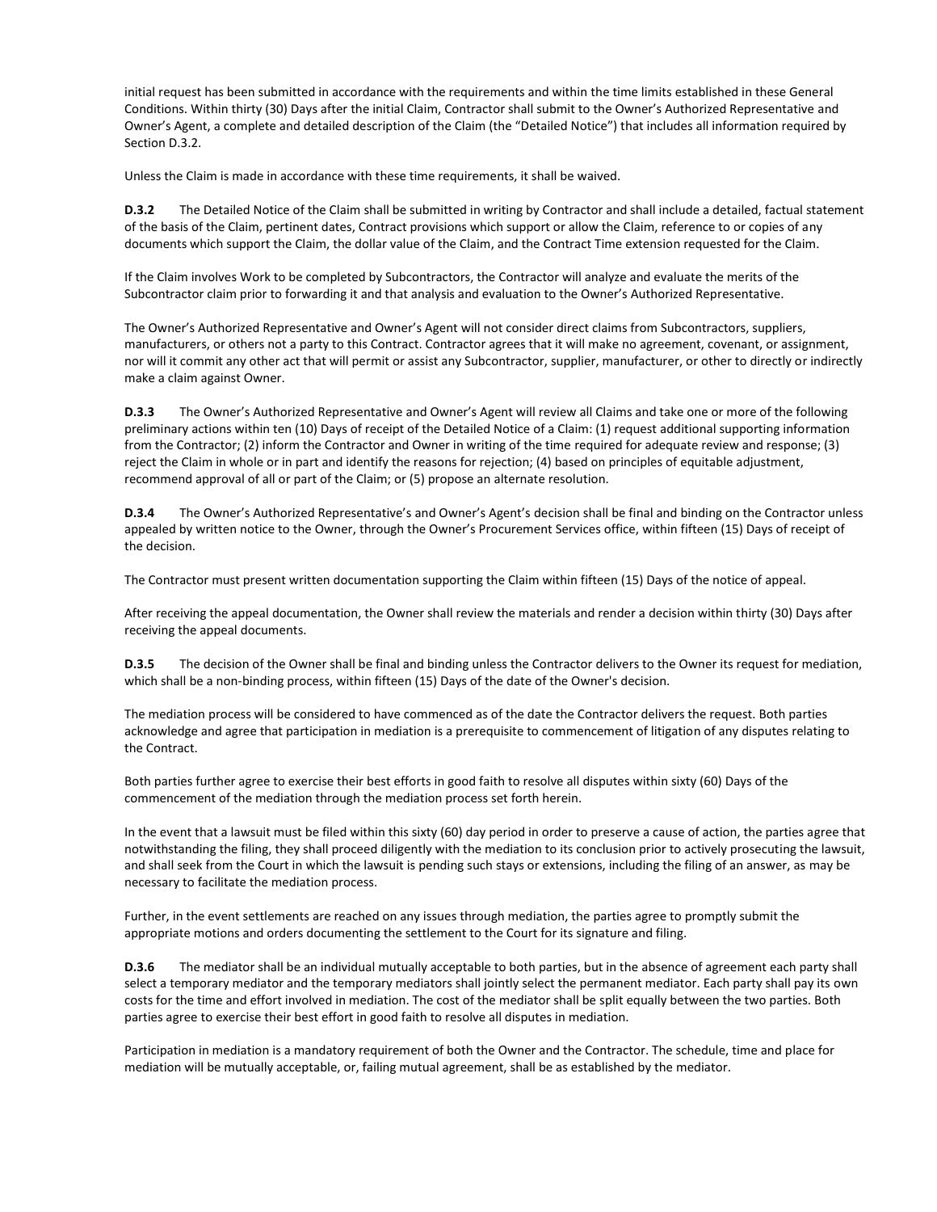initial request has been submitted in accordance with the requirements and within the time limits established in these General Conditions. Within thirty (30) Days after the initial Claim, Contractor shall submit to the Owner's Authorized Representative and Owner's Agent, a complete and detailed description of the Claim (the "Detailed Notice") that includes all information required by Section D.3.2.

Unless the Claim is made in accordance with these time requirements, it shall be waived.

**D.3.2** The Detailed Notice of the Claim shall be submitted in writing by Contractor and shall include a detailed, factual statement of the basis of the Claim, pertinent dates, Contract provisions which support or allow the Claim, reference to or copies of any documents which support the Claim, the dollar value of the Claim, and the Contract Time extension requested for the Claim.

If the Claim involves Work to be completed by Subcontractors, the Contractor will analyze and evaluate the merits of the Subcontractor claim prior to forwarding it and that analysis and evaluation to the Owner's Authorized Representative.

The Owner's Authorized Representative and Owner's Agent will not consider direct claims from Subcontractors, suppliers, manufacturers, or others not a party to this Contract. Contractor agrees that it will make no agreement, covenant, or assignment, nor will it commit any other act that will permit or assist any Subcontractor, supplier, manufacturer, or other to directly or indirectly make a claim against Owner.

**D.3.3** The Owner's Authorized Representative and Owner's Agent will review all Claims and take one or more of the following preliminary actions within ten (10) Days of receipt of the Detailed Notice of a Claim: (1) request additional supporting information from the Contractor; (2) inform the Contractor and Owner in writing of the time required for adequate review and response; (3) reject the Claim in whole or in part and identify the reasons for rejection; (4) based on principles of equitable adjustment, recommend approval of all or part of the Claim; or (5) propose an alternate resolution.

**D.3.4** The Owner's Authorized Representative's and Owner's Agent's decision shall be final and binding on the Contractor unless appealed by written notice to the Owner, through the Owner's Procurement Services office, within fifteen (15) Days of receipt of the decision.

The Contractor must present written documentation supporting the Claim within fifteen (15) Days of the notice of appeal.

After receiving the appeal documentation, the Owner shall review the materials and render a decision within thirty (30) Days after receiving the appeal documents.

**D.3.5** The decision of the Owner shall be final and binding unless the Contractor delivers to the Owner its request for mediation, which shall be a non-binding process, within fifteen (15) Days of the date of the Owner's decision.

The mediation process will be considered to have commenced as of the date the Contractor delivers the request. Both parties acknowledge and agree that participation in mediation is a prerequisite to commencement of litigation of any disputes relating to the Contract.

Both parties further agree to exercise their best efforts in good faith to resolve all disputes within sixty (60) Days of the commencement of the mediation through the mediation process set forth herein.

In the event that a lawsuit must be filed within this sixty (60) day period in order to preserve a cause of action, the parties agree that notwithstanding the filing, they shall proceed diligently with the mediation to its conclusion prior to actively prosecuting the lawsuit, and shall seek from the Court in which the lawsuit is pending such stays or extensions, including the filing of an answer, as may be necessary to facilitate the mediation process.

Further, in the event settlements are reached on any issues through mediation, the parties agree to promptly submit the appropriate motions and orders documenting the settlement to the Court for its signature and filing.

**D.3.6** The mediator shall be an individual mutually acceptable to both parties, but in the absence of agreement each party shall select a temporary mediator and the temporary mediators shall jointly select the permanent mediator. Each party shall pay its own costs for the time and effort involved in mediation. The cost of the mediator shall be split equally between the two parties. Both parties agree to exercise their best effort in good faith to resolve all disputes in mediation.

Participation in mediation is a mandatory requirement of both the Owner and the Contractor. The schedule, time and place for mediation will be mutually acceptable, or, failing mutual agreement, shall be as established by the mediator.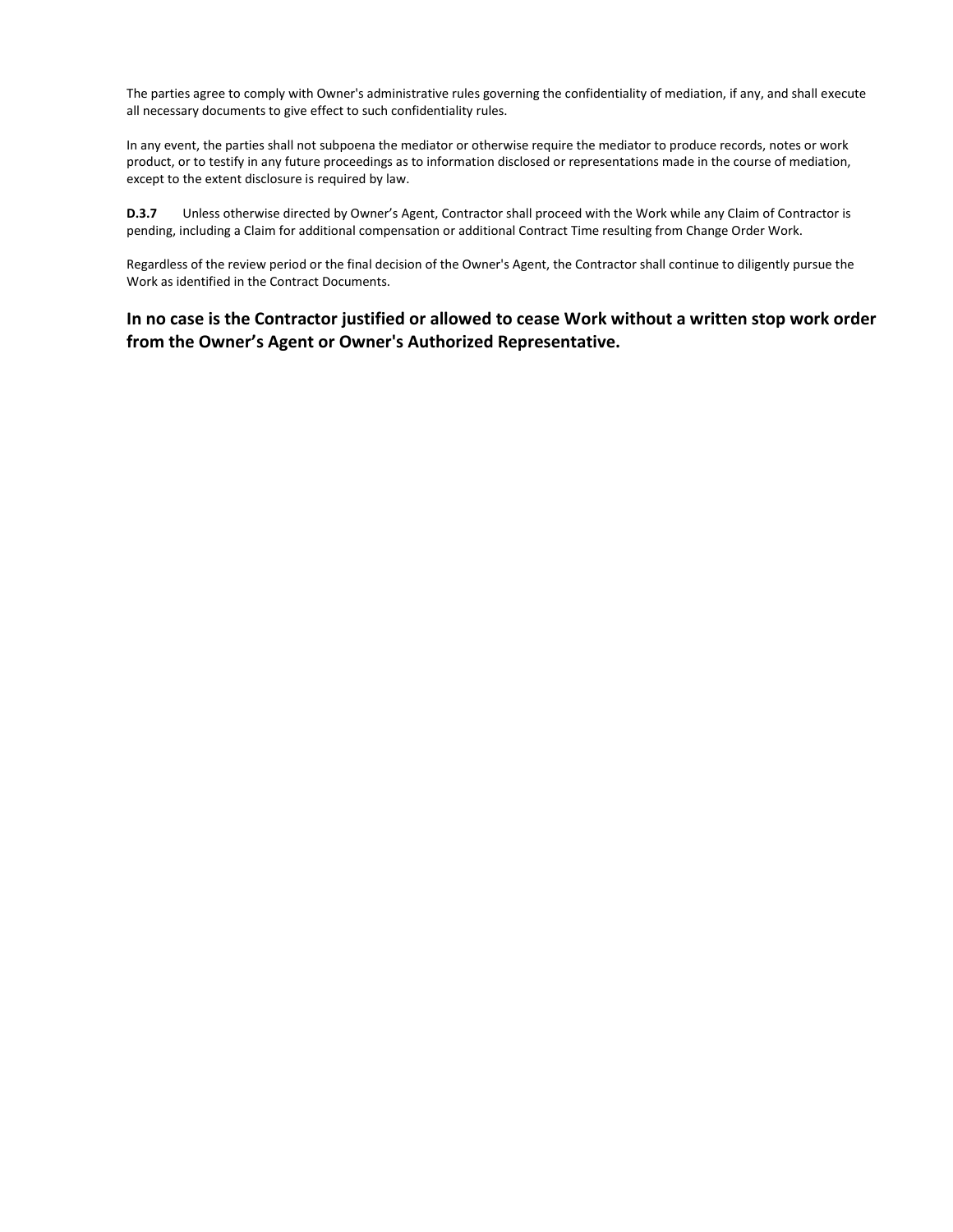The parties agree to comply with Owner's administrative rules governing the confidentiality of mediation, if any, and shall execute all necessary documents to give effect to such confidentiality rules.

In any event, the parties shall not subpoena the mediator or otherwise require the mediator to produce records, notes or work product, or to testify in any future proceedings as to information disclosed or representations made in the course of mediation, except to the extent disclosure is required by law.

**D.3.7** Unless otherwise directed by Owner’s Agent, Contractor shall proceed with the Work while any Claim of Contractor is pending, including a Claim for additional compensation or additional Contract Time resulting from Change Order Work.

Regardless of the review period or the final decision of the Owner's Agent, the Contractor shall continue to diligently pursue the Work as identified in the Contract Documents.

**In no case is the Contractor justified or allowed to cease Work without a written stop work order from the Owner’s Agent or Owner's Authorized Representative.**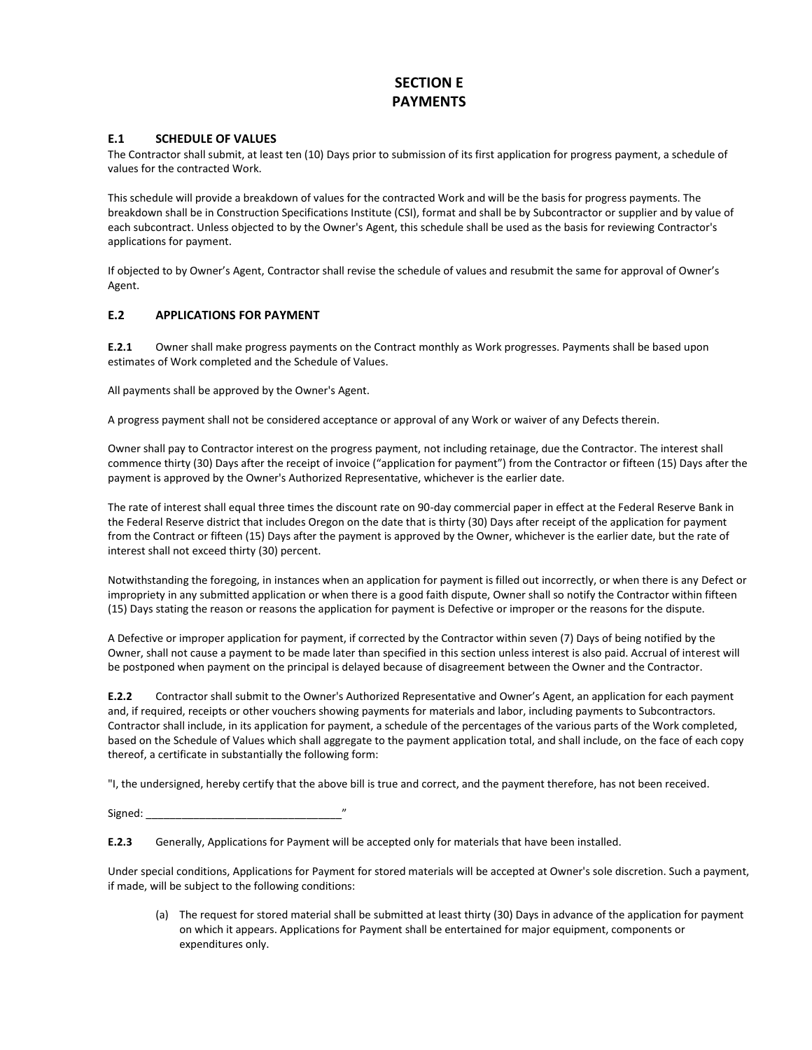# SECTION E
# PAYMENTS

### E.1 SCHEDULE OF VALUES

The Contractor shall submit, at least ten (10) Days prior to submission of its first application for progress payment, a schedule of values for the contracted Work.

This schedule will provide a breakdown of values for the contracted Work and will be the basis for progress payments. The breakdown shall be in Construction Specifications Institute (CSI), format and shall be by Subcontractor or supplier and by value of each subcontract. Unless objected to by the Owner's Agent, this schedule shall be used as the basis for reviewing Contractor's applications for payment.

If objected to by Owner's Agent, Contractor shall revise the schedule of values and resubmit the same for approval of Owner's Agent.

### E.2 APPLICATIONS FOR PAYMENT

**E.2.1** Owner shall make progress payments on the Contract monthly as Work progresses. Payments shall be based upon estimates of Work completed and the Schedule of Values.

All payments shall be approved by the Owner's Agent.

A progress payment shall not be considered acceptance or approval of any Work or waiver of any Defects therein.

Owner shall pay to Contractor interest on the progress payment, not including retainage, due the Contractor. The interest shall commence thirty (30) Days after the receipt of invoice ("application for payment") from the Contractor or fifteen (15) Days after the payment is approved by the Owner's Authorized Representative, whichever is the earlier date.

The rate of interest shall equal three times the discount rate on 90-day commercial paper in effect at the Federal Reserve Bank in the Federal Reserve district that includes Oregon on the date that is thirty (30) Days after receipt of the application for payment from the Contract or fifteen (15) Days after the payment is approved by the Owner, whichever is the earlier date, but the rate of interest shall not exceed thirty (30) percent.

Notwithstanding the foregoing, in instances when an application for payment is filled out incorrectly, or when there is any Defect or impropriety in any submitted application or when there is a good faith dispute, Owner shall so notify the Contractor within fifteen (15) Days stating the reason or reasons the application for payment is Defective or improper or the reasons for the dispute.

A Defective or improper application for payment, if corrected by the Contractor within seven (7) Days of being notified by the Owner, shall not cause a payment to be made later than specified in this section unless interest is also paid. Accrual of interest will be postponed when payment on the principal is delayed because of disagreement between the Owner and the Contractor.

**E.2.2** Contractor shall submit to the Owner's Authorized Representative and Owner's Agent, an application for each payment and, if required, receipts or other vouchers showing payments for materials and labor, including payments to Subcontractors. Contractor shall include, in its application for payment, a schedule of the percentages of the various parts of the Work completed, based on the Schedule of Values which shall aggregate to the payment application total, and shall include, on the face of each copy thereof, a certificate in substantially the following form:

"I, the undersigned, hereby certify that the above bill is true and correct, and the payment therefore, has not been received.

Signed: ________________________________"

**E.2.3** Generally, Applications for Payment will be accepted only for materials that have been installed.

Under special conditions, Applications for Payment for stored materials will be accepted at Owner's sole discretion. Such a payment, if made, will be subject to the following conditions:

(a) The request for stored material shall be submitted at least thirty (30) Days in advance of the application for payment on which it appears. Applications for Payment shall be entertained for major equipment, components or expenditures only.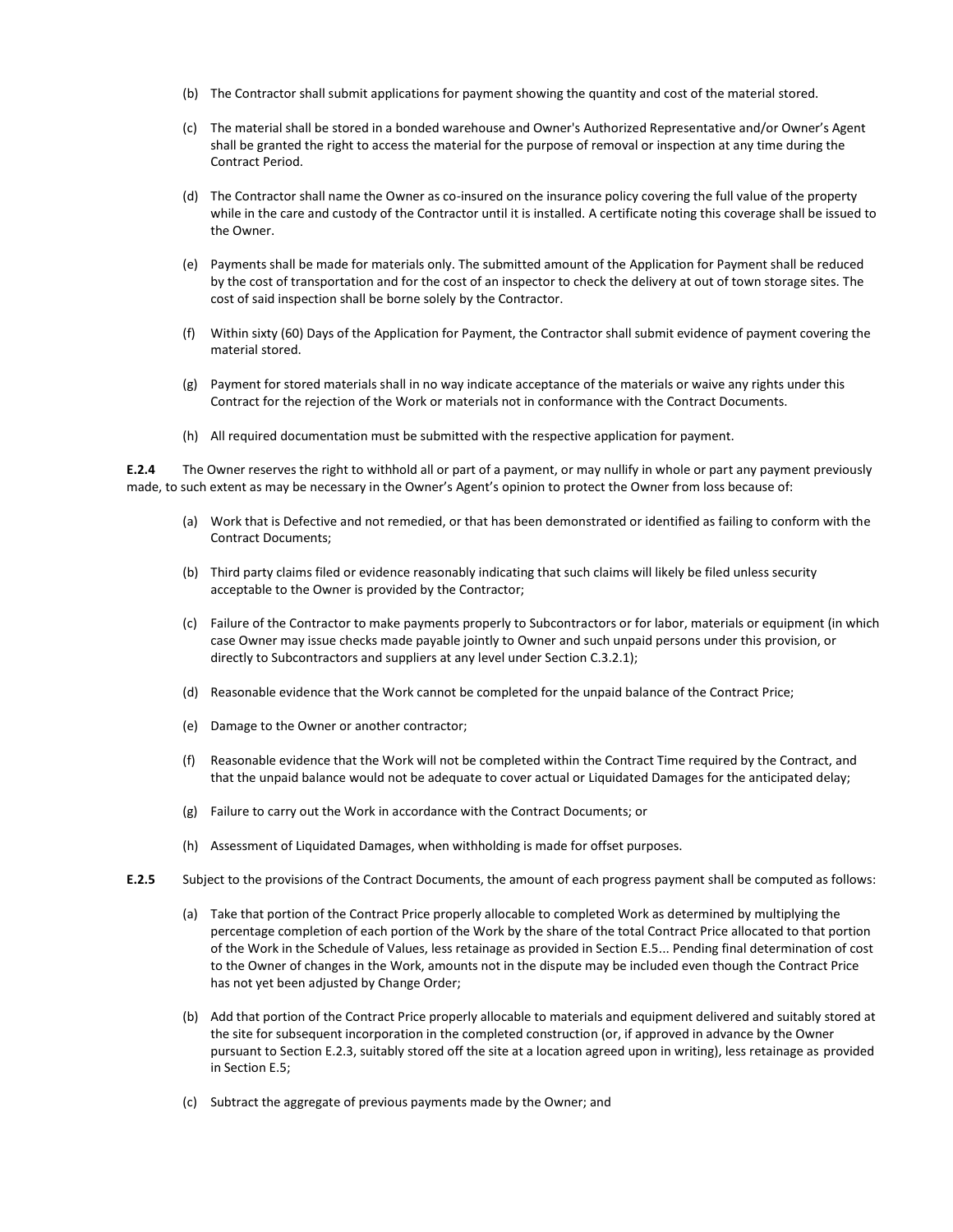(b) The Contractor shall submit applications for payment showing the quantity and cost of the material stored.

(c) The material shall be stored in a bonded warehouse and Owner's Authorized Representative and/or Owner's Agent shall be granted the right to access the material for the purpose of removal or inspection at any time during the Contract Period.

(d) The Contractor shall name the Owner as co-insured on the insurance policy covering the full value of the property while in the care and custody of the Contractor until it is installed. A certificate noting this coverage shall be issued to the Owner.

(e) Payments shall be made for materials only. The submitted amount of the Application for Payment shall be reduced by the cost of transportation and for the cost of an inspector to check the delivery at out of town storage sites. The cost of said inspection shall be borne solely by the Contractor.

(f) Within sixty (60) Days of the Application for Payment, the Contractor shall submit evidence of payment covering the material stored.

(g) Payment for stored materials shall in no way indicate acceptance of the materials or waive any rights under this Contract for the rejection of the Work or materials not in conformance with the Contract Documents.

(h) All required documentation must be submitted with the respective application for payment.

**E.2.4** The Owner reserves the right to withhold all or part of a payment, or may nullify in whole or part any payment previously made, to such extent as may be necessary in the Owner's Agent's opinion to protect the Owner from loss because of:

(a) Work that is Defective and not remedied, or that has been demonstrated or identified as failing to conform with the Contract Documents;

(b) Third party claims filed or evidence reasonably indicating that such claims will likely be filed unless security acceptable to the Owner is provided by the Contractor;

(c) Failure of the Contractor to make payments properly to Subcontractors or for labor, materials or equipment (in which case Owner may issue checks made payable jointly to Owner and such unpaid persons under this provision, or directly to Subcontractors and suppliers at any level under Section C.3.2.1);

(d) Reasonable evidence that the Work cannot be completed for the unpaid balance of the Contract Price;

(e) Damage to the Owner or another contractor;

(f) Reasonable evidence that the Work will not be completed within the Contract Time required by the Contract, and that the unpaid balance would not be adequate to cover actual or Liquidated Damages for the anticipated delay;

(g) Failure to carry out the Work in accordance with the Contract Documents; or

(h) Assessment of Liquidated Damages, when withholding is made for offset purposes.

**E.2.5** Subject to the provisions of the Contract Documents, the amount of each progress payment shall be computed as follows:

(a) Take that portion of the Contract Price properly allocable to completed Work as determined by multiplying the percentage completion of each portion of the Work by the share of the total Contract Price allocated to that portion of the Work in the Schedule of Values, less retainage as provided in Section E.5... Pending final determination of cost to the Owner of changes in the Work, amounts not in the dispute may be included even though the Contract Price has not yet been adjusted by Change Order;

(b) Add that portion of the Contract Price properly allocable to materials and equipment delivered and suitably stored at the site for subsequent incorporation in the completed construction (or, if approved in advance by the Owner pursuant to Section E.2.3, suitably stored off the site at a location agreed upon in writing), less retainage as provided in Section E.5;

(c) Subtract the aggregate of previous payments made by the Owner; and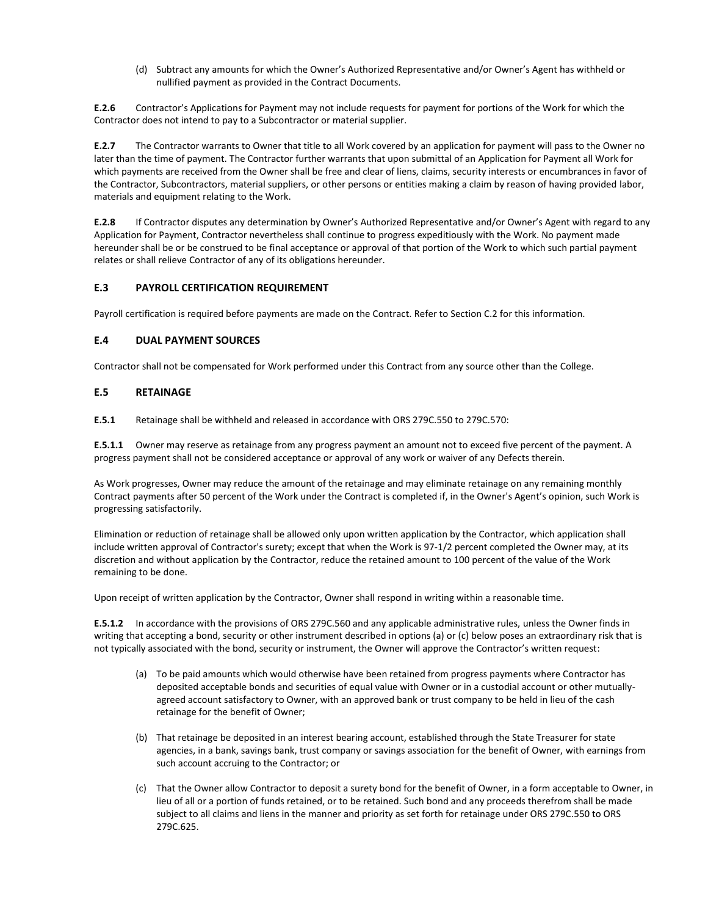(d) Subtract any amounts for which the Owner's Authorized Representative and/or Owner's Agent has withheld or nullified payment as provided in the Contract Documents.

**E.2.6** Contractor's Applications for Payment may not include requests for payment for portions of the Work for which the Contractor does not intend to pay to a Subcontractor or material supplier.

**E.2.7** The Contractor warrants to Owner that title to all Work covered by an application for payment will pass to the Owner no later than the time of payment. The Contractor further warrants that upon submittal of an Application for Payment all Work for which payments are received from the Owner shall be free and clear of liens, claims, security interests or encumbrances in favor of the Contractor, Subcontractors, material suppliers, or other persons or entities making a claim by reason of having provided labor, materials and equipment relating to the Work.

**E.2.8** If Contractor disputes any determination by Owner's Authorized Representative and/or Owner's Agent with regard to any Application for Payment, Contractor nevertheless shall continue to progress expeditiously with the Work. No payment made hereunder shall be or be construed to be final acceptance or approval of that portion of the Work to which such partial payment relates or shall relieve Contractor of any of its obligations hereunder.

## E.3 PAYROLL CERTIFICATION REQUIREMENT

Payroll certification is required before payments are made on the Contract. Refer to Section C.2 for this information.

## E.4 DUAL PAYMENT SOURCES

Contractor shall not be compensated for Work performed under this Contract from any source other than the College.

## E.5 RETAINAGE

**E.5.1** Retainage shall be withheld and released in accordance with ORS 279C.550 to 279C.570:

**E.5.1.1** Owner may reserve as retainage from any progress payment an amount not to exceed five percent of the payment. A progress payment shall not be considered acceptance or approval of any work or waiver of any Defects therein.

As Work progresses, Owner may reduce the amount of the retainage and may eliminate retainage on any remaining monthly Contract payments after 50 percent of the Work under the Contract is completed if, in the Owner's Agent's opinion, such Work is progressing satisfactorily.

Elimination or reduction of retainage shall be allowed only upon written application by the Contractor, which application shall include written approval of Contractor's surety; except that when the Work is 97-1/2 percent completed the Owner may, at its discretion and without application by the Contractor, reduce the retained amount to 100 percent of the value of the Work remaining to be done.

Upon receipt of written application by the Contractor, Owner shall respond in writing within a reasonable time.

**E.5.1.2** In accordance with the provisions of ORS 279C.560 and any applicable administrative rules, unless the Owner finds in writing that accepting a bond, security or other instrument described in options (a) or (c) below poses an extraordinary risk that is not typically associated with the bond, security or instrument, the Owner will approve the Contractor's written request:

(a) To be paid amounts which would otherwise have been retained from progress payments where Contractor has deposited acceptable bonds and securities of equal value with Owner or in a custodial account or other mutually-agreed account satisfactory to Owner, with an approved bank or trust company to be held in lieu of the cash retainage for the benefit of Owner;

(b) That retainage be deposited in an interest bearing account, established through the State Treasurer for state agencies, in a bank, savings bank, trust company or savings association for the benefit of Owner, with earnings from such account accruing to the Contractor; or

(c) That the Owner allow Contractor to deposit a surety bond for the benefit of Owner, in a form acceptable to Owner, in lieu of all or a portion of funds retained, or to be retained. Such bond and any proceeds therefrom shall be made subject to all claims and liens in the manner and priority as set forth for retainage under ORS 279C.550 to ORS 279C.625.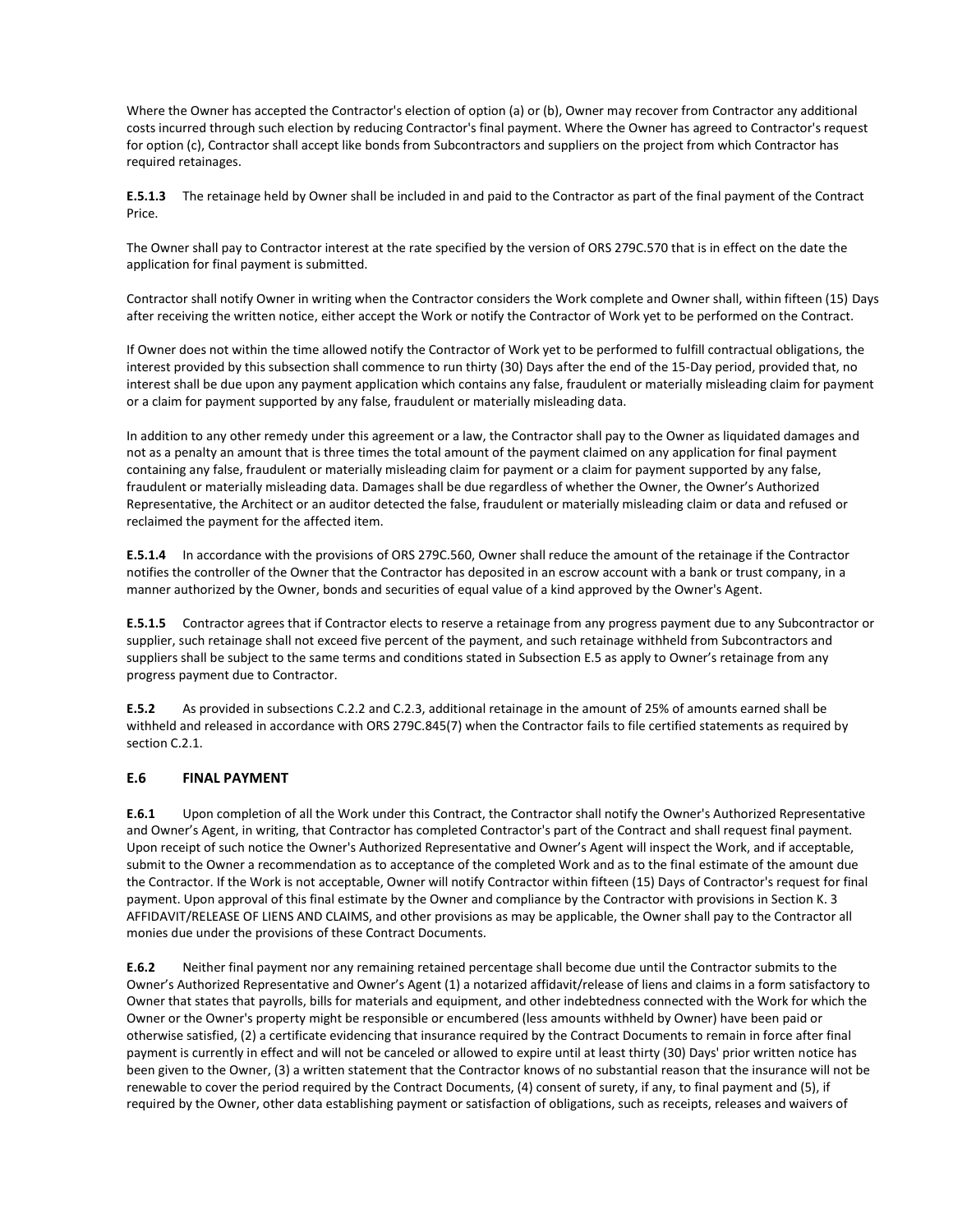Where the Owner has accepted the Contractor's election of option (a) or (b), Owner may recover from Contractor any additional costs incurred through such election by reducing Contractor's final payment. Where the Owner has agreed to Contractor's request for option (c), Contractor shall accept like bonds from Subcontractors and suppliers on the project from which Contractor has required retainages.

**E.5.1.3** The retainage held by Owner shall be included in and paid to the Contractor as part of the final payment of the Contract Price.

The Owner shall pay to Contractor interest at the rate specified by the version of ORS 279C.570 that is in effect on the date the application for final payment is submitted.

Contractor shall notify Owner in writing when the Contractor considers the Work complete and Owner shall, within fifteen (15) Days after receiving the written notice, either accept the Work or notify the Contractor of Work yet to be performed on the Contract.

If Owner does not within the time allowed notify the Contractor of Work yet to be performed to fulfill contractual obligations, the interest provided by this subsection shall commence to run thirty (30) Days after the end of the 15-Day period, provided that, no interest shall be due upon any payment application which contains any false, fraudulent or materially misleading claim for payment or a claim for payment supported by any false, fraudulent or materially misleading data.

In addition to any other remedy under this agreement or a law, the Contractor shall pay to the Owner as liquidated damages and not as a penalty an amount that is three times the total amount of the payment claimed on any application for final payment containing any false, fraudulent or materially misleading claim for payment or a claim for payment supported by any false, fraudulent or materially misleading data. Damages shall be due regardless of whether the Owner, the Owner's Authorized Representative, the Architect or an auditor detected the false, fraudulent or materially misleading claim or data and refused or reclaimed the payment for the affected item.

**E.5.1.4** In accordance with the provisions of ORS 279C.560, Owner shall reduce the amount of the retainage if the Contractor notifies the controller of the Owner that the Contractor has deposited in an escrow account with a bank or trust company, in a manner authorized by the Owner, bonds and securities of equal value of a kind approved by the Owner's Agent.

**E.5.1.5** Contractor agrees that if Contractor elects to reserve a retainage from any progress payment due to any Subcontractor or supplier, such retainage shall not exceed five percent of the payment, and such retainage withheld from Subcontractors and suppliers shall be subject to the same terms and conditions stated in Subsection E.5 as apply to Owner's retainage from any progress payment due to Contractor.

**E.5.2** As provided in subsections C.2.2 and C.2.3, additional retainage in the amount of 25% of amounts earned shall be withheld and released in accordance with ORS 279C.845(7) when the Contractor fails to file certified statements as required by section C.2.1.

## E.6 FINAL PAYMENT

**E.6.1** Upon completion of all the Work under this Contract, the Contractor shall notify the Owner's Authorized Representative and Owner's Agent, in writing, that Contractor has completed Contractor's part of the Contract and shall request final payment. Upon receipt of such notice the Owner's Authorized Representative and Owner's Agent will inspect the Work, and if acceptable, submit to the Owner a recommendation as to acceptance of the completed Work and as to the final estimate of the amount due the Contractor. If the Work is not acceptable, Owner will notify Contractor within fifteen (15) Days of Contractor's request for final payment. Upon approval of this final estimate by the Owner and compliance by the Contractor with provisions in Section K. 3 AFFIDAVIT/RELEASE OF LIENS AND CLAIMS, and other provisions as may be applicable, the Owner shall pay to the Contractor all monies due under the provisions of these Contract Documents.

**E.6.2** Neither final payment nor any remaining retained percentage shall become due until the Contractor submits to the Owner's Authorized Representative and Owner's Agent (1) a notarized affidavit/release of liens and claims in a form satisfactory to Owner that states that payrolls, bills for materials and equipment, and other indebtedness connected with the Work for which the Owner or the Owner's property might be responsible or encumbered (less amounts withheld by Owner) have been paid or otherwise satisfied, (2) a certificate evidencing that insurance required by the Contract Documents to remain in force after final payment is currently in effect and will not be canceled or allowed to expire until at least thirty (30) Days' prior written notice has been given to the Owner, (3) a written statement that the Contractor knows of no substantial reason that the insurance will not be renewable to cover the period required by the Contract Documents, (4) consent of surety, if any, to final payment and (5), if required by the Owner, other data establishing payment or satisfaction of obligations, such as receipts, releases and waivers of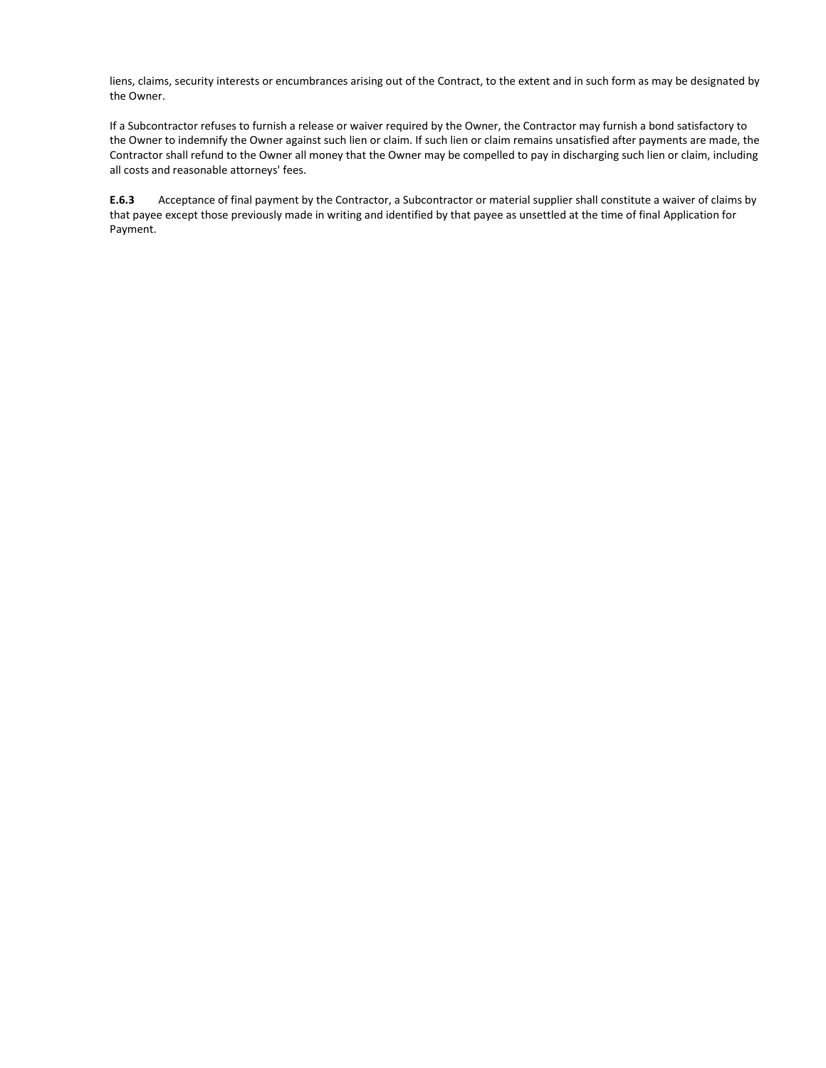liens, claims, security interests or encumbrances arising out of the Contract, to the extent and in such form as may be designated by the Owner.

If a Subcontractor refuses to furnish a release or waiver required by the Owner, the Contractor may furnish a bond satisfactory to the Owner to indemnify the Owner against such lien or claim. If such lien or claim remains unsatisfied after payments are made, the Contractor shall refund to the Owner all money that the Owner may be compelled to pay in discharging such lien or claim, including all costs and reasonable attorneys' fees.

**E.6.3** Acceptance of final payment by the Contractor, a Subcontractor or material supplier shall constitute a waiver of claims by that payee except those previously made in writing and identified by that payee as unsettled at the time of final Application for Payment.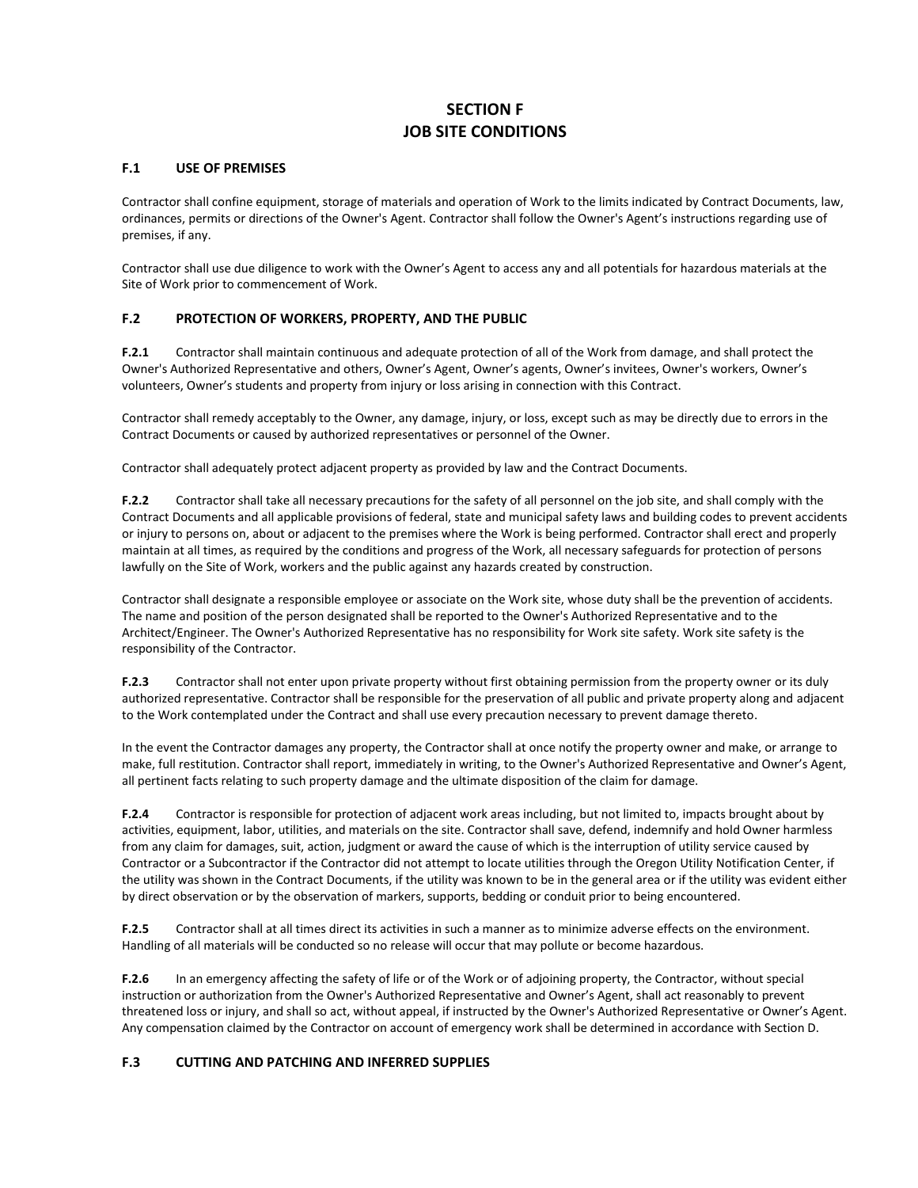# SECTION F
# JOB SITE CONDITIONS

## F.1 USE OF PREMISES

Contractor shall confine equipment, storage of materials and operation of Work to the limits indicated by Contract Documents, law, ordinances, permits or directions of the Owner's Agent. Contractor shall follow the Owner's Agent's instructions regarding use of premises, if any.

Contractor shall use due diligence to work with the Owner's Agent to access any and all potentials for hazardous materials at the Site of Work prior to commencement of Work.

## F.2 PROTECTION OF WORKERS, PROPERTY, AND THE PUBLIC

**F.2.1** Contractor shall maintain continuous and adequate protection of all of the Work from damage, and shall protect the Owner's Authorized Representative and others, Owner's Agent, Owner's agents, Owner's invitees, Owner's workers, Owner's volunteers, Owner's students and property from injury or loss arising in connection with this Contract.

Contractor shall remedy acceptably to the Owner, any damage, injury, or loss, except such as may be directly due to errors in the Contract Documents or caused by authorized representatives or personnel of the Owner.

Contractor shall adequately protect adjacent property as provided by law and the Contract Documents.

**F.2.2** Contractor shall take all necessary precautions for the safety of all personnel on the job site, and shall comply with the Contract Documents and all applicable provisions of federal, state and municipal safety laws and building codes to prevent accidents or injury to persons on, about or adjacent to the premises where the Work is being performed. Contractor shall erect and properly maintain at all times, as required by the conditions and progress of the Work, all necessary safeguards for protection of persons lawfully on the Site of Work, workers and the public against any hazards created by construction.

Contractor shall designate a responsible employee or associate on the Work site, whose duty shall be the prevention of accidents. The name and position of the person designated shall be reported to the Owner's Authorized Representative and to the Architect/Engineer. The Owner's Authorized Representative has no responsibility for Work site safety. Work site safety is the responsibility of the Contractor.

**F.2.3** Contractor shall not enter upon private property without first obtaining permission from the property owner or its duly authorized representative. Contractor shall be responsible for the preservation of all public and private property along and adjacent to the Work contemplated under the Contract and shall use every precaution necessary to prevent damage thereto.

In the event the Contractor damages any property, the Contractor shall at once notify the property owner and make, or arrange to make, full restitution. Contractor shall report, immediately in writing, to the Owner's Authorized Representative and Owner's Agent, all pertinent facts relating to such property damage and the ultimate disposition of the claim for damage.

**F.2.4** Contractor is responsible for protection of adjacent work areas including, but not limited to, impacts brought about by activities, equipment, labor, utilities, and materials on the site. Contractor shall save, defend, indemnify and hold Owner harmless from any claim for damages, suit, action, judgment or award the cause of which is the interruption of utility service caused by Contractor or a Subcontractor if the Contractor did not attempt to locate utilities through the Oregon Utility Notification Center, if the utility was shown in the Contract Documents, if the utility was known to be in the general area or if the utility was evident either by direct observation or by the observation of markers, supports, bedding or conduit prior to being encountered.

**F.2.5** Contractor shall at all times direct its activities in such a manner as to minimize adverse effects on the environment. Handling of all materials will be conducted so no release will occur that may pollute or become hazardous.

**F.2.6** In an emergency affecting the safety of life or of the Work or of adjoining property, the Contractor, without special instruction or authorization from the Owner's Authorized Representative and Owner's Agent, shall act reasonably to prevent threatened loss or injury, and shall so act, without appeal, if instructed by the Owner's Authorized Representative or Owner's Agent. Any compensation claimed by the Contractor on account of emergency work shall be determined in accordance with Section D.

## F.3 CUTTING AND PATCHING AND INFERRED SUPPLIES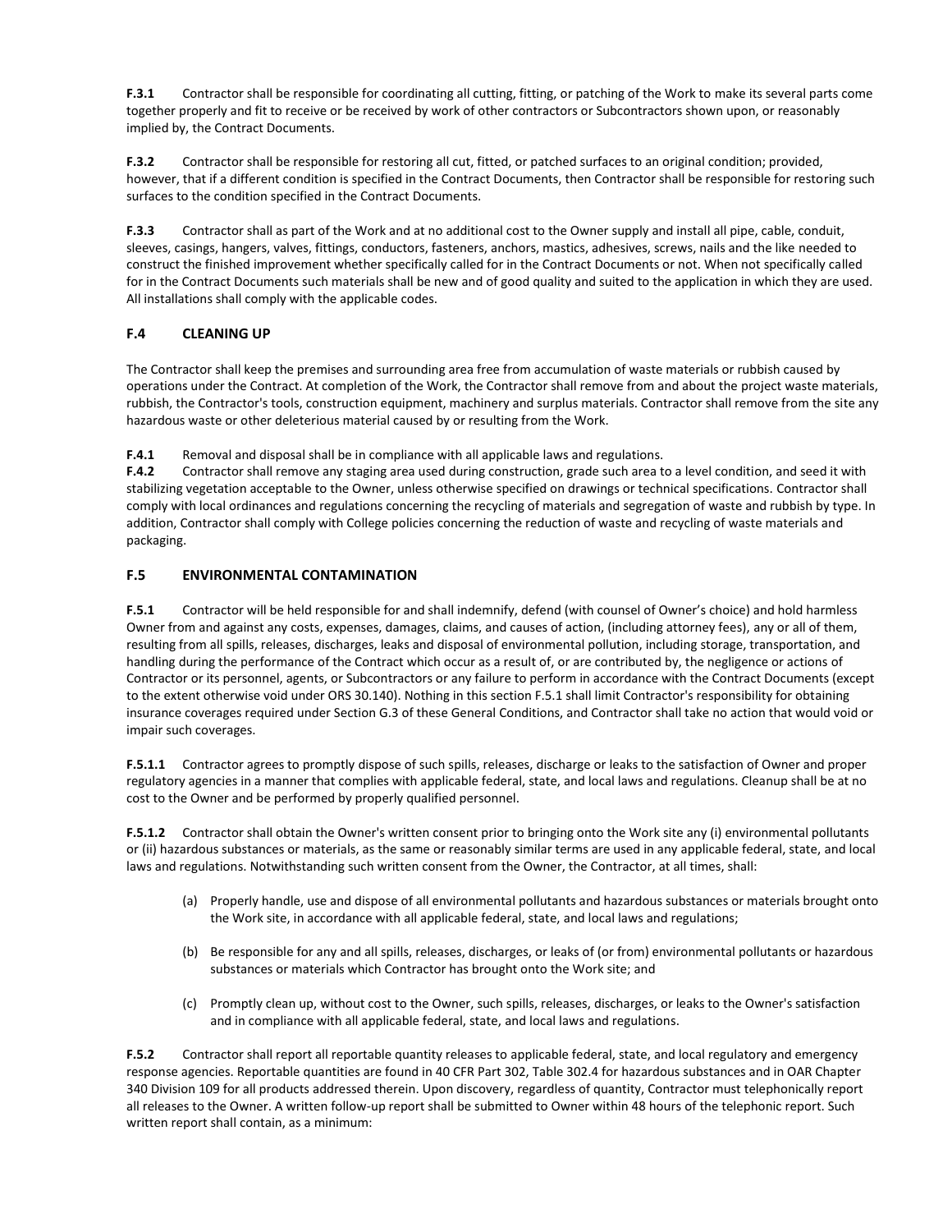**F.3.1** Contractor shall be responsible for coordinating all cutting, fitting, or patching of the Work to make its several parts come together properly and fit to receive or be received by work of other contractors or Subcontractors shown upon, or reasonably implied by, the Contract Documents.

**F.3.2** Contractor shall be responsible for restoring all cut, fitted, or patched surfaces to an original condition; provided, however, that if a different condition is specified in the Contract Documents, then Contractor shall be responsible for restoring such surfaces to the condition specified in the Contract Documents.

**F.3.3** Contractor shall as part of the Work and at no additional cost to the Owner supply and install all pipe, cable, conduit, sleeves, casings, hangers, valves, fittings, conductors, fasteners, anchors, mastics, adhesives, screws, nails and the like needed to construct the finished improvement whether specifically called for in the Contract Documents or not. When not specifically called for in the Contract Documents such materials shall be new and of good quality and suited to the application in which they are used. All installations shall comply with the applicable codes.

## F.4 CLEANING UP

The Contractor shall keep the premises and surrounding area free from accumulation of waste materials or rubbish caused by operations under the Contract. At completion of the Work, the Contractor shall remove from and about the project waste materials, rubbish, the Contractor's tools, construction equipment, machinery and surplus materials. Contractor shall remove from the site any hazardous waste or other deleterious material caused by or resulting from the Work.

**F.4.1** Removal and disposal shall be in compliance with all applicable laws and regulations.

**F.4.2** Contractor shall remove any staging area used during construction, grade such area to a level condition, and seed it with stabilizing vegetation acceptable to the Owner, unless otherwise specified on drawings or technical specifications. Contractor shall comply with local ordinances and regulations concerning the recycling of materials and segregation of waste and rubbish by type. In addition, Contractor shall comply with College policies concerning the reduction of waste and recycling of waste materials and packaging.

## F.5 ENVIRONMENTAL CONTAMINATION

**F.5.1** Contractor will be held responsible for and shall indemnify, defend (with counsel of Owner's choice) and hold harmless Owner from and against any costs, expenses, damages, claims, and causes of action, (including attorney fees), any or all of them, resulting from all spills, releases, discharges, leaks and disposal of environmental pollution, including storage, transportation, and handling during the performance of the Contract which occur as a result of, or are contributed by, the negligence or actions of Contractor or its personnel, agents, or Subcontractors or any failure to perform in accordance with the Contract Documents (except to the extent otherwise void under ORS 30.140). Nothing in this section F.5.1 shall limit Contractor's responsibility for obtaining insurance coverages required under Section G.3 of these General Conditions, and Contractor shall take no action that would void or impair such coverages.

**F.5.1.1** Contractor agrees to promptly dispose of such spills, releases, discharge or leaks to the satisfaction of Owner and proper regulatory agencies in a manner that complies with applicable federal, state, and local laws and regulations. Cleanup shall be at no cost to the Owner and be performed by properly qualified personnel.

**F.5.1.2** Contractor shall obtain the Owner's written consent prior to bringing onto the Work site any (i) environmental pollutants or (ii) hazardous substances or materials, as the same or reasonably similar terms are used in any applicable federal, state, and local laws and regulations. Notwithstanding such written consent from the Owner, the Contractor, at all times, shall:

(a) Properly handle, use and dispose of all environmental pollutants and hazardous substances or materials brought onto the Work site, in accordance with all applicable federal, state, and local laws and regulations;

(b) Be responsible for any and all spills, releases, discharges, or leaks of (or from) environmental pollutants or hazardous substances or materials which Contractor has brought onto the Work site; and

(c) Promptly clean up, without cost to the Owner, such spills, releases, discharges, or leaks to the Owner's satisfaction and in compliance with all applicable federal, state, and local laws and regulations.

**F.5.2** Contractor shall report all reportable quantity releases to applicable federal, state, and local regulatory and emergency response agencies. Reportable quantities are found in 40 CFR Part 302, Table 302.4 for hazardous substances and in OAR Chapter 340 Division 109 for all products addressed therein. Upon discovery, regardless of quantity, Contractor must telephonically report all releases to the Owner. A written follow-up report shall be submitted to Owner within 48 hours of the telephonic report. Such written report shall contain, as a minimum: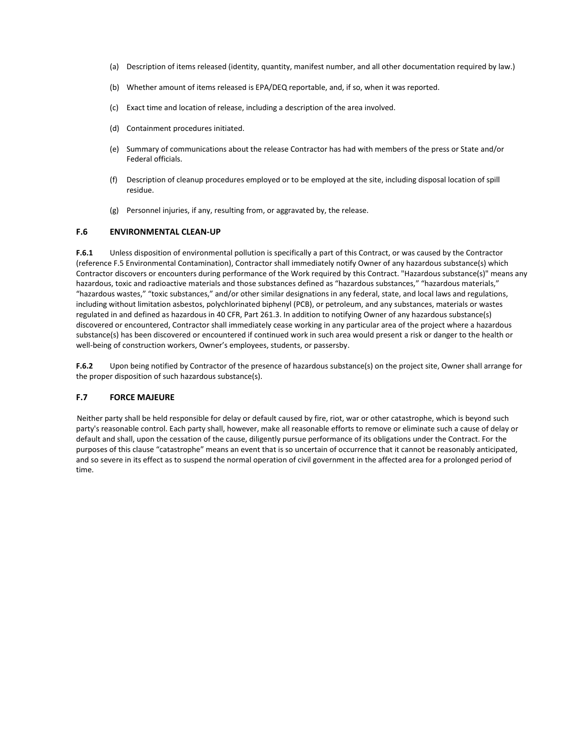(a) Description of items released (identity, quantity, manifest number, and all other documentation required by law.)

(b) Whether amount of items released is EPA/DEQ reportable, and, if so, when it was reported.

(c) Exact time and location of release, including a description of the area involved.

(d) Containment procedures initiated.

(e) Summary of communications about the release Contractor has had with members of the press or State and/or Federal officials.

(f) Description of cleanup procedures employed or to be employed at the site, including disposal location of spill residue.

(g) Personnel injuries, if any, resulting from, or aggravated by, the release.

### F.6 ENVIRONMENTAL CLEAN-UP

**F.6.1** Unless disposition of environmental pollution is specifically a part of this Contract, or was caused by the Contractor (reference F.5 Environmental Contamination), Contractor shall immediately notify Owner of any hazardous substance(s) which Contractor discovers or encounters during performance of the Work required by this Contract. "Hazardous substance(s)" means any hazardous, toxic and radioactive materials and those substances defined as "hazardous substances," "hazardous materials," "hazardous wastes," "toxic substances," and/or other similar designations in any federal, state, and local laws and regulations, including without limitation asbestos, polychlorinated biphenyl (PCB), or petroleum, and any substances, materials or wastes regulated in and defined as hazardous in 40 CFR, Part 261.3. In addition to notifying Owner of any hazardous substance(s) discovered or encountered, Contractor shall immediately cease working in any particular area of the project where a hazardous substance(s) has been discovered or encountered if continued work in such area would present a risk or danger to the health or well-being of construction workers, Owner's employees, students, or passersby.

**F.6.2** Upon being notified by Contractor of the presence of hazardous substance(s) on the project site, Owner shall arrange for the proper disposition of such hazardous substance(s).

### F.7 FORCE MAJEURE

Neither party shall be held responsible for delay or default caused by fire, riot, war or other catastrophe, which is beyond such party's reasonable control. Each party shall, however, make all reasonable efforts to remove or eliminate such a cause of delay or default and shall, upon the cessation of the cause, diligently pursue performance of its obligations under the Contract. For the purposes of this clause "catastrophe" means an event that is so uncertain of occurrence that it cannot be reasonably anticipated, and so severe in its effect as to suspend the normal operation of civil government in the affected area for a prolonged period of time.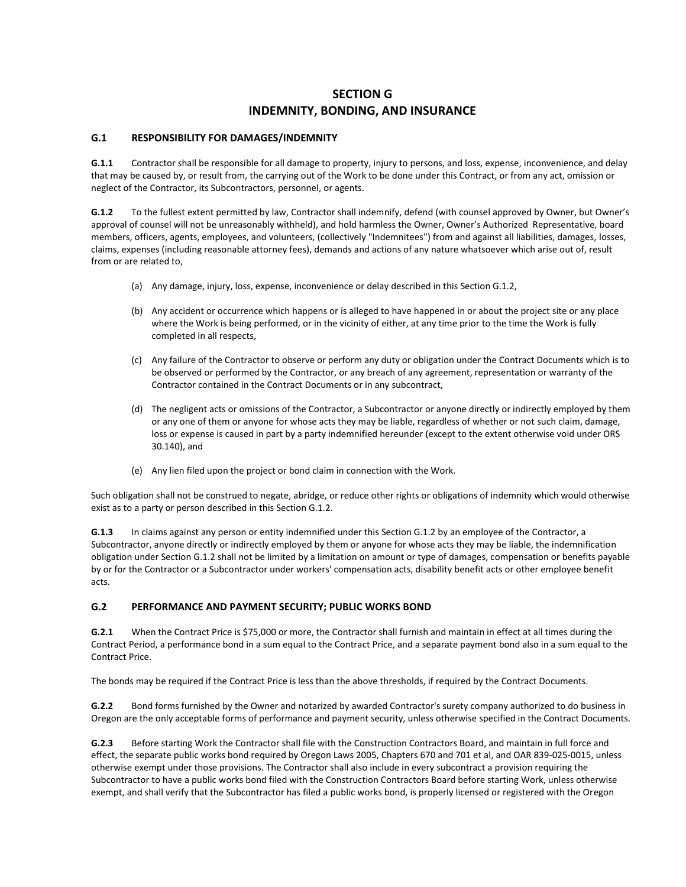# SECTION G
# INDEMNITY, BONDING, AND INSURANCE

## G.1 RESPONSIBILITY FOR DAMAGES/INDEMNITY

**G.1.1** Contractor shall be responsible for all damage to property, injury to persons, and loss, expense, inconvenience, and delay that may be caused by, or result from, the carrying out of the Work to be done under this Contract, or from any act, omission or neglect of the Contractor, its Subcontractors, personnel, or agents.

**G.1.2** To the fullest extent permitted by law, Contractor shall indemnify, defend (with counsel approved by Owner, but Owner's approval of counsel will not be unreasonably withheld), and hold harmless the Owner, Owner's Authorized Representative, board members, officers, agents, employees, and volunteers, (collectively "Indemnitees") from and against all liabilities, damages, losses, claims, expenses (including reasonable attorney fees), demands and actions of any nature whatsoever which arise out of, result from or are related to,

(a) Any damage, injury, loss, expense, inconvenience or delay described in this Section G.1.2,

(b) Any accident or occurrence which happens or is alleged to have happened in or about the project site or any place where the Work is being performed, or in the vicinity of either, at any time prior to the time the Work is fully completed in all respects,

(c) Any failure of the Contractor to observe or perform any duty or obligation under the Contract Documents which is to be observed or performed by the Contractor, or any breach of any agreement, representation or warranty of the Contractor contained in the Contract Documents or in any subcontract,

(d) The negligent acts or omissions of the Contractor, a Subcontractor or anyone directly or indirectly employed by them or any one of them or anyone for whose acts they may be liable, regardless of whether or not such claim, damage, loss or expense is caused in part by a party indemnified hereunder (except to the extent otherwise void under ORS 30.140), and

(e) Any lien filed upon the project or bond claim in connection with the Work.

Such obligation shall not be construed to negate, abridge, or reduce other rights or obligations of indemnity which would otherwise exist as to a party or person described in this Section G.1.2.

**G.1.3** In claims against any person or entity indemnified under this Section G.1.2 by an employee of the Contractor, a Subcontractor, anyone directly or indirectly employed by them or anyone for whose acts they may be liable, the indemnification obligation under Section G.1.2 shall not be limited by a limitation on amount or type of damages, compensation or benefits payable by or for the Contractor or a Subcontractor under workers' compensation acts, disability benefit acts or other employee benefit acts.

## G.2 PERFORMANCE AND PAYMENT SECURITY; PUBLIC WORKS BOND

**G.2.1** When the Contract Price is $75,000 or more, the Contractor shall furnish and maintain in effect at all times during the Contract Period, a performance bond in a sum equal to the Contract Price, and a separate payment bond also in a sum equal to the Contract Price.

The bonds may be required if the Contract Price is less than the above thresholds, if required by the Contract Documents.

**G.2.2** Bond forms furnished by the Owner and notarized by awarded Contractor's surety company authorized to do business in Oregon are the only acceptable forms of performance and payment security, unless otherwise specified in the Contract Documents.

**G.2.3** Before starting Work the Contractor shall file with the Construction Contractors Board, and maintain in full force and effect, the separate public works bond required by Oregon Laws 2005, Chapters 670 and 701 et al, and OAR 839-025-0015, unless otherwise exempt under those provisions. The Contractor shall also include in every subcontract a provision requiring the Subcontractor to have a public works bond filed with the Construction Contractors Board before starting Work, unless otherwise exempt, and shall verify that the Subcontractor has filed a public works bond, is properly licensed or registered with the Oregon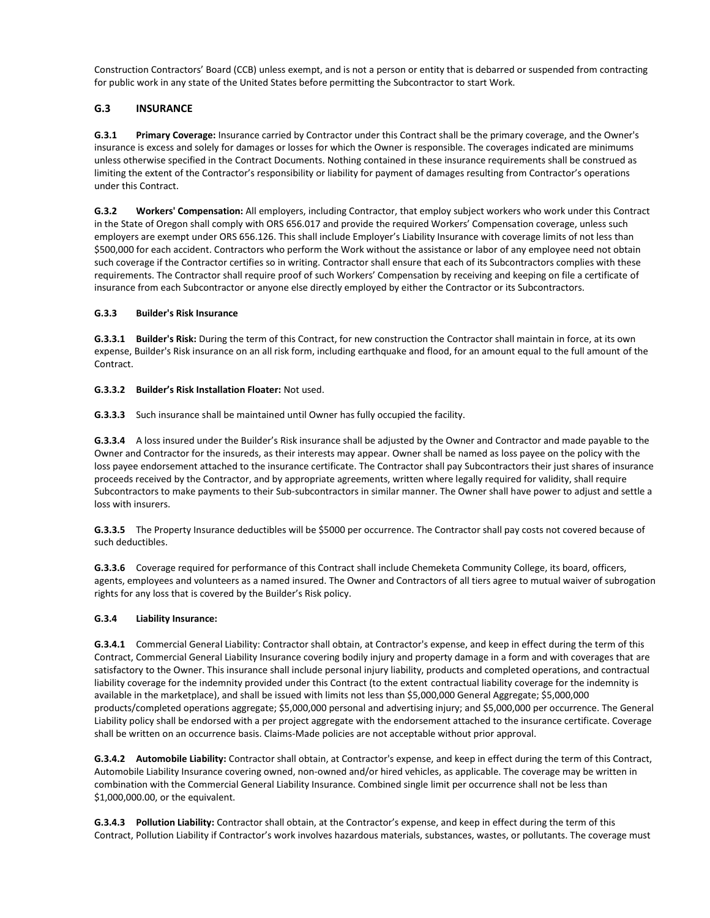Construction Contractors' Board (CCB) unless exempt, and is not a person or entity that is debarred or suspended from contracting for public work in any state of the United States before permitting the Subcontractor to start Work.

## G.3 INSURANCE

**G.3.1 Primary Coverage:** Insurance carried by Contractor under this Contract shall be the primary coverage, and the Owner's insurance is excess and solely for damages or losses for which the Owner is responsible. The coverages indicated are minimums unless otherwise specified in the Contract Documents. Nothing contained in these insurance requirements shall be construed as limiting the extent of the Contractor's responsibility or liability for payment of damages resulting from Contractor's operations under this Contract.

**G.3.2 Workers' Compensation:** All employers, including Contractor, that employ subject workers who work under this Contract in the State of Oregon shall comply with ORS 656.017 and provide the required Workers' Compensation coverage, unless such employers are exempt under ORS 656.126. This shall include Employer's Liability Insurance with coverage limits of not less than $500,000 for each accident. Contractors who perform the Work without the assistance or labor of any employee need not obtain such coverage if the Contractor certifies so in writing. Contractor shall ensure that each of its Subcontractors complies with these requirements. The Contractor shall require proof of such Workers' Compensation by receiving and keeping on file a certificate of insurance from each Subcontractor or anyone else directly employed by either the Contractor or its Subcontractors.

**G.3.3 Builder's Risk Insurance**

**G.3.3.1 Builder's Risk:** During the term of this Contract, for new construction the Contractor shall maintain in force, at its own expense, Builder's Risk insurance on an all risk form, including earthquake and flood, for an amount equal to the full amount of the Contract.

**G.3.3.2 Builder's Risk Installation Floater:** Not used.

**G.3.3.3** Such insurance shall be maintained until Owner has fully occupied the facility.

**G.3.3.4** A loss insured under the Builder's Risk insurance shall be adjusted by the Owner and Contractor and made payable to the Owner and Contractor for the insureds, as their interests may appear. Owner shall be named as loss payee on the policy with the loss payee endorsement attached to the insurance certificate. The Contractor shall pay Subcontractors their just shares of insurance proceeds received by the Contractor, and by appropriate agreements, written where legally required for validity, shall require Subcontractors to make payments to their Sub-subcontractors in similar manner. The Owner shall have power to adjust and settle a loss with insurers.

**G.3.3.5** The Property Insurance deductibles will be $5000 per occurrence. The Contractor shall pay costs not covered because of such deductibles.

**G.3.3.6** Coverage required for performance of this Contract shall include Chemeketa Community College, its board, officers, agents, employees and volunteers as a named insured. The Owner and Contractors of all tiers agree to mutual waiver of subrogation rights for any loss that is covered by the Builder's Risk policy.

**G.3.4 Liability Insurance:**

**G.3.4.1** Commercial General Liability: Contractor shall obtain, at Contractor's expense, and keep in effect during the term of this Contract, Commercial General Liability Insurance covering bodily injury and property damage in a form and with coverages that are satisfactory to the Owner. This insurance shall include personal injury liability, products and completed operations, and contractual liability coverage for the indemnity provided under this Contract (to the extent contractual liability coverage for the indemnity is available in the marketplace), and shall be issued with limits not less than $5,000,000 General Aggregate; $5,000,000 products/completed operations aggregate; $5,000,000 personal and advertising injury; and $5,000,000 per occurrence. The General Liability policy shall be endorsed with a per project aggregate with the endorsement attached to the insurance certificate. Coverage shall be written on an occurrence basis. Claims-Made policies are not acceptable without prior approval.

**G.3.4.2 Automobile Liability:** Contractor shall obtain, at Contractor's expense, and keep in effect during the term of this Contract, Automobile Liability Insurance covering owned, non-owned and/or hired vehicles, as applicable. The coverage may be written in combination with the Commercial General Liability Insurance. Combined single limit per occurrence shall not be less than $1,000,000.00, or the equivalent.

**G.3.4.3 Pollution Liability:** Contractor shall obtain, at the Contractor's expense, and keep in effect during the term of this Contract, Pollution Liability if Contractor's work involves hazardous materials, substances, wastes, or pollutants. The coverage must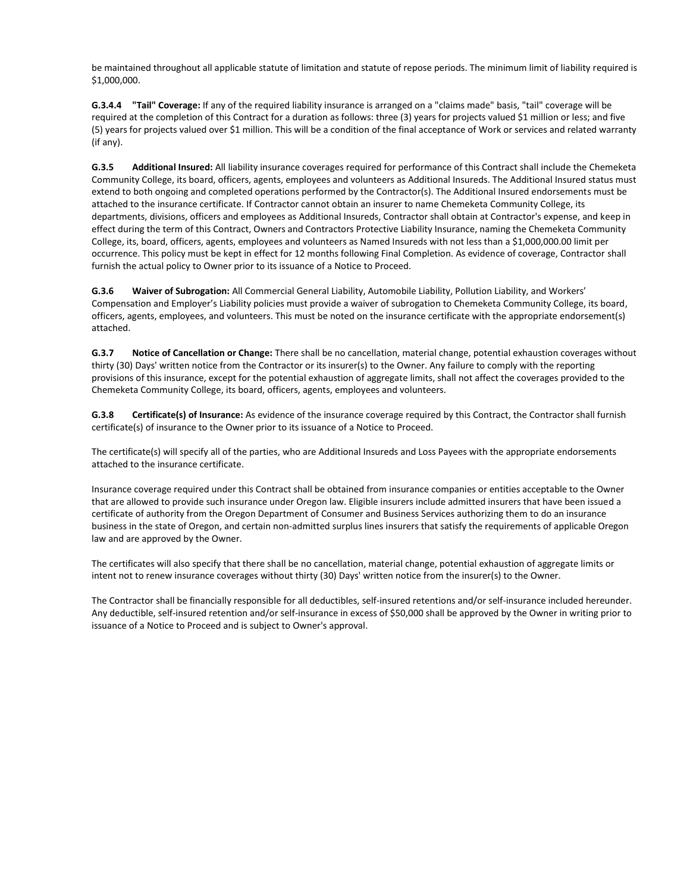be maintained throughout all applicable statute of limitation and statute of repose periods. The minimum limit of liability required is $1,000,000.

**G.3.4.4 "Tail" Coverage:** If any of the required liability insurance is arranged on a "claims made" basis, "tail" coverage will be required at the completion of this Contract for a duration as follows: three (3) years for projects valued $1 million or less; and five (5) years for projects valued over $1 million. This will be a condition of the final acceptance of Work or services and related warranty (if any).

**G.3.5 Additional Insured:** All liability insurance coverages required for performance of this Contract shall include the Chemeketa Community College, its board, officers, agents, employees and volunteers as Additional Insureds. The Additional Insured status must extend to both ongoing and completed operations performed by the Contractor(s). The Additional Insured endorsements must be attached to the insurance certificate. If Contractor cannot obtain an insurer to name Chemeketa Community College, its departments, divisions, officers and employees as Additional Insureds, Contractor shall obtain at Contractor's expense, and keep in effect during the term of this Contract, Owners and Contractors Protective Liability Insurance, naming the Chemeketa Community College, its, board, officers, agents, employees and volunteers as Named Insureds with not less than a $1,000,000.00 limit per occurrence. This policy must be kept in effect for 12 months following Final Completion. As evidence of coverage, Contractor shall furnish the actual policy to Owner prior to its issuance of a Notice to Proceed.

**G.3.6 Waiver of Subrogation:** All Commercial General Liability, Automobile Liability, Pollution Liability, and Workers' Compensation and Employer's Liability policies must provide a waiver of subrogation to Chemeketa Community College, its board, officers, agents, employees, and volunteers. This must be noted on the insurance certificate with the appropriate endorsement(s) attached.

**G.3.7 Notice of Cancellation or Change:** There shall be no cancellation, material change, potential exhaustion coverages without thirty (30) Days' written notice from the Contractor or its insurer(s) to the Owner. Any failure to comply with the reporting provisions of this insurance, except for the potential exhaustion of aggregate limits, shall not affect the coverages provided to the Chemeketa Community College, its board, officers, agents, employees and volunteers.

**G.3.8 Certificate(s) of Insurance:** As evidence of the insurance coverage required by this Contract, the Contractor shall furnish certificate(s) of insurance to the Owner prior to its issuance of a Notice to Proceed.

The certificate(s) will specify all of the parties, who are Additional Insureds and Loss Payees with the appropriate endorsements attached to the insurance certificate.

Insurance coverage required under this Contract shall be obtained from insurance companies or entities acceptable to the Owner that are allowed to provide such insurance under Oregon law. Eligible insurers include admitted insurers that have been issued a certificate of authority from the Oregon Department of Consumer and Business Services authorizing them to do an insurance business in the state of Oregon, and certain non-admitted surplus lines insurers that satisfy the requirements of applicable Oregon law and are approved by the Owner.

The certificates will also specify that there shall be no cancellation, material change, potential exhaustion of aggregate limits or intent not to renew insurance coverages without thirty (30) Days' written notice from the insurer(s) to the Owner.

The Contractor shall be financially responsible for all deductibles, self-insured retentions and/or self-insurance included hereunder. Any deductible, self-insured retention and/or self-insurance in excess of $50,000 shall be approved by the Owner in writing prior to issuance of a Notice to Proceed and is subject to Owner's approval.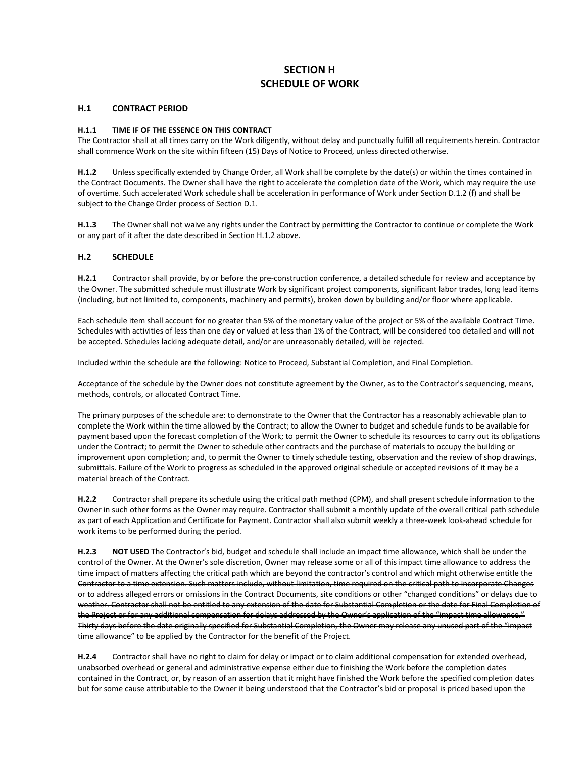# SECTION H
# SCHEDULE OF WORK

## H.1 CONTRACT PERIOD

### H.1.1 TIME IF OF THE ESSENCE ON THIS CONTRACT

The Contractor shall at all times carry on the Work diligently, without delay and punctually fulfill all requirements herein. Contractor shall commence Work on the site within fifteen (15) Days of Notice to Proceed, unless directed otherwise.

**H.1.2** Unless specifically extended by Change Order, all Work shall be complete by the date(s) or within the times contained in the Contract Documents. The Owner shall have the right to accelerate the completion date of the Work, which may require the use of overtime. Such accelerated Work schedule shall be acceleration in performance of Work under Section D.1.2 (f) and shall be subject to the Change Order process of Section D.1.

**H.1.3** The Owner shall not waive any rights under the Contract by permitting the Contractor to continue or complete the Work or any part of it after the date described in Section H.1.2 above.

## H.2 SCHEDULE

**H.2.1** Contractor shall provide, by or before the pre-construction conference, a detailed schedule for review and acceptance by the Owner. The submitted schedule must illustrate Work by significant project components, significant labor trades, long lead items (including, but not limited to, components, machinery and permits), broken down by building and/or floor where applicable.

Each schedule item shall account for no greater than 5% of the monetary value of the project or 5% of the available Contract Time. Schedules with activities of less than one day or valued at less than 1% of the Contract, will be considered too detailed and will not be accepted. Schedules lacking adequate detail, and/or are unreasonably detailed, will be rejected.

Included within the schedule are the following: Notice to Proceed, Substantial Completion, and Final Completion.

Acceptance of the schedule by the Owner does not constitute agreement by the Owner, as to the Contractor's sequencing, means, methods, controls, or allocated Contract Time.

The primary purposes of the schedule are: to demonstrate to the Owner that the Contractor has a reasonably achievable plan to complete the Work within the time allowed by the Contract; to allow the Owner to budget and schedule funds to be available for payment based upon the forecast completion of the Work; to permit the Owner to schedule its resources to carry out its obligations under the Contract; to permit the Owner to schedule other contracts and the purchase of materials to occupy the building or improvement upon completion; and, to permit the Owner to timely schedule testing, observation and the review of shop drawings, submittals. Failure of the Work to progress as scheduled in the approved original schedule or accepted revisions of it may be a material breach of the Contract.

**H.2.2** Contractor shall prepare its schedule using the critical path method (CPM), and shall present schedule information to the Owner in such other forms as the Owner may require. Contractor shall submit a monthly update of the overall critical path schedule as part of each Application and Certificate for Payment. Contractor shall also submit weekly a three-week look-ahead schedule for work items to be performed during the period.

**H.2.3 NOT USED** ~~The Contractor's bid, budget and schedule shall include an impact time allowance, which shall be under the control of the Owner. At the Owner's sole discretion, Owner may release some or all of this impact time allowance to address the time impact of matters affecting the critical path which are beyond the contractor's control and which might otherwise entitle the Contractor to a time extension. Such matters include, without limitation, time required on the critical path to incorporate Changes or to address alleged errors or omissions in the Contract Documents, site conditions or other "changed conditions" or delays due to weather. Contractor shall not be entitled to any extension of the date for Substantial Completion or the date for Final Completion of the Project or for any additional compensation for delays addressed by the Owner's application of the "impact time allowance." Thirty days before the date originally specified for Substantial Completion, the Owner may release any unused part of the "impact time allowance" to be applied by the Contractor for the benefit of the Project.~~

**H.2.4** Contractor shall have no right to claim for delay or impact or to claim additional compensation for extended overhead, unabsorbed overhead or general and administrative expense either due to finishing the Work before the completion dates contained in the Contract, or, by reason of an assertion that it might have finished the Work before the specified completion dates but for some cause attributable to the Owner it being understood that the Contractor's bid or proposal is priced based upon the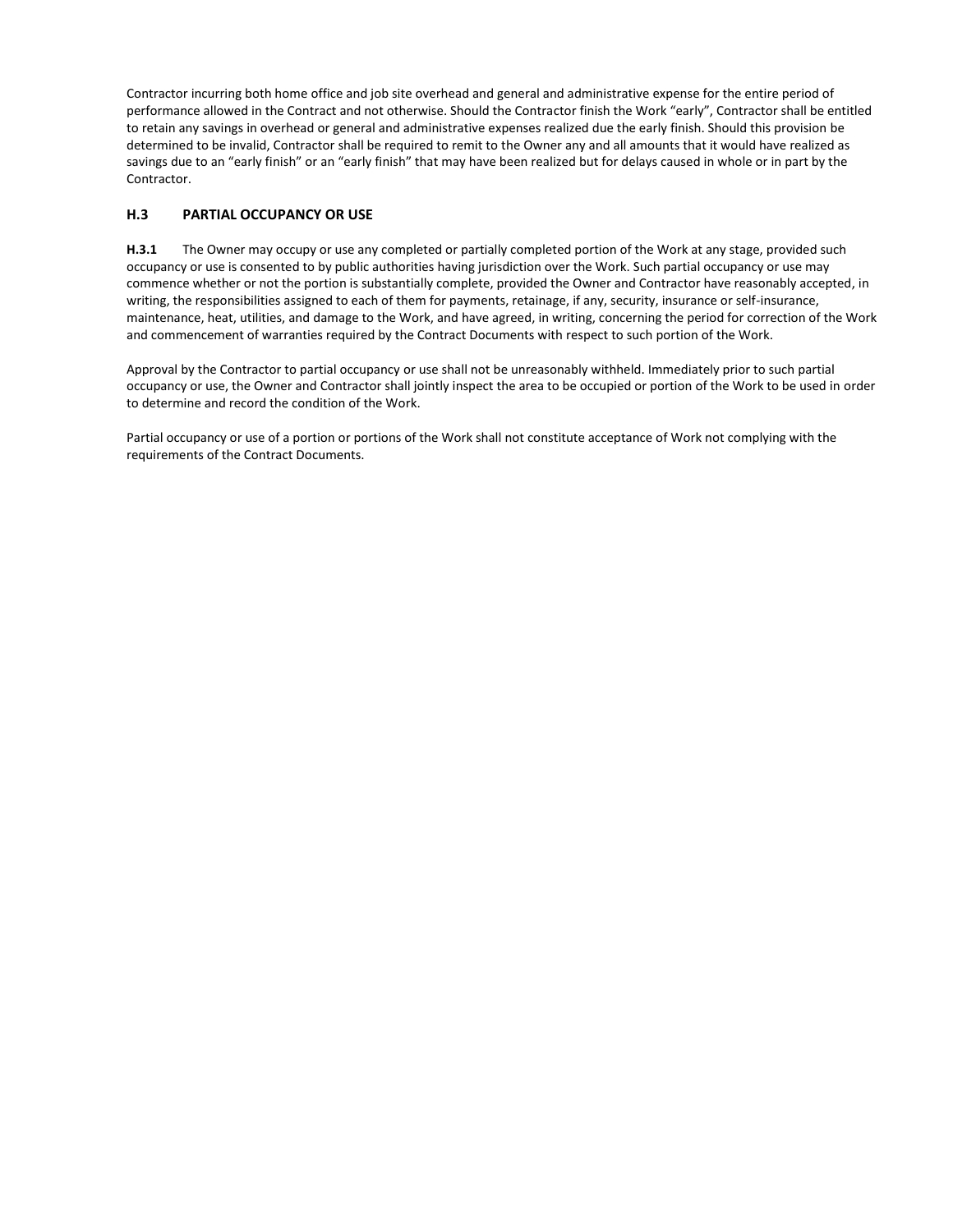Contractor incurring both home office and job site overhead and general and administrative expense for the entire period of performance allowed in the Contract and not otherwise. Should the Contractor finish the Work "early", Contractor shall be entitled to retain any savings in overhead or general and administrative expenses realized due the early finish. Should this provision be determined to be invalid, Contractor shall be required to remit to the Owner any and all amounts that it would have realized as savings due to an "early finish" or an "early finish" that may have been realized but for delays caused in whole or in part by the Contractor.

### H.3 PARTIAL OCCUPANCY OR USE

**H.3.1** The Owner may occupy or use any completed or partially completed portion of the Work at any stage, provided such occupancy or use is consented to by public authorities having jurisdiction over the Work. Such partial occupancy or use may commence whether or not the portion is substantially complete, provided the Owner and Contractor have reasonably accepted, in writing, the responsibilities assigned to each of them for payments, retainage, if any, security, insurance or self-insurance, maintenance, heat, utilities, and damage to the Work, and have agreed, in writing, concerning the period for correction of the Work and commencement of warranties required by the Contract Documents with respect to such portion of the Work.

Approval by the Contractor to partial occupancy or use shall not be unreasonably withheld. Immediately prior to such partial occupancy or use, the Owner and Contractor shall jointly inspect the area to be occupied or portion of the Work to be used in order to determine and record the condition of the Work.

Partial occupancy or use of a portion or portions of the Work shall not constitute acceptance of Work not complying with the requirements of the Contract Documents.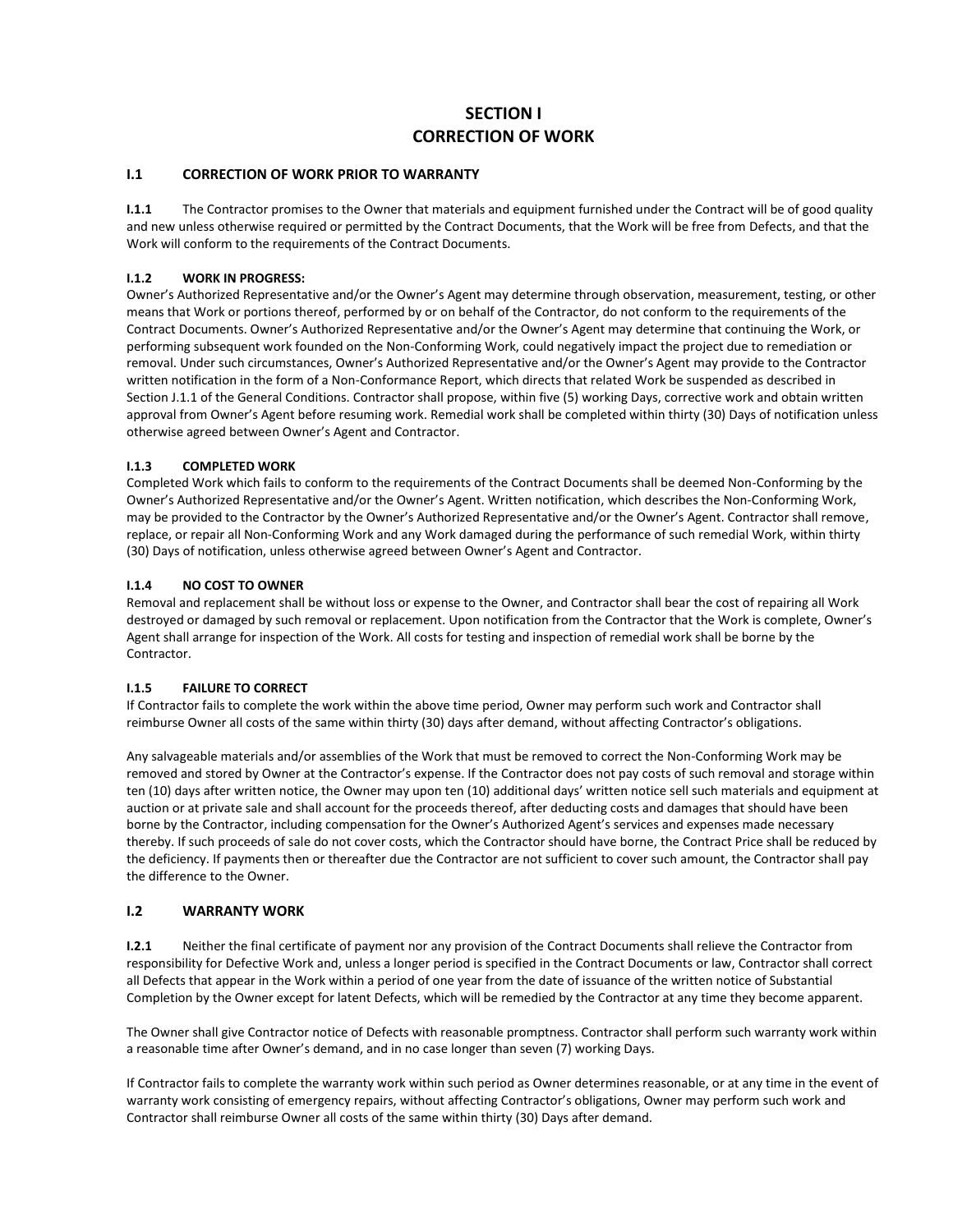# SECTION I
# CORRECTION OF WORK

## I.1 CORRECTION OF WORK PRIOR TO WARRANTY

**I.1.1** The Contractor promises to the Owner that materials and equipment furnished under the Contract will be of good quality and new unless otherwise required or permitted by the Contract Documents, that the Work will be free from Defects, and that the Work will conform to the requirements of the Contract Documents.

**I.1.2 WORK IN PROGRESS:**
Owner's Authorized Representative and/or the Owner's Agent may determine through observation, measurement, testing, or other means that Work or portions thereof, performed by or on behalf of the Contractor, do not conform to the requirements of the Contract Documents. Owner's Authorized Representative and/or the Owner's Agent may determine that continuing the Work, or performing subsequent work founded on the Non-Conforming Work, could negatively impact the project due to remediation or removal. Under such circumstances, Owner's Authorized Representative and/or the Owner's Agent may provide to the Contractor written notification in the form of a Non-Conformance Report, which directs that related Work be suspended as described in Section J.1.1 of the General Conditions. Contractor shall propose, within five (5) working Days, corrective work and obtain written approval from Owner's Agent before resuming work. Remedial work shall be completed within thirty (30) Days of notification unless otherwise agreed between Owner's Agent and Contractor.

**I.1.3 COMPLETED WORK**
Completed Work which fails to conform to the requirements of the Contract Documents shall be deemed Non-Conforming by the Owner's Authorized Representative and/or the Owner's Agent. Written notification, which describes the Non-Conforming Work, may be provided to the Contractor by the Owner's Authorized Representative and/or the Owner's Agent. Contractor shall remove, replace, or repair all Non-Conforming Work and any Work damaged during the performance of such remedial Work, within thirty (30) Days of notification, unless otherwise agreed between Owner's Agent and Contractor.

**I.1.4 NO COST TO OWNER**
Removal and replacement shall be without loss or expense to the Owner, and Contractor shall bear the cost of repairing all Work destroyed or damaged by such removal or replacement. Upon notification from the Contractor that the Work is complete, Owner's Agent shall arrange for inspection of the Work. All costs for testing and inspection of remedial work shall be borne by the Contractor.

**I.1.5 FAILURE TO CORRECT**
If Contractor fails to complete the work within the above time period, Owner may perform such work and Contractor shall reimburse Owner all costs of the same within thirty (30) days after demand, without affecting Contractor's obligations.

Any salvageable materials and/or assemblies of the Work that must be removed to correct the Non-Conforming Work may be removed and stored by Owner at the Contractor's expense. If the Contractor does not pay costs of such removal and storage within ten (10) days after written notice, the Owner may upon ten (10) additional days' written notice sell such materials and equipment at auction or at private sale and shall account for the proceeds thereof, after deducting costs and damages that should have been borne by the Contractor, including compensation for the Owner's Authorized Agent's services and expenses made necessary thereby. If such proceeds of sale do not cover costs, which the Contractor should have borne, the Contract Price shall be reduced by the deficiency. If payments then or thereafter due the Contractor are not sufficient to cover such amount, the Contractor shall pay the difference to the Owner.

## I.2 WARRANTY WORK

**I.2.1** Neither the final certificate of payment nor any provision of the Contract Documents shall relieve the Contractor from responsibility for Defective Work and, unless a longer period is specified in the Contract Documents or law, Contractor shall correct all Defects that appear in the Work within a period of one year from the date of issuance of the written notice of Substantial Completion by the Owner except for latent Defects, which will be remedied by the Contractor at any time they become apparent.

The Owner shall give Contractor notice of Defects with reasonable promptness. Contractor shall perform such warranty work within a reasonable time after Owner's demand, and in no case longer than seven (7) working Days.

If Contractor fails to complete the warranty work within such period as Owner determines reasonable, or at any time in the event of warranty work consisting of emergency repairs, without affecting Contractor's obligations, Owner may perform such work and Contractor shall reimburse Owner all costs of the same within thirty (30) Days after demand.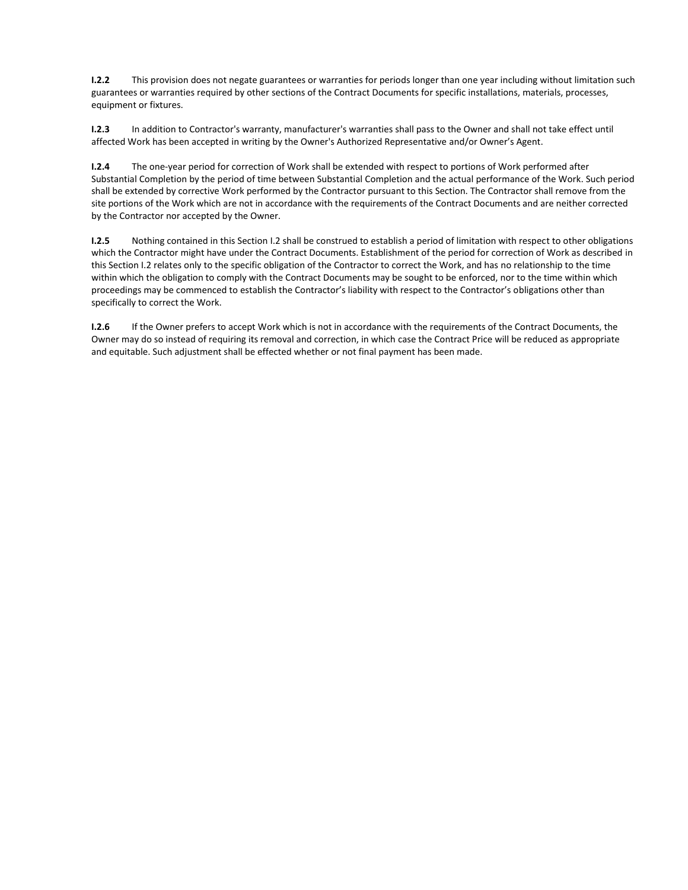**I.2.2** This provision does not negate guarantees or warranties for periods longer than one year including without limitation such guarantees or warranties required by other sections of the Contract Documents for specific installations, materials, processes, equipment or fixtures.

**I.2.3** In addition to Contractor's warranty, manufacturer's warranties shall pass to the Owner and shall not take effect until affected Work has been accepted in writing by the Owner's Authorized Representative and/or Owner's Agent.

**I.2.4** The one-year period for correction of Work shall be extended with respect to portions of Work performed after Substantial Completion by the period of time between Substantial Completion and the actual performance of the Work. Such period shall be extended by corrective Work performed by the Contractor pursuant to this Section. The Contractor shall remove from the site portions of the Work which are not in accordance with the requirements of the Contract Documents and are neither corrected by the Contractor nor accepted by the Owner.

**I.2.5** Nothing contained in this Section I.2 shall be construed to establish a period of limitation with respect to other obligations which the Contractor might have under the Contract Documents. Establishment of the period for correction of Work as described in this Section I.2 relates only to the specific obligation of the Contractor to correct the Work, and has no relationship to the time within which the obligation to comply with the Contract Documents may be sought to be enforced, nor to the time within which proceedings may be commenced to establish the Contractor's liability with respect to the Contractor's obligations other than specifically to correct the Work.

**I.2.6** If the Owner prefers to accept Work which is not in accordance with the requirements of the Contract Documents, the Owner may do so instead of requiring its removal and correction, in which case the Contract Price will be reduced as appropriate and equitable. Such adjustment shall be effected whether or not final payment has been made.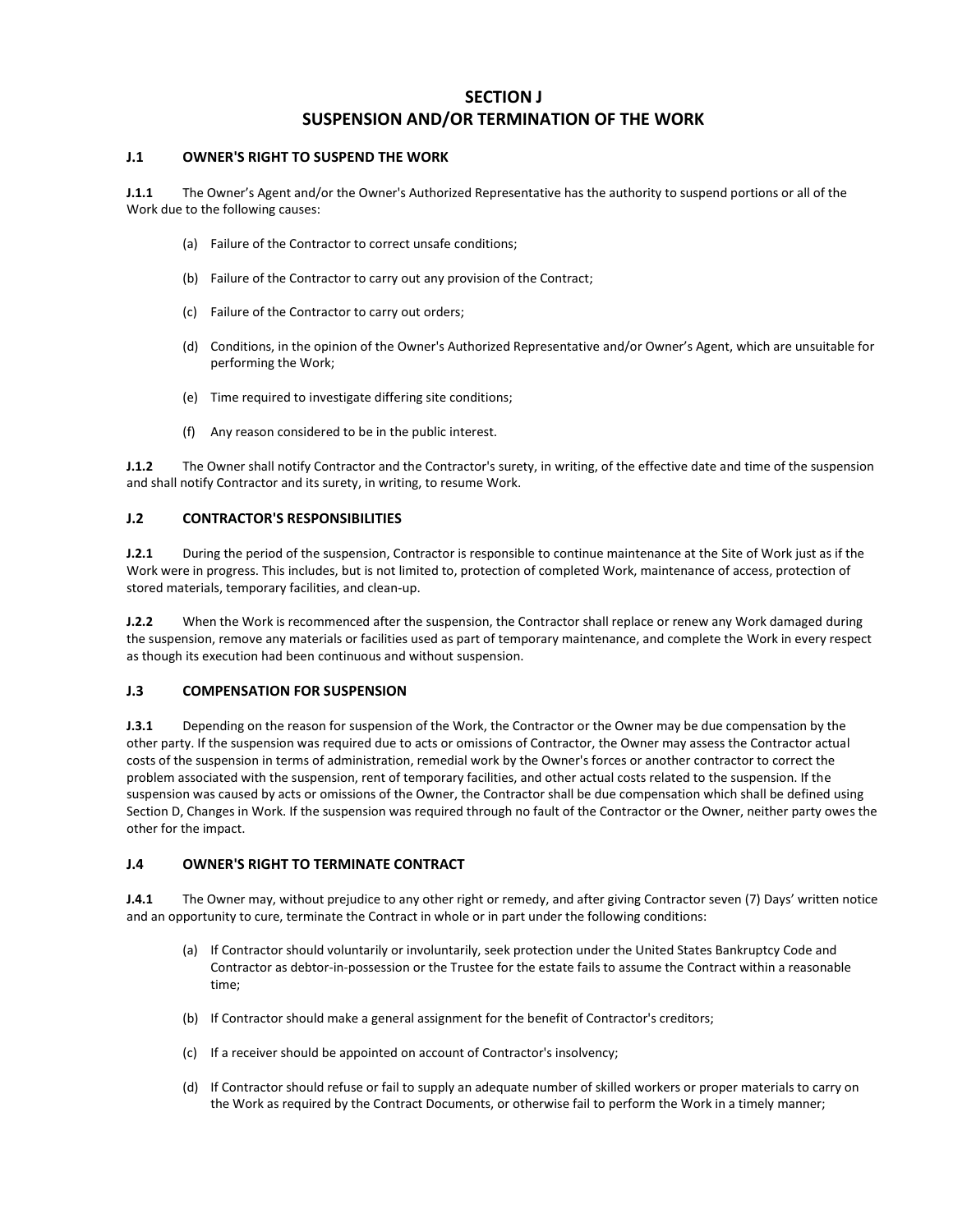# SECTION J
# SUSPENSION AND/OR TERMINATION OF THE WORK

## J.1 OWNER'S RIGHT TO SUSPEND THE WORK

**J.1.1** The Owner's Agent and/or the Owner's Authorized Representative has the authority to suspend portions or all of the Work due to the following causes:

(a) Failure of the Contractor to correct unsafe conditions;

(b) Failure of the Contractor to carry out any provision of the Contract;

(c) Failure of the Contractor to carry out orders;

(d) Conditions, in the opinion of the Owner's Authorized Representative and/or Owner's Agent, which are unsuitable for performing the Work;

(e) Time required to investigate differing site conditions;

(f) Any reason considered to be in the public interest.

**J.1.2** The Owner shall notify Contractor and the Contractor's surety, in writing, of the effective date and time of the suspension and shall notify Contractor and its surety, in writing, to resume Work.

## J.2 CONTRACTOR'S RESPONSIBILITIES

**J.2.1** During the period of the suspension, Contractor is responsible to continue maintenance at the Site of Work just as if the Work were in progress. This includes, but is not limited to, protection of completed Work, maintenance of access, protection of stored materials, temporary facilities, and clean-up.

**J.2.2** When the Work is recommenced after the suspension, the Contractor shall replace or renew any Work damaged during the suspension, remove any materials or facilities used as part of temporary maintenance, and complete the Work in every respect as though its execution had been continuous and without suspension.

## J.3 COMPENSATION FOR SUSPENSION

**J.3.1** Depending on the reason for suspension of the Work, the Contractor or the Owner may be due compensation by the other party. If the suspension was required due to acts or omissions of Contractor, the Owner may assess the Contractor actual costs of the suspension in terms of administration, remedial work by the Owner's forces or another contractor to correct the problem associated with the suspension, rent of temporary facilities, and other actual costs related to the suspension. If the suspension was caused by acts or omissions of the Owner, the Contractor shall be due compensation which shall be defined using Section D, Changes in Work. If the suspension was required through no fault of the Contractor or the Owner, neither party owes the other for the impact.

## J.4 OWNER'S RIGHT TO TERMINATE CONTRACT

**J.4.1** The Owner may, without prejudice to any other right or remedy, and after giving Contractor seven (7) Days' written notice and an opportunity to cure, terminate the Contract in whole or in part under the following conditions:

(a) If Contractor should voluntarily or involuntarily, seek protection under the United States Bankruptcy Code and Contractor as debtor-in-possession or the Trustee for the estate fails to assume the Contract within a reasonable time;

(b) If Contractor should make a general assignment for the benefit of Contractor's creditors;

(c) If a receiver should be appointed on account of Contractor's insolvency;

(d) If Contractor should refuse or fail to supply an adequate number of skilled workers or proper materials to carry on the Work as required by the Contract Documents, or otherwise fail to perform the Work in a timely manner;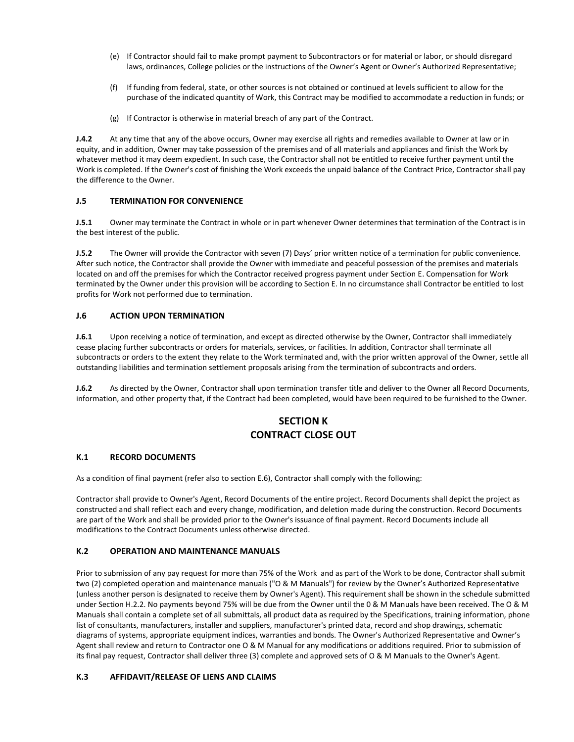(e) If Contractor should fail to make prompt payment to Subcontractors or for material or labor, or should disregard laws, ordinances, College policies or the instructions of the Owner's Agent or Owner's Authorized Representative;

(f) If funding from federal, state, or other sources is not obtained or continued at levels sufficient to allow for the purchase of the indicated quantity of Work, this Contract may be modified to accommodate a reduction in funds; or

(g) If Contractor is otherwise in material breach of any part of the Contract.

**J.4.2** At any time that any of the above occurs, Owner may exercise all rights and remedies available to Owner at law or in equity, and in addition, Owner may take possession of the premises and of all materials and appliances and finish the Work by whatever method it may deem expedient. In such case, the Contractor shall not be entitled to receive further payment until the Work is completed. If the Owner's cost of finishing the Work exceeds the unpaid balance of the Contract Price, Contractor shall pay the difference to the Owner.

### J.5 TERMINATION FOR CONVENIENCE

**J.5.1** Owner may terminate the Contract in whole or in part whenever Owner determines that termination of the Contract is in the best interest of the public.

**J.5.2** The Owner will provide the Contractor with seven (7) Days' prior written notice of a termination for public convenience. After such notice, the Contractor shall provide the Owner with immediate and peaceful possession of the premises and materials located on and off the premises for which the Contractor received progress payment under Section E. Compensation for Work terminated by the Owner under this provision will be according to Section E. In no circumstance shall Contractor be entitled to lost profits for Work not performed due to termination.

### J.6 ACTION UPON TERMINATION

**J.6.1** Upon receiving a notice of termination, and except as directed otherwise by the Owner, Contractor shall immediately cease placing further subcontracts or orders for materials, services, or facilities. In addition, Contractor shall terminate all subcontracts or orders to the extent they relate to the Work terminated and, with the prior written approval of the Owner, settle all outstanding liabilities and termination settlement proposals arising from the termination of subcontracts and orders.

**J.6.2** As directed by the Owner, Contractor shall upon termination transfer title and deliver to the Owner all Record Documents, information, and other property that, if the Contract had been completed, would have been required to be furnished to the Owner.

## SECTION K
## CONTRACT CLOSE OUT

### K.1 RECORD DOCUMENTS

As a condition of final payment (refer also to section E.6), Contractor shall comply with the following:

Contractor shall provide to Owner's Agent, Record Documents of the entire project. Record Documents shall depict the project as constructed and shall reflect each and every change, modification, and deletion made during the construction. Record Documents are part of the Work and shall be provided prior to the Owner's issuance of final payment. Record Documents include all modifications to the Contract Documents unless otherwise directed.

### K.2 OPERATION AND MAINTENANCE MANUALS

Prior to submission of any pay request for more than 75% of the Work and as part of the Work to be done, Contractor shall submit two (2) completed operation and maintenance manuals ("O & M Manuals") for review by the Owner's Authorized Representative (unless another person is designated to receive them by Owner's Agent). This requirement shall be shown in the schedule submitted under Section H.2.2. No payments beyond 75% will be due from the Owner until the 0 & M Manuals have been received. The O & M Manuals shall contain a complete set of all submittals, all product data as required by the Specifications, training information, phone list of consultants, manufacturers, installer and suppliers, manufacturer's printed data, record and shop drawings, schematic diagrams of systems, appropriate equipment indices, warranties and bonds. The Owner's Authorized Representative and Owner's Agent shall review and return to Contractor one O & M Manual for any modifications or additions required. Prior to submission of its final pay request, Contractor shall deliver three (3) complete and approved sets of O & M Manuals to the Owner's Agent.

### K.3 AFFIDAVIT/RELEASE OF LIENS AND CLAIMS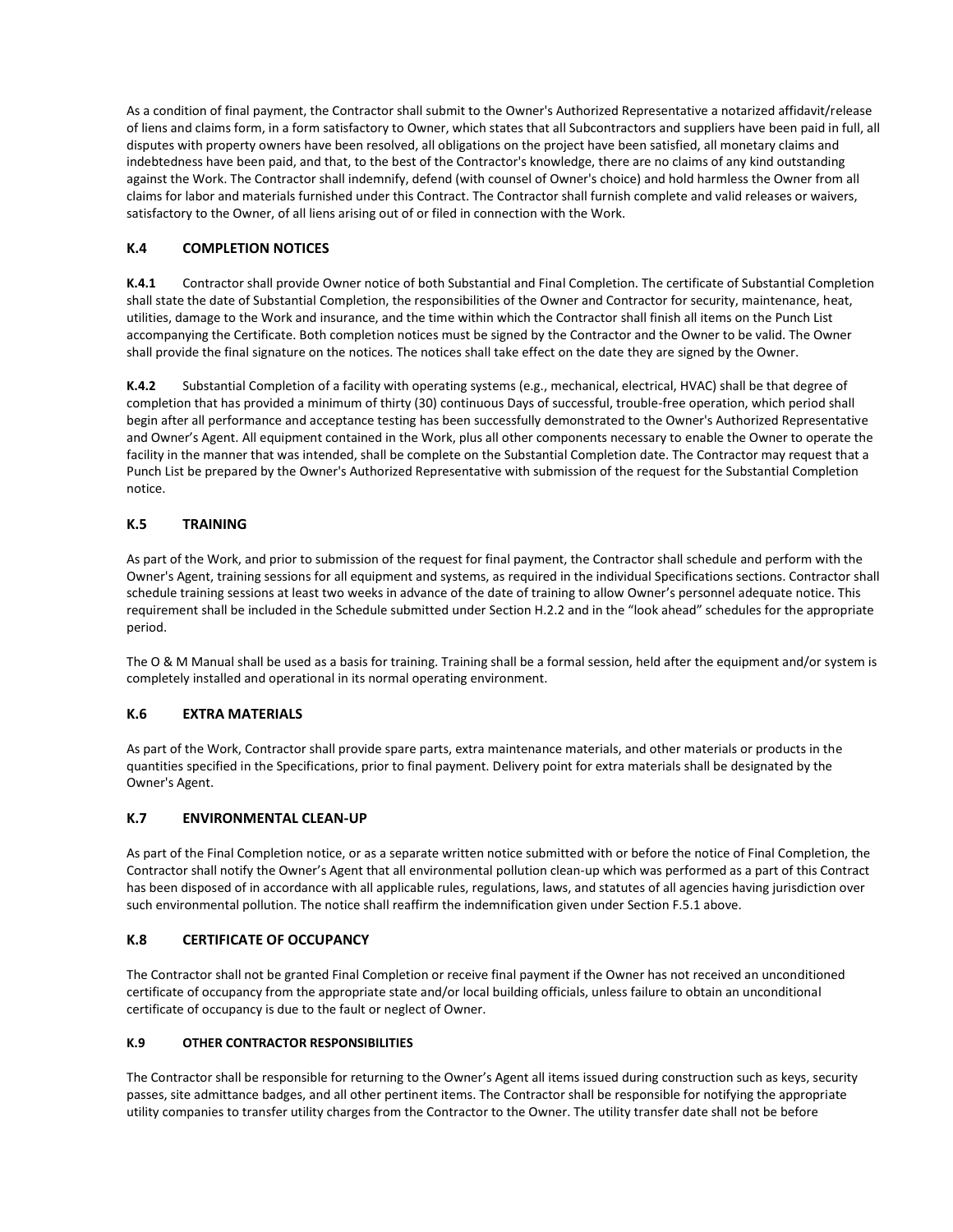As a condition of final payment, the Contractor shall submit to the Owner's Authorized Representative a notarized affidavit/release of liens and claims form, in a form satisfactory to Owner, which states that all Subcontractors and suppliers have been paid in full, all disputes with property owners have been resolved, all obligations on the project have been satisfied, all monetary claims and indebtedness have been paid, and that, to the best of the Contractor's knowledge, there are no claims of any kind outstanding against the Work. The Contractor shall indemnify, defend (with counsel of Owner's choice) and hold harmless the Owner from all claims for labor and materials furnished under this Contract. The Contractor shall furnish complete and valid releases or waivers, satisfactory to the Owner, of all liens arising out of or filed in connection with the Work.

## K.4 COMPLETION NOTICES

**K.4.1** Contractor shall provide Owner notice of both Substantial and Final Completion. The certificate of Substantial Completion shall state the date of Substantial Completion, the responsibilities of the Owner and Contractor for security, maintenance, heat, utilities, damage to the Work and insurance, and the time within which the Contractor shall finish all items on the Punch List accompanying the Certificate. Both completion notices must be signed by the Contractor and the Owner to be valid. The Owner shall provide the final signature on the notices. The notices shall take effect on the date they are signed by the Owner.

**K.4.2** Substantial Completion of a facility with operating systems (e.g., mechanical, electrical, HVAC) shall be that degree of completion that has provided a minimum of thirty (30) continuous Days of successful, trouble-free operation, which period shall begin after all performance and acceptance testing has been successfully demonstrated to the Owner's Authorized Representative and Owner's Agent. All equipment contained in the Work, plus all other components necessary to enable the Owner to operate the facility in the manner that was intended, shall be complete on the Substantial Completion date. The Contractor may request that a Punch List be prepared by the Owner's Authorized Representative with submission of the request for the Substantial Completion notice.

## K.5 TRAINING

As part of the Work, and prior to submission of the request for final payment, the Contractor shall schedule and perform with the Owner's Agent, training sessions for all equipment and systems, as required in the individual Specifications sections. Contractor shall schedule training sessions at least two weeks in advance of the date of training to allow Owner's personnel adequate notice. This requirement shall be included in the Schedule submitted under Section H.2.2 and in the "look ahead" schedules for the appropriate period.

The O & M Manual shall be used as a basis for training. Training shall be a formal session, held after the equipment and/or system is completely installed and operational in its normal operating environment.

## K.6 EXTRA MATERIALS

As part of the Work, Contractor shall provide spare parts, extra maintenance materials, and other materials or products in the quantities specified in the Specifications, prior to final payment. Delivery point for extra materials shall be designated by the Owner's Agent.

## K.7 ENVIRONMENTAL CLEAN-UP

As part of the Final Completion notice, or as a separate written notice submitted with or before the notice of Final Completion, the Contractor shall notify the Owner's Agent that all environmental pollution clean-up which was performed as a part of this Contract has been disposed of in accordance with all applicable rules, regulations, laws, and statutes of all agencies having jurisdiction over such environmental pollution. The notice shall reaffirm the indemnification given under Section F.5.1 above.

## K.8 CERTIFICATE OF OCCUPANCY

The Contractor shall not be granted Final Completion or receive final payment if the Owner has not received an unconditioned certificate of occupancy from the appropriate state and/or local building officials, unless failure to obtain an unconditional certificate of occupancy is due to the fault or neglect of Owner.

## K.9 OTHER CONTRACTOR RESPONSIBILITIES

The Contractor shall be responsible for returning to the Owner's Agent all items issued during construction such as keys, security passes, site admittance badges, and all other pertinent items. The Contractor shall be responsible for notifying the appropriate utility companies to transfer utility charges from the Contractor to the Owner. The utility transfer date shall not be before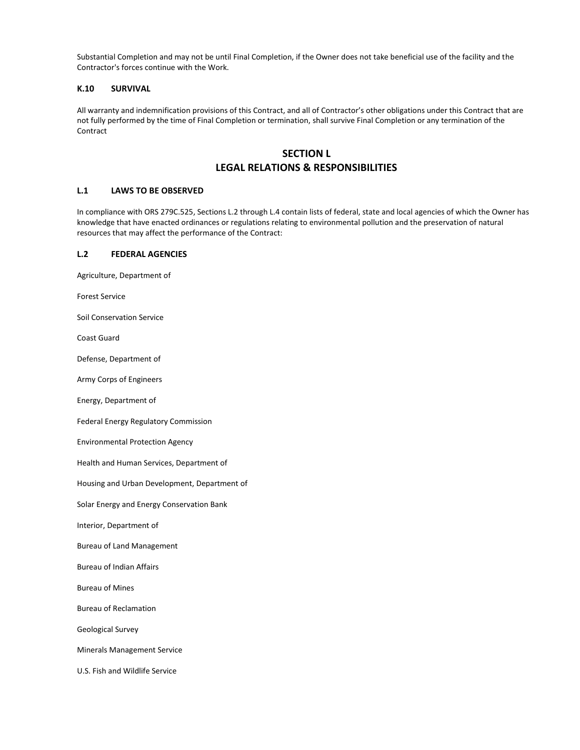Substantial Completion and may not be until Final Completion, if the Owner does not take beneficial use of the facility and the Contractor's forces continue with the Work.

### K.10 SURVIVAL

All warranty and indemnification provisions of this Contract, and all of Contractor's other obligations under this Contract that are not fully performed by the time of Final Completion or termination, shall survive Final Completion or any termination of the Contract

## SECTION L
## LEGAL RELATIONS & RESPONSIBILITIES

### L.1 LAWS TO BE OBSERVED

In compliance with ORS 279C.525, Sections L.2 through L.4 contain lists of federal, state and local agencies of which the Owner has knowledge that have enacted ordinances or regulations relating to environmental pollution and the preservation of natural resources that may affect the performance of the Contract:

### L.2 FEDERAL AGENCIES

Agriculture, Department of

Forest Service

Soil Conservation Service

Coast Guard

Defense, Department of

Army Corps of Engineers

Energy, Department of

Federal Energy Regulatory Commission

Environmental Protection Agency

Health and Human Services, Department of

Housing and Urban Development, Department of

Solar Energy and Energy Conservation Bank

Interior, Department of

Bureau of Land Management

Bureau of Indian Affairs

Bureau of Mines

Bureau of Reclamation

Geological Survey

Minerals Management Service

U.S. Fish and Wildlife Service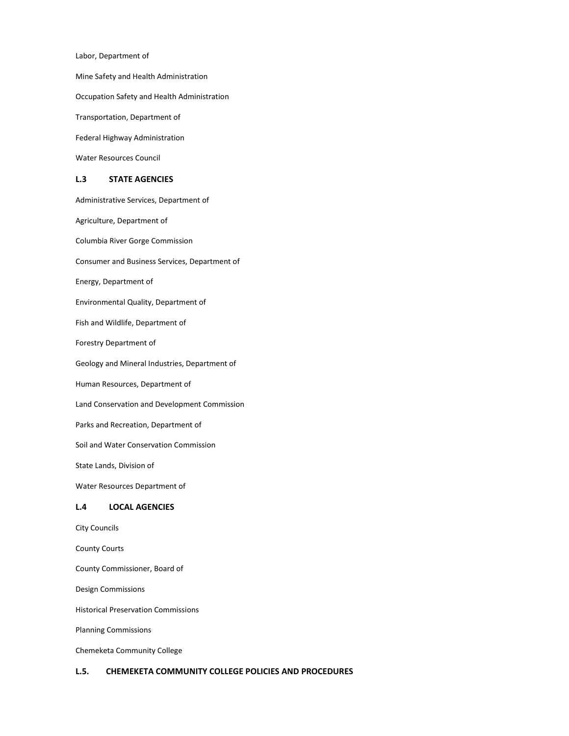Labor, Department of

Mine Safety and Health Administration

Occupation Safety and Health Administration

Transportation, Department of

Federal Highway Administration

Water Resources Council

## L.3 STATE AGENCIES

Administrative Services, Department of

Agriculture, Department of

Columbia River Gorge Commission

Consumer and Business Services, Department of

Energy, Department of

Environmental Quality, Department of

Fish and Wildlife, Department of

Forestry Department of

Geology and Mineral Industries, Department of

Human Resources, Department of

Land Conservation and Development Commission

Parks and Recreation, Department of

Soil and Water Conservation Commission

State Lands, Division of

Water Resources Department of

## L.4 LOCAL AGENCIES

City Councils

County Courts

County Commissioner, Board of

Design Commissions

Historical Preservation Commissions

Planning Commissions

Chemeketa Community College

## L.5. CHEMEKETA COMMUNITY COLLEGE POLICIES AND PROCEDURES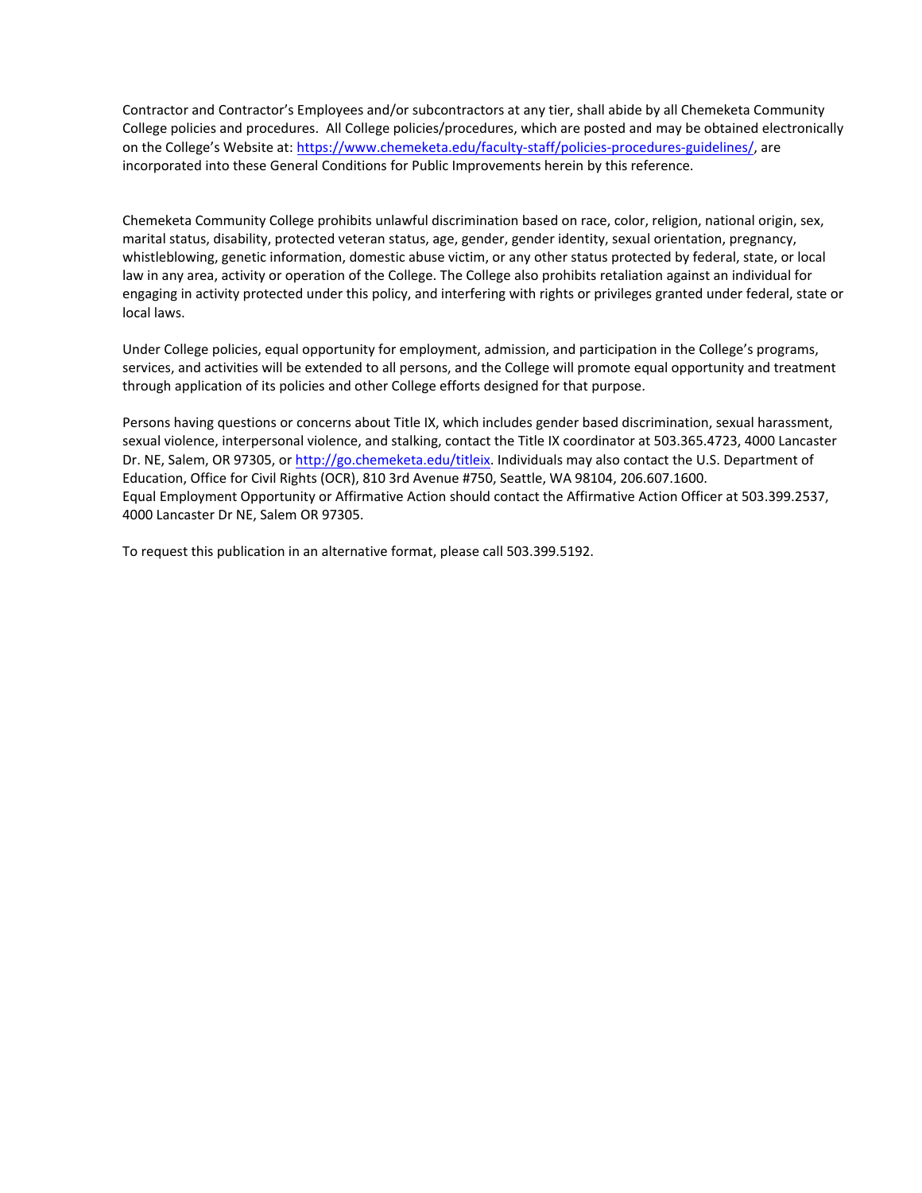Contractor and Contractor's Employees and/or subcontractors at any tier, shall abide by all Chemeketa Community College policies and procedures. All College policies/procedures, which are posted and may be obtained electronically on the College's Website at: https://www.chemeketa.edu/faculty-staff/policies-procedures-guidelines/, are incorporated into these General Conditions for Public Improvements herein by this reference.

Chemeketa Community College prohibits unlawful discrimination based on race, color, religion, national origin, sex, marital status, disability, protected veteran status, age, gender, gender identity, sexual orientation, pregnancy, whistleblowing, genetic information, domestic abuse victim, or any other status protected by federal, state, or local law in any area, activity or operation of the College. The College also prohibits retaliation against an individual for engaging in activity protected under this policy, and interfering with rights or privileges granted under federal, state or local laws.

Under College policies, equal opportunity for employment, admission, and participation in the College's programs, services, and activities will be extended to all persons, and the College will promote equal opportunity and treatment through application of its policies and other College efforts designed for that purpose.

Persons having questions or concerns about Title IX, which includes gender based discrimination, sexual harassment, sexual violence, interpersonal violence, and stalking, contact the Title IX coordinator at 503.365.4723, 4000 Lancaster Dr. NE, Salem, OR 97305, or http://go.chemeketa.edu/titleix. Individuals may also contact the U.S. Department of Education, Office for Civil Rights (OCR), 810 3rd Avenue #750, Seattle, WA 98104, 206.607.1600.
Equal Employment Opportunity or Affirmative Action should contact the Affirmative Action Officer at 503.399.2537, 4000 Lancaster Dr NE, Salem OR 97305.

To request this publication in an alternative format, please call 503.399.5192.